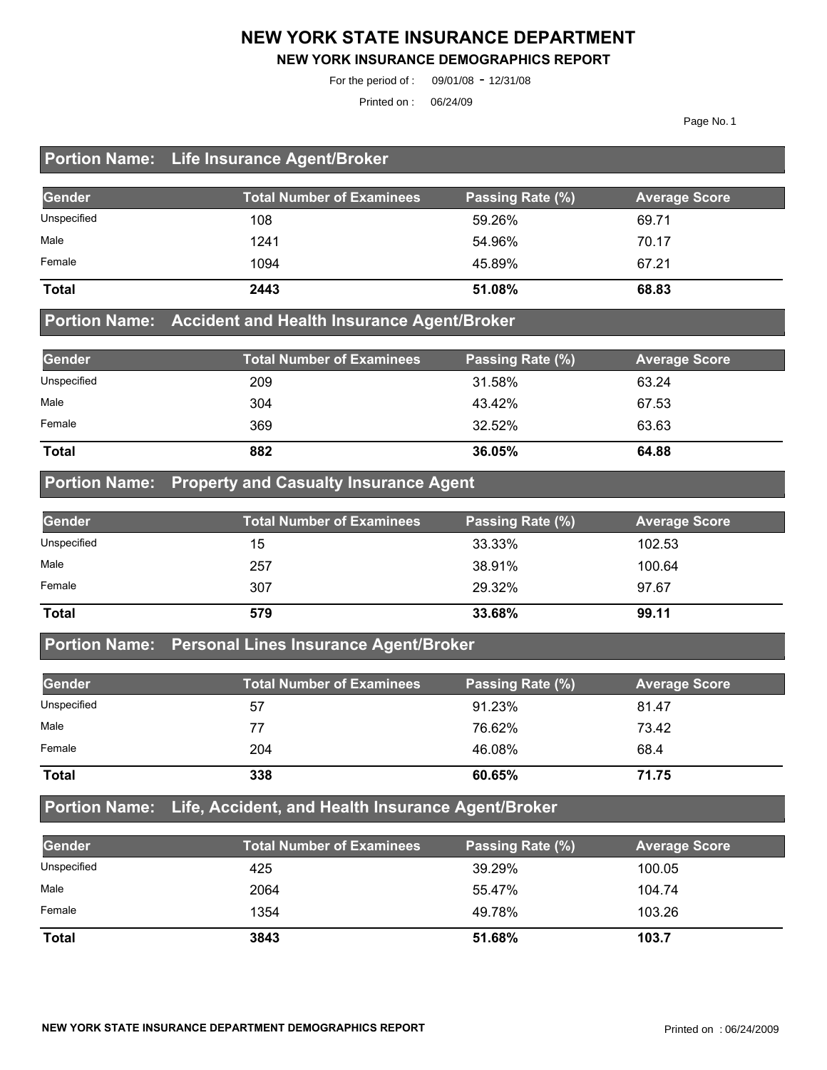# NEW YORK STATE INSURANCE DEPARTMENT

## NEW YORK INSURANCE DEMOGRAPHICS REPORT

For the period of : 09/01/08 - 12/31/08

Printed on : 06/24/09

### Portion Name: Life Insurance Agent/Broker

| Gender | Total Number of Examinees | Passing Rate (%) | Average Score |
|---|---|---|---|
| Unspecified | 108 | 59.26% | 69.71 |
| Male | 1241 | 54.96% | 70.17 |
| Female | 1094 | 45.89% | 67.21 |
| **Total** | **2443** | **51.08%** | **68.83** |

### Portion Name: Accident and Health Insurance Agent/Broker

| Gender | Total Number of Examinees | Passing Rate (%) | Average Score |
|---|---|---|---|
| Unspecified | 209 | 31.58% | 63.24 |
| Male | 304 | 43.42% | 67.53 |
| Female | 369 | 32.52% | 63.63 |
| **Total** | **882** | **36.05%** | **64.88** |

### Portion Name: Property and Casualty Insurance Agent

| Gender | Total Number of Examinees | Passing Rate (%) | Average Score |
|---|---|---|---|
| Unspecified | 15 | 33.33% | 102.53 |
| Male | 257 | 38.91% | 100.64 |
| Female | 307 | 29.32% | 97.67 |
| **Total** | **579** | **33.68%** | **99.11** |

### Portion Name: Personal Lines Insurance Agent/Broker

| Gender | Total Number of Examinees | Passing Rate (%) | Average Score |
|---|---|---|---|
| Unspecified | 57 | 91.23% | 81.47 |
| Male | 77 | 76.62% | 73.42 |
| Female | 204 | 46.08% | 68.4 |
| **Total** | **338** | **60.65%** | **71.75** |

### Portion Name: Life, Accident, and Health Insurance Agent/Broker

| Gender | Total Number of Examinees | Passing Rate (%) | Average Score |
|---|---|---|---|
| Unspecified | 425 | 39.29% | 100.05 |
| Male | 2064 | 55.47% | 104.74 |
| Female | 1354 | 49.78% | 103.26 |
| **Total** | **3843** | **51.68%** | **103.7** |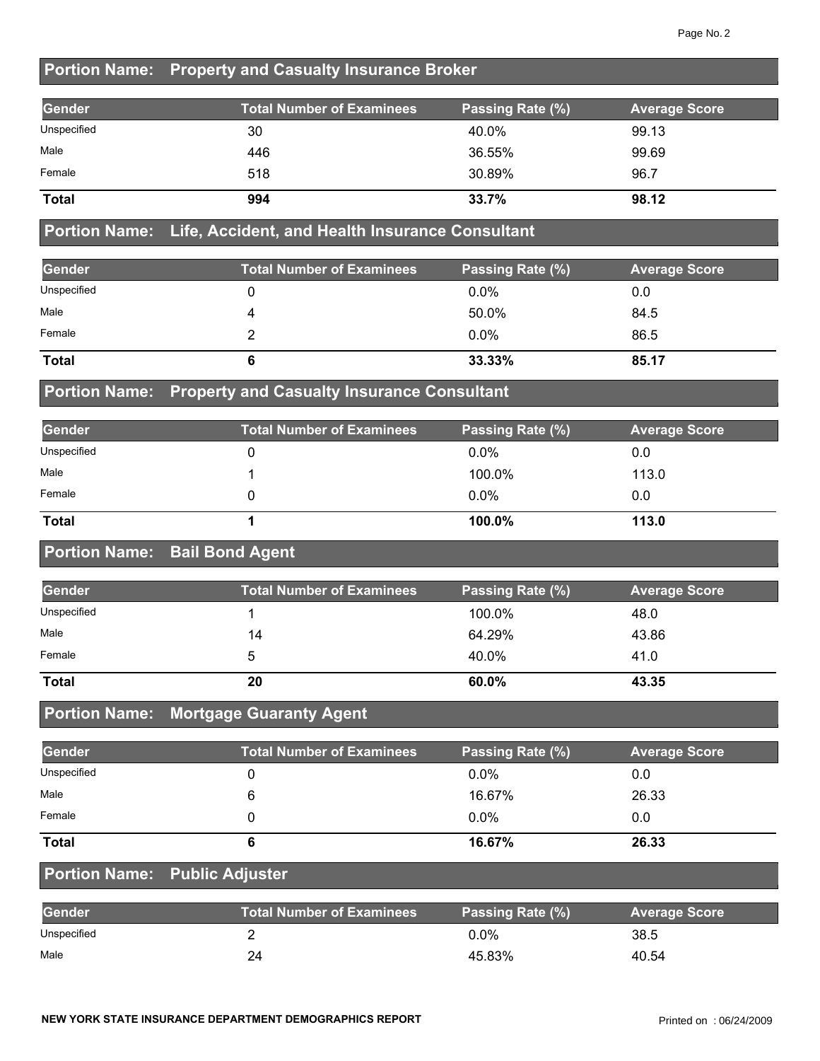## Portion Name: Property and Casualty Insurance Broker

| Gender | Total Number of Examinees | Passing Rate (%) | Average Score |
|---|---|---|---|
| Unspecified | 30 | 40.0% | 99.13 |
| Male | 446 | 36.55% | 99.69 |
| Female | 518 | 30.89% | 96.7 |
| **Total** | **994** | **33.7%** | **98.12** |

## Portion Name: Life, Accident, and Health Insurance Consultant

| Gender | Total Number of Examinees | Passing Rate (%) | Average Score |
|---|---|---|---|
| Unspecified | 0 | 0.0% | 0.0 |
| Male | 4 | 50.0% | 84.5 |
| Female | 2 | 0.0% | 86.5 |
| **Total** | **6** | **33.33%** | **85.17** |

## Portion Name: Property and Casualty Insurance Consultant

| Gender | Total Number of Examinees | Passing Rate (%) | Average Score |
|---|---|---|---|
| Unspecified | 0 | 0.0% | 0.0 |
| Male | 1 | 100.0% | 113.0 |
| Female | 0 | 0.0% | 0.0 |
| **Total** | **1** | **100.0%** | **113.0** |

## Portion Name: Bail Bond Agent

| Gender | Total Number of Examinees | Passing Rate (%) | Average Score |
|---|---|---|---|
| Unspecified | 1 | 100.0% | 48.0 |
| Male | 14 | 64.29% | 43.86 |
| Female | 5 | 40.0% | 41.0 |
| **Total** | **20** | **60.0%** | **43.35** |

## Portion Name: Mortgage Guaranty Agent

| Gender | Total Number of Examinees | Passing Rate (%) | Average Score |
|---|---|---|---|
| Unspecified | 0 | 0.0% | 0.0 |
| Male | 6 | 16.67% | 26.33 |
| Female | 0 | 0.0% | 0.0 |
| **Total** | **6** | **16.67%** | **26.33** |

## Portion Name: Public Adjuster

| Gender | Total Number of Examinees | Passing Rate (%) | Average Score |
|---|---|---|---|
| Unspecified | 2 | 0.0% | 38.5 |
| Male | 24 | 45.83% | 40.54 |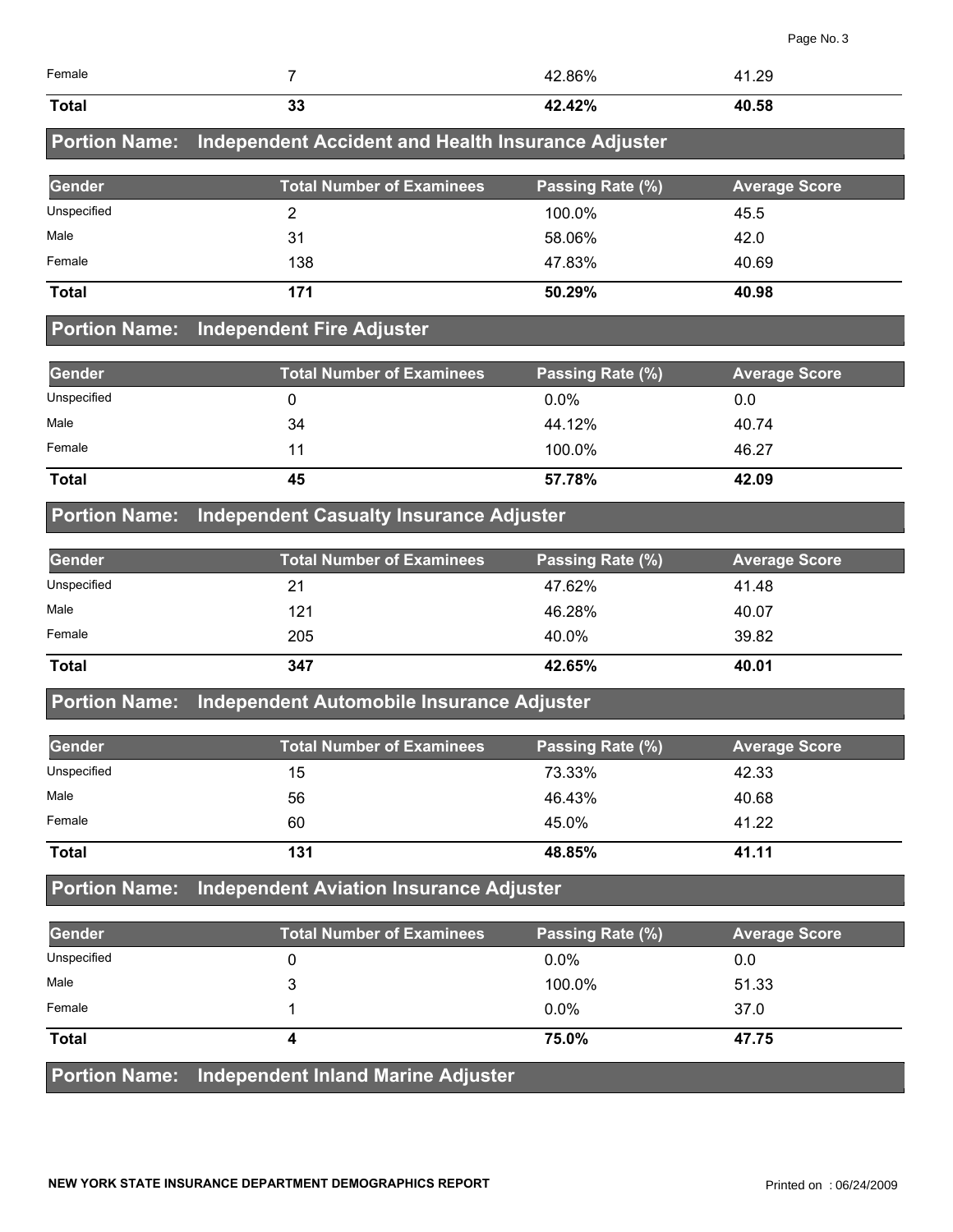| Gender | Total Number of Examinees | Passing Rate (%) | Average Score |
|---|---|---|---|
| Female | 7 | 42.86% | 41.29 |
| **Total** | **33** | **42.42%** | **40.58** |

## Portion Name: Independent Accident and Health Insurance Adjuster

| Gender | Total Number of Examinees | Passing Rate (%) | Average Score |
|---|---|---|---|
| Unspecified | 2 | 100.0% | 45.5 |
| Male | 31 | 58.06% | 42.0 |
| Female | 138 | 47.83% | 40.69 |
| **Total** | **171** | **50.29%** | **40.98** |

## Portion Name: Independent Fire Adjuster

| Gender | Total Number of Examinees | Passing Rate (%) | Average Score |
|---|---|---|---|
| Unspecified | 0 | 0.0% | 0.0 |
| Male | 34 | 44.12% | 40.74 |
| Female | 11 | 100.0% | 46.27 |
| **Total** | **45** | **57.78%** | **42.09** |

## Portion Name: Independent Casualty Insurance Adjuster

| Gender | Total Number of Examinees | Passing Rate (%) | Average Score |
|---|---|---|---|
| Unspecified | 21 | 47.62% | 41.48 |
| Male | 121 | 46.28% | 40.07 |
| Female | 205 | 40.0% | 39.82 |
| **Total** | **347** | **42.65%** | **40.01** |

## Portion Name: Independent Automobile Insurance Adjuster

| Gender | Total Number of Examinees | Passing Rate (%) | Average Score |
|---|---|---|---|
| Unspecified | 15 | 73.33% | 42.33 |
| Male | 56 | 46.43% | 40.68 |
| Female | 60 | 45.0% | 41.22 |
| **Total** | **131** | **48.85%** | **41.11** |

## Portion Name: Independent Aviation Insurance Adjuster

| Gender | Total Number of Examinees | Passing Rate (%) | Average Score |
|---|---|---|---|
| Unspecified | 0 | 0.0% | 0.0 |
| Male | 3 | 100.0% | 51.33 |
| Female | 1 | 0.0% | 37.0 |
| **Total** | **4** | **75.0%** | **47.75** |

## Portion Name: Independent Inland Marine Adjuster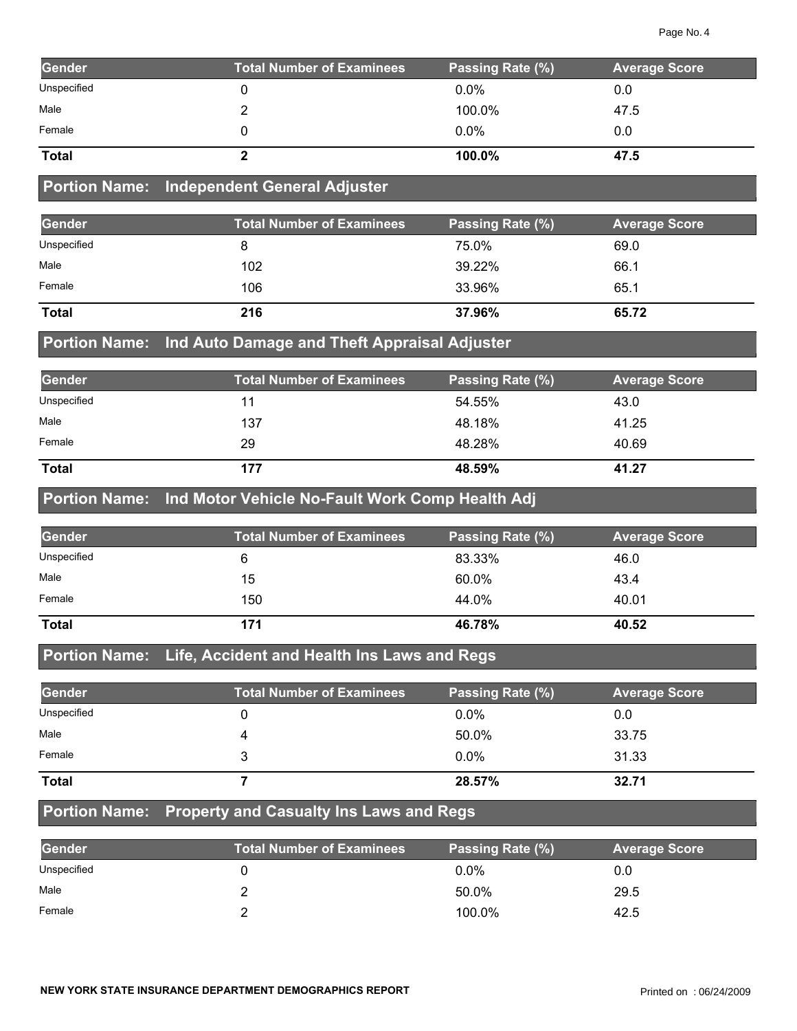| Gender | Total Number of Examinees | Passing Rate (%) | Average Score |
|---|---|---|---|
| Unspecified | 0 | 0.0% | 0.0 |
| Male | 2 | 100.0% | 47.5 |
| Female | 0 | 0.0% | 0.0 |
| **Total** | **2** | **100.0%** | **47.5** |

## Portion Name: Independent General Adjuster

| Gender | Total Number of Examinees | Passing Rate (%) | Average Score |
|---|---|---|---|
| Unspecified | 8 | 75.0% | 69.0 |
| Male | 102 | 39.22% | 66.1 |
| Female | 106 | 33.96% | 65.1 |
| **Total** | **216** | **37.96%** | **65.72** |

## Portion Name: Ind Auto Damage and Theft Appraisal Adjuster

| Gender | Total Number of Examinees | Passing Rate (%) | Average Score |
|---|---|---|---|
| Unspecified | 11 | 54.55% | 43.0 |
| Male | 137 | 48.18% | 41.25 |
| Female | 29 | 48.28% | 40.69 |
| **Total** | **177** | **48.59%** | **41.27** |

## Portion Name: Ind Motor Vehicle No-Fault Work Comp Health Adj

| Gender | Total Number of Examinees | Passing Rate (%) | Average Score |
|---|---|---|---|
| Unspecified | 6 | 83.33% | 46.0 |
| Male | 15 | 60.0% | 43.4 |
| Female | 150 | 44.0% | 40.01 |
| **Total** | **171** | **46.78%** | **40.52** |

## Portion Name: Life, Accident and Health Ins Laws and Regs

| Gender | Total Number of Examinees | Passing Rate (%) | Average Score |
|---|---|---|---|
| Unspecified | 0 | 0.0% | 0.0 |
| Male | 4 | 50.0% | 33.75 |
| Female | 3 | 0.0% | 31.33 |
| **Total** | **7** | **28.57%** | **32.71** |

## Portion Name: Property and Casualty Ins Laws and Regs

| Gender | Total Number of Examinees | Passing Rate (%) | Average Score |
|---|---|---|---|
| Unspecified | 0 | 0.0% | 0.0 |
| Male | 2 | 50.0% | 29.5 |
| Female | 2 | 100.0% | 42.5 |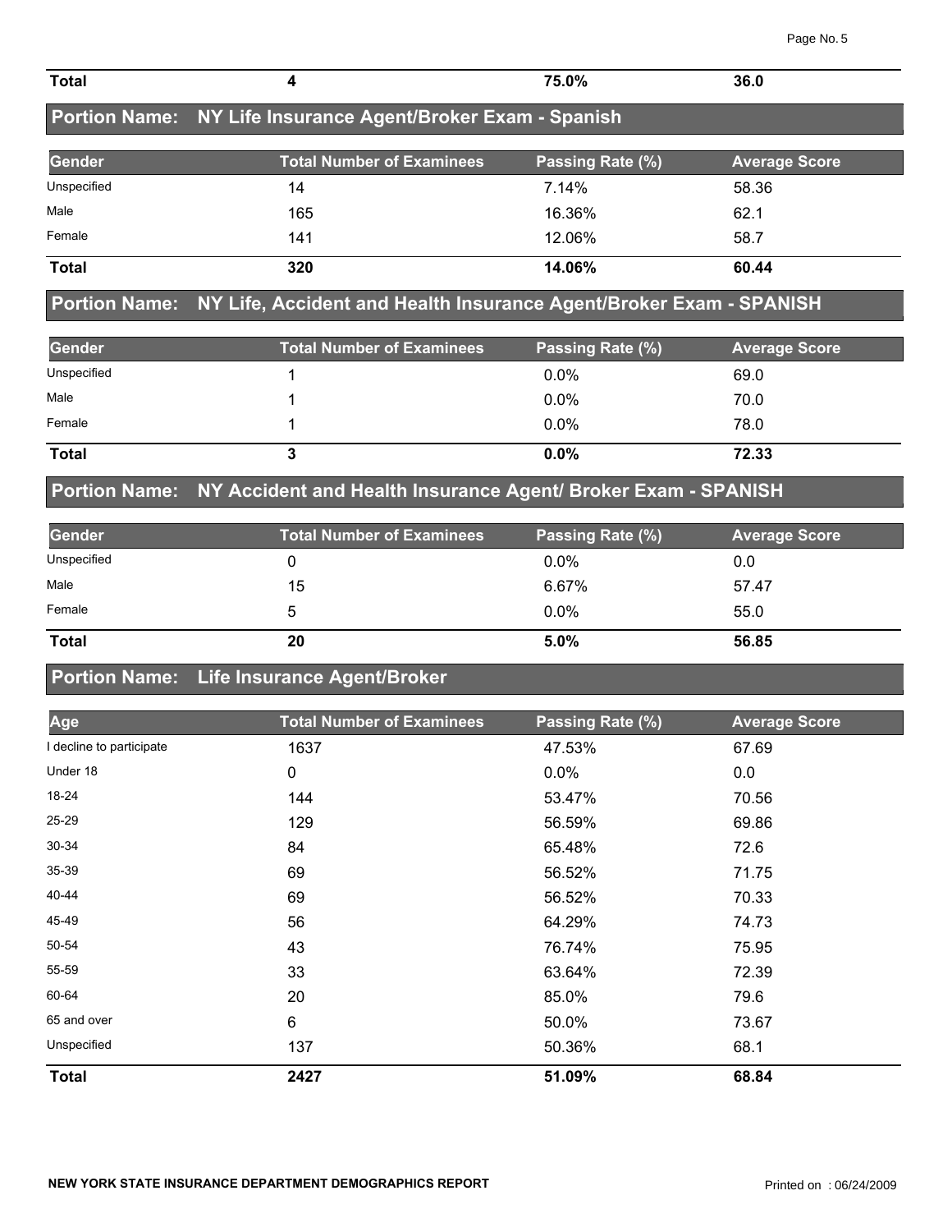| Total | 4 | 75.0% | 36.0 |
|---|---|---|---|

## Portion Name: NY Life Insurance Agent/Broker Exam - Spanish

| Gender | Total Number of Examinees | Passing Rate (%) | Average Score |
|---|---|---|---|
| Unspecified | 14 | 7.14% | 58.36 |
| Male | 165 | 16.36% | 62.1 |
| Female | 141 | 12.06% | 58.7 |
| **Total** | **320** | **14.06%** | **60.44** |

## Portion Name: NY Life, Accident and Health Insurance Agent/Broker Exam - SPANISH

| Gender | Total Number of Examinees | Passing Rate (%) | Average Score |
|---|---|---|---|
| Unspecified | 1 | 0.0% | 69.0 |
| Male | 1 | 0.0% | 70.0 |
| Female | 1 | 0.0% | 78.0 |
| **Total** | **3** | **0.0%** | **72.33** |

## Portion Name: NY Accident and Health Insurance Agent/ Broker Exam - SPANISH

| Gender | Total Number of Examinees | Passing Rate (%) | Average Score |
|---|---|---|---|
| Unspecified | 0 | 0.0% | 0.0 |
| Male | 15 | 6.67% | 57.47 |
| Female | 5 | 0.0% | 55.0 |
| **Total** | **20** | **5.0%** | **56.85** |

## Portion Name: Life Insurance Agent/Broker

| Age | Total Number of Examinees | Passing Rate (%) | Average Score |
|---|---|---|---|
| I decline to participate | 1637 | 47.53% | 67.69 |
| Under 18 | 0 | 0.0% | 0.0 |
| 18-24 | 144 | 53.47% | 70.56 |
| 25-29 | 129 | 56.59% | 69.86 |
| 30-34 | 84 | 65.48% | 72.6 |
| 35-39 | 69 | 56.52% | 71.75 |
| 40-44 | 69 | 56.52% | 70.33 |
| 45-49 | 56 | 64.29% | 74.73 |
| 50-54 | 43 | 76.74% | 75.95 |
| 55-59 | 33 | 63.64% | 72.39 |
| 60-64 | 20 | 85.0% | 79.6 |
| 65 and over | 6 | 50.0% | 73.67 |
| Unspecified | 137 | 50.36% | 68.1 |
| **Total** | **2427** | **51.09%** | **68.84** |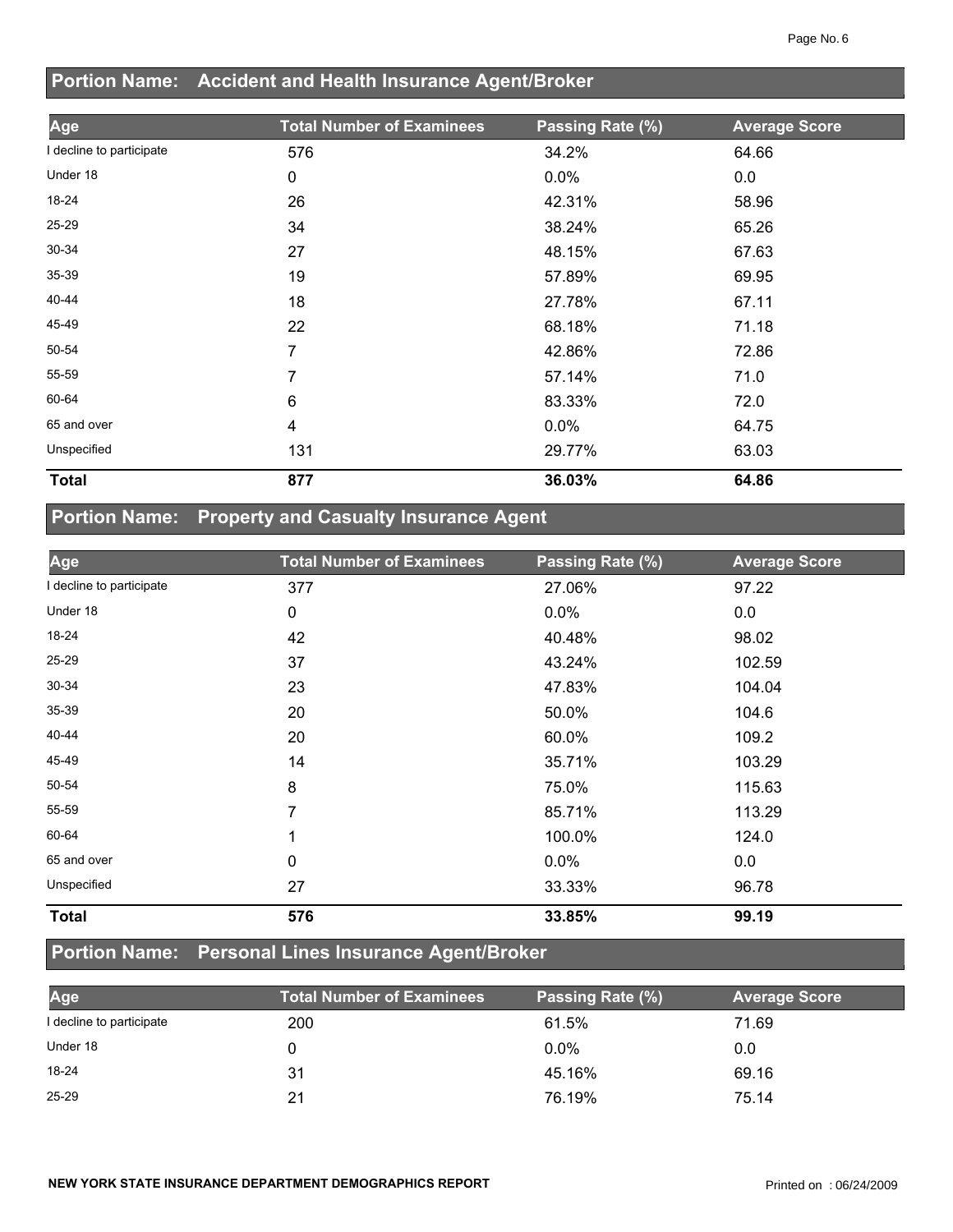## Portion Name: Accident and Health Insurance Agent/Broker

| Age | Total Number of Examinees | Passing Rate (%) | Average Score |
| --- | --- | --- | --- |
| I decline to participate | 576 | 34.2% | 64.66 |
| Under 18 | 0 | 0.0% | 0.0 |
| 18-24 | 26 | 42.31% | 58.96 |
| 25-29 | 34 | 38.24% | 65.26 |
| 30-34 | 27 | 48.15% | 67.63 |
| 35-39 | 19 | 57.89% | 69.95 |
| 40-44 | 18 | 27.78% | 67.11 |
| 45-49 | 22 | 68.18% | 71.18 |
| 50-54 | 7 | 42.86% | 72.86 |
| 55-59 | 7 | 57.14% | 71.0 |
| 60-64 | 6 | 83.33% | 72.0 |
| 65 and over | 4 | 0.0% | 64.75 |
| Unspecified | 131 | 29.77% | 63.03 |
| **Total** | **877** | **36.03%** | **64.86** |

## Portion Name: Property and Casualty Insurance Agent

| Age | Total Number of Examinees | Passing Rate (%) | Average Score |
| --- | --- | --- | --- |
| I decline to participate | 377 | 27.06% | 97.22 |
| Under 18 | 0 | 0.0% | 0.0 |
| 18-24 | 42 | 40.48% | 98.02 |
| 25-29 | 37 | 43.24% | 102.59 |
| 30-34 | 23 | 47.83% | 104.04 |
| 35-39 | 20 | 50.0% | 104.6 |
| 40-44 | 20 | 60.0% | 109.2 |
| 45-49 | 14 | 35.71% | 103.29 |
| 50-54 | 8 | 75.0% | 115.63 |
| 55-59 | 7 | 85.71% | 113.29 |
| 60-64 | 1 | 100.0% | 124.0 |
| 65 and over | 0 | 0.0% | 0.0 |
| Unspecified | 27 | 33.33% | 96.78 |
| **Total** | **576** | **33.85%** | **99.19** |

## Portion Name: Personal Lines Insurance Agent/Broker

| Age | Total Number of Examinees | Passing Rate (%) | Average Score |
| --- | --- | --- | --- |
| I decline to participate | 200 | 61.5% | 71.69 |
| Under 18 | 0 | 0.0% | 0.0 |
| 18-24 | 31 | 45.16% | 69.16 |
| 25-29 | 21 | 76.19% | 75.14 |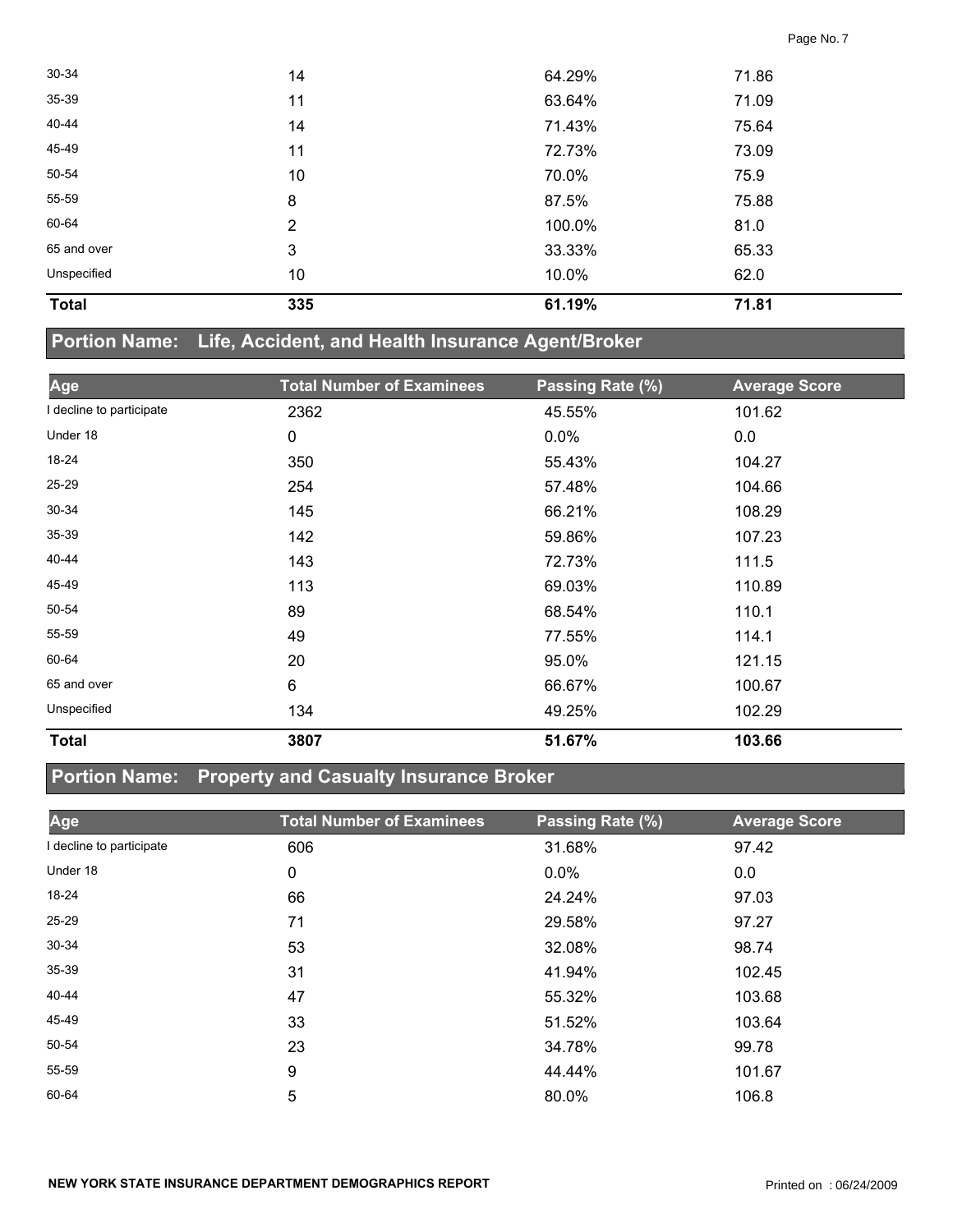| | | | |
|---|---|---|---|
| 30-34 | 14 | 64.29% | 71.86 |
| 35-39 | 11 | 63.64% | 71.09 |
| 40-44 | 14 | 71.43% | 75.64 |
| 45-49 | 11 | 72.73% | 73.09 |
| 50-54 | 10 | 70.0% | 75.9 |
| 55-59 | 8 | 87.5% | 75.88 |
| 60-64 | 2 | 100.0% | 81.0 |
| 65 and over | 3 | 33.33% | 65.33 |
| Unspecified | 10 | 10.0% | 62.0 |
| **Total** | **335** | **61.19%** | **71.81** |

## Portion Name: Life, Accident, and Health Insurance Agent/Broker

| Age | Total Number of Examinees | Passing Rate (%) | Average Score |
|---|---|---|---|
| I decline to participate | 2362 | 45.55% | 101.62 |
| Under 18 | 0 | 0.0% | 0.0 |
| 18-24 | 350 | 55.43% | 104.27 |
| 25-29 | 254 | 57.48% | 104.66 |
| 30-34 | 145 | 66.21% | 108.29 |
| 35-39 | 142 | 59.86% | 107.23 |
| 40-44 | 143 | 72.73% | 111.5 |
| 45-49 | 113 | 69.03% | 110.89 |
| 50-54 | 89 | 68.54% | 110.1 |
| 55-59 | 49 | 77.55% | 114.1 |
| 60-64 | 20 | 95.0% | 121.15 |
| 65 and over | 6 | 66.67% | 100.67 |
| Unspecified | 134 | 49.25% | 102.29 |
| **Total** | **3807** | **51.67%** | **103.66** |

## Portion Name: Property and Casualty Insurance Broker

| Age | Total Number of Examinees | Passing Rate (%) | Average Score |
|---|---|---|---|
| I decline to participate | 606 | 31.68% | 97.42 |
| Under 18 | 0 | 0.0% | 0.0 |
| 18-24 | 66 | 24.24% | 97.03 |
| 25-29 | 71 | 29.58% | 97.27 |
| 30-34 | 53 | 32.08% | 98.74 |
| 35-39 | 31 | 41.94% | 102.45 |
| 40-44 | 47 | 55.32% | 103.68 |
| 45-49 | 33 | 51.52% | 103.64 |
| 50-54 | 23 | 34.78% | 99.78 |
| 55-59 | 9 | 44.44% | 101.67 |
| 60-64 | 5 | 80.0% | 106.8 |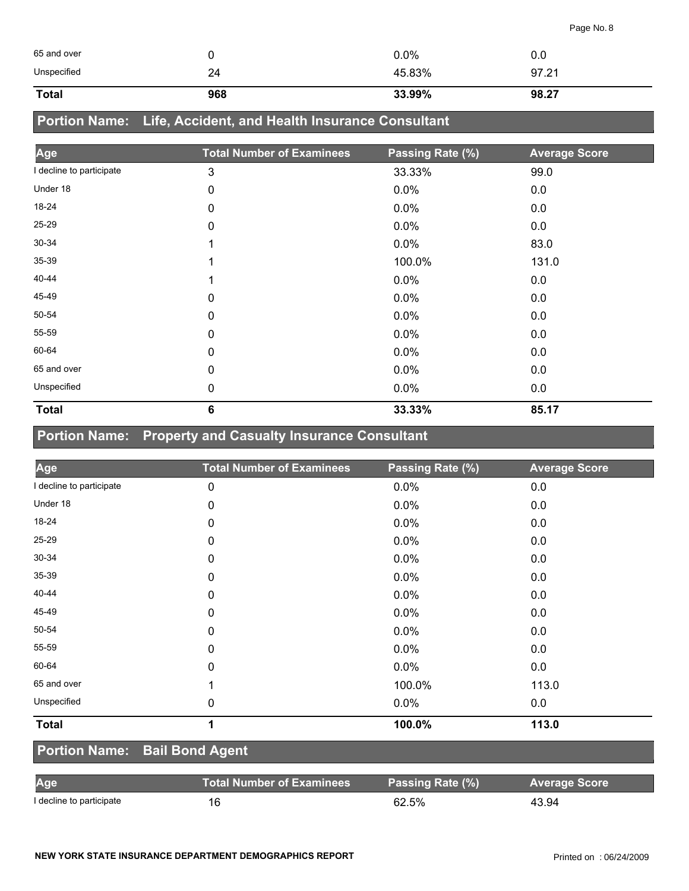| | | | |
|---|---|---|---|
| 65 and over | 0 | 0.0% | 0.0 |
| Unspecified | 24 | 45.83% | 97.21 |
| **Total** | **968** | **33.99%** | **98.27** |

## Portion Name: Life, Accident, and Health Insurance Consultant

| Age | Total Number of Examinees | Passing Rate (%) | Average Score |
|---|---|---|---|
| I decline to participate | 3 | 33.33% | 99.0 |
| Under 18 | 0 | 0.0% | 0.0 |
| 18-24 | 0 | 0.0% | 0.0 |
| 25-29 | 0 | 0.0% | 0.0 |
| 30-34 | 1 | 0.0% | 83.0 |
| 35-39 | 1 | 100.0% | 131.0 |
| 40-44 | 1 | 0.0% | 0.0 |
| 45-49 | 0 | 0.0% | 0.0 |
| 50-54 | 0 | 0.0% | 0.0 |
| 55-59 | 0 | 0.0% | 0.0 |
| 60-64 | 0 | 0.0% | 0.0 |
| 65 and over | 0 | 0.0% | 0.0 |
| Unspecified | 0 | 0.0% | 0.0 |
| **Total** | **6** | **33.33%** | **85.17** |

## Portion Name: Property and Casualty Insurance Consultant

| Age | Total Number of Examinees | Passing Rate (%) | Average Score |
|---|---|---|---|
| I decline to participate | 0 | 0.0% | 0.0 |
| Under 18 | 0 | 0.0% | 0.0 |
| 18-24 | 0 | 0.0% | 0.0 |
| 25-29 | 0 | 0.0% | 0.0 |
| 30-34 | 0 | 0.0% | 0.0 |
| 35-39 | 0 | 0.0% | 0.0 |
| 40-44 | 0 | 0.0% | 0.0 |
| 45-49 | 0 | 0.0% | 0.0 |
| 50-54 | 0 | 0.0% | 0.0 |
| 55-59 | 0 | 0.0% | 0.0 |
| 60-64 | 0 | 0.0% | 0.0 |
| 65 and over | 1 | 100.0% | 113.0 |
| Unspecified | 0 | 0.0% | 0.0 |
| **Total** | **1** | **100.0%** | **113.0** |

## Portion Name: Bail Bond Agent

| Age | Total Number of Examinees | Passing Rate (%) | Average Score |
|---|---|---|---|
| I decline to participate | 16 | 62.5% | 43.94 |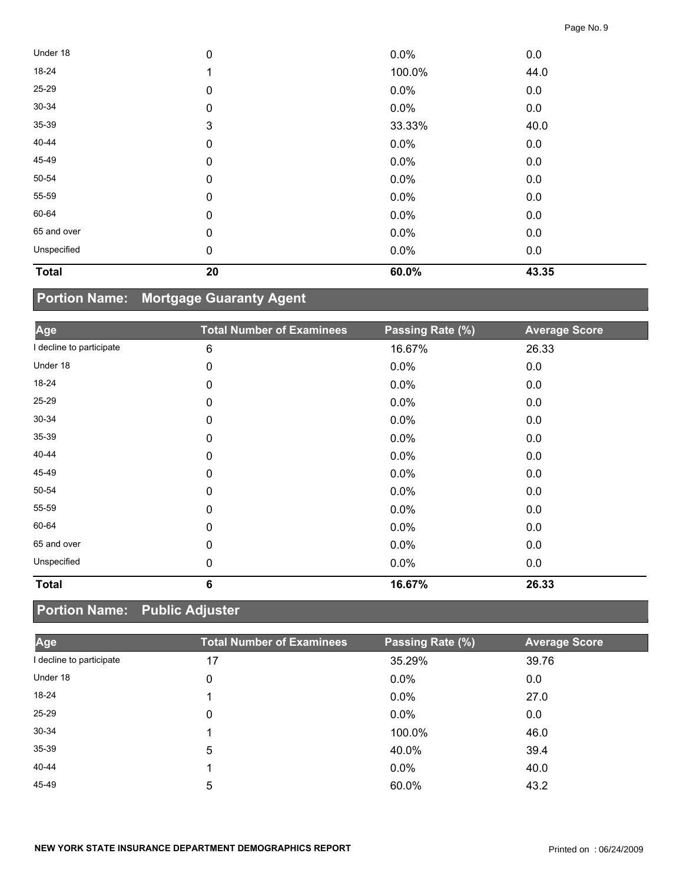| Age | Total Number of Examinees | Passing Rate (%) | Average Score |
|---|---|---|---|
| Under 18 | 0 | 0.0% | 0.0 |
| 18-24 | 1 | 100.0% | 44.0 |
| 25-29 | 0 | 0.0% | 0.0 |
| 30-34 | 0 | 0.0% | 0.0 |
| 35-39 | 3 | 33.33% | 40.0 |
| 40-44 | 0 | 0.0% | 0.0 |
| 45-49 | 0 | 0.0% | 0.0 |
| 50-54 | 0 | 0.0% | 0.0 |
| 55-59 | 0 | 0.0% | 0.0 |
| 60-64 | 0 | 0.0% | 0.0 |
| 65 and over | 0 | 0.0% | 0.0 |
| Unspecified | 0 | 0.0% | 0.0 |
| **Total** | **20** | **60.0%** | **43.35** |

## Portion Name: Mortgage Guaranty Agent

| Age | Total Number of Examinees | Passing Rate (%) | Average Score |
|---|---|---|---|
| I decline to participate | 6 | 16.67% | 26.33 |
| Under 18 | 0 | 0.0% | 0.0 |
| 18-24 | 0 | 0.0% | 0.0 |
| 25-29 | 0 | 0.0% | 0.0 |
| 30-34 | 0 | 0.0% | 0.0 |
| 35-39 | 0 | 0.0% | 0.0 |
| 40-44 | 0 | 0.0% | 0.0 |
| 45-49 | 0 | 0.0% | 0.0 |
| 50-54 | 0 | 0.0% | 0.0 |
| 55-59 | 0 | 0.0% | 0.0 |
| 60-64 | 0 | 0.0% | 0.0 |
| 65 and over | 0 | 0.0% | 0.0 |
| Unspecified | 0 | 0.0% | 0.0 |
| **Total** | **6** | **16.67%** | **26.33** |

## Portion Name: Public Adjuster

| Age | Total Number of Examinees | Passing Rate (%) | Average Score |
|---|---|---|---|
| I decline to participate | 17 | 35.29% | 39.76 |
| Under 18 | 0 | 0.0% | 0.0 |
| 18-24 | 1 | 0.0% | 27.0 |
| 25-29 | 0 | 0.0% | 0.0 |
| 30-34 | 1 | 100.0% | 46.0 |
| 35-39 | 5 | 40.0% | 39.4 |
| 40-44 | 1 | 0.0% | 40.0 |
| 45-49 | 5 | 60.0% | 43.2 |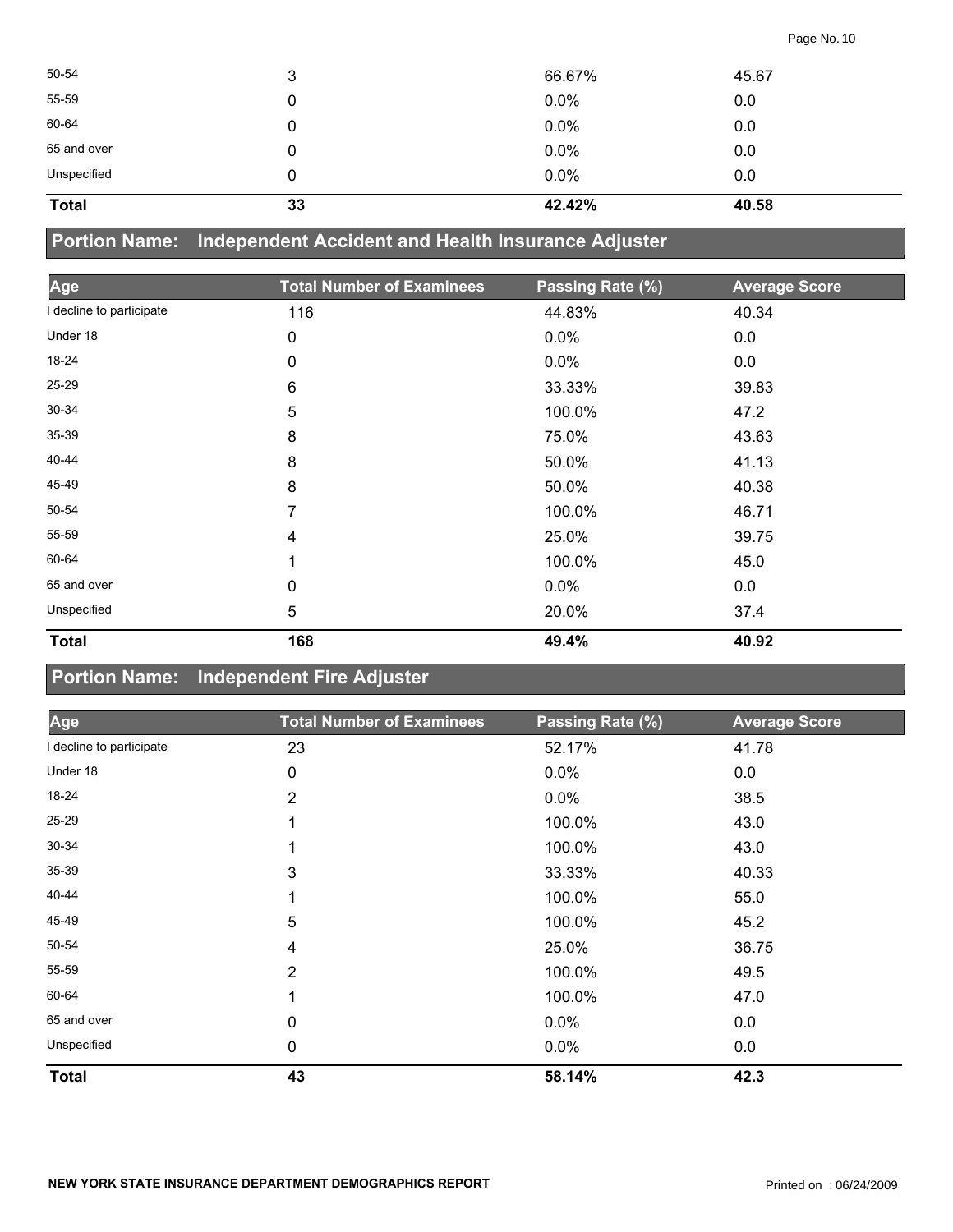| | | | |
|---|---|---|---|
| 50-54 | 3 | 66.67% | 45.67 |
| 55-59 | 0 | 0.0% | 0.0 |
| 60-64 | 0 | 0.0% | 0.0 |
| 65 and over | 0 | 0.0% | 0.0 |
| Unspecified | 0 | 0.0% | 0.0 |
| **Total** | **33** | **42.42%** | **40.58** |

## Portion Name: Independent Accident and Health Insurance Adjuster

| Age | Total Number of Examinees | Passing Rate (%) | Average Score |
|---|---|---|---|
| I decline to participate | 116 | 44.83% | 40.34 |
| Under 18 | 0 | 0.0% | 0.0 |
| 18-24 | 0 | 0.0% | 0.0 |
| 25-29 | 6 | 33.33% | 39.83 |
| 30-34 | 5 | 100.0% | 47.2 |
| 35-39 | 8 | 75.0% | 43.63 |
| 40-44 | 8 | 50.0% | 41.13 |
| 45-49 | 8 | 50.0% | 40.38 |
| 50-54 | 7 | 100.0% | 46.71 |
| 55-59 | 4 | 25.0% | 39.75 |
| 60-64 | 1 | 100.0% | 45.0 |
| 65 and over | 0 | 0.0% | 0.0 |
| Unspecified | 5 | 20.0% | 37.4 |
| **Total** | **168** | **49.4%** | **40.92** |

## Portion Name: Independent Fire Adjuster

| Age | Total Number of Examinees | Passing Rate (%) | Average Score |
|---|---|---|---|
| I decline to participate | 23 | 52.17% | 41.78 |
| Under 18 | 0 | 0.0% | 0.0 |
| 18-24 | 2 | 0.0% | 38.5 |
| 25-29 | 1 | 100.0% | 43.0 |
| 30-34 | 1 | 100.0% | 43.0 |
| 35-39 | 3 | 33.33% | 40.33 |
| 40-44 | 1 | 100.0% | 55.0 |
| 45-49 | 5 | 100.0% | 45.2 |
| 50-54 | 4 | 25.0% | 36.75 |
| 55-59 | 2 | 100.0% | 49.5 |
| 60-64 | 1 | 100.0% | 47.0 |
| 65 and over | 0 | 0.0% | 0.0 |
| Unspecified | 0 | 0.0% | 0.0 |
| **Total** | **43** | **58.14%** | **42.3** |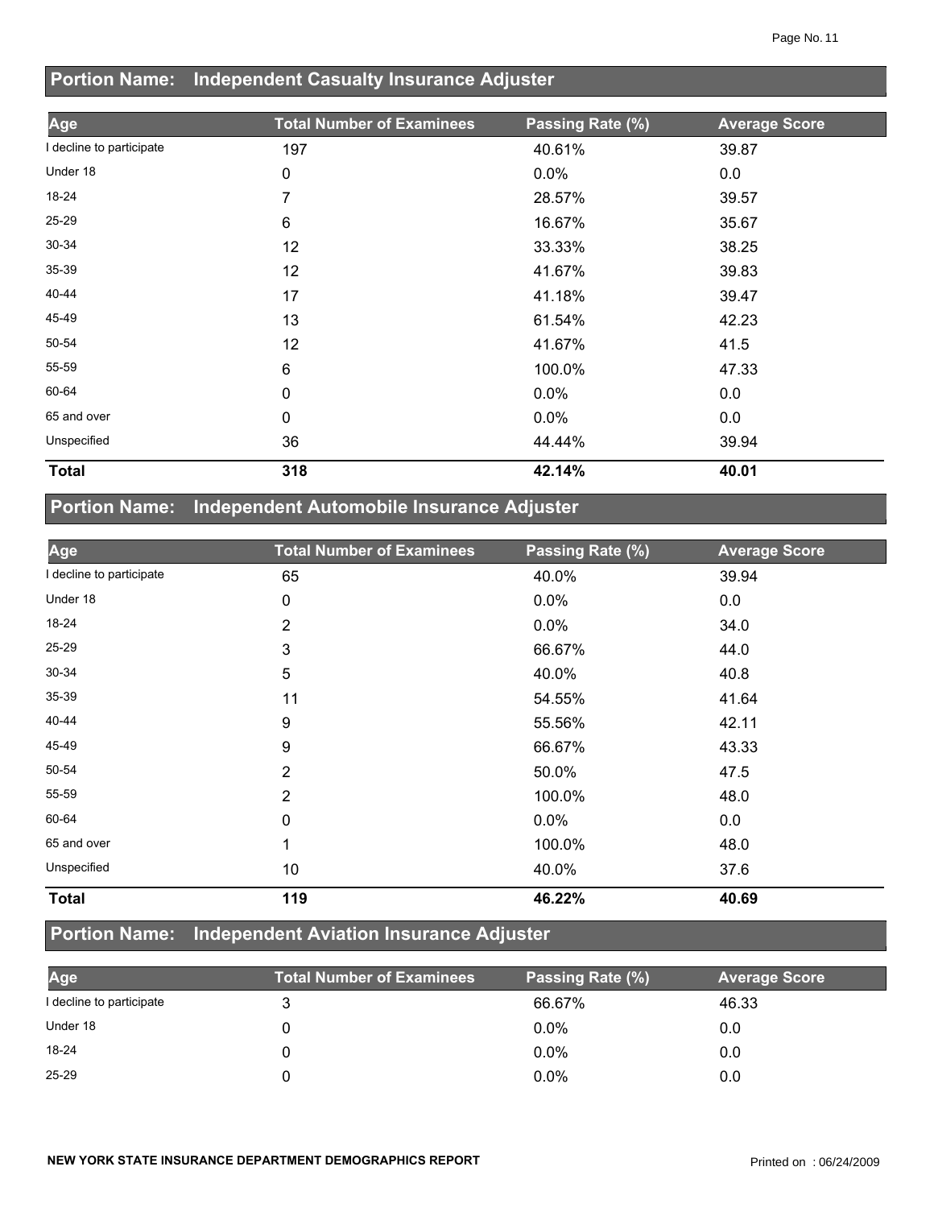## Portion Name: Independent Casualty Insurance Adjuster

| Age | Total Number of Examinees | Passing Rate (%) | Average Score |
|---|---|---|---|
| I decline to participate | 197 | 40.61% | 39.87 |
| Under 18 | 0 | 0.0% | 0.0 |
| 18-24 | 7 | 28.57% | 39.57 |
| 25-29 | 6 | 16.67% | 35.67 |
| 30-34 | 12 | 33.33% | 38.25 |
| 35-39 | 12 | 41.67% | 39.83 |
| 40-44 | 17 | 41.18% | 39.47 |
| 45-49 | 13 | 61.54% | 42.23 |
| 50-54 | 12 | 41.67% | 41.5 |
| 55-59 | 6 | 100.0% | 47.33 |
| 60-64 | 0 | 0.0% | 0.0 |
| 65 and over | 0 | 0.0% | 0.0 |
| Unspecified | 36 | 44.44% | 39.94 |
| **Total** | **318** | **42.14%** | **40.01** |

## Portion Name: Independent Automobile Insurance Adjuster

| Age | Total Number of Examinees | Passing Rate (%) | Average Score |
|---|---|---|---|
| I decline to participate | 65 | 40.0% | 39.94 |
| Under 18 | 0 | 0.0% | 0.0 |
| 18-24 | 2 | 0.0% | 34.0 |
| 25-29 | 3 | 66.67% | 44.0 |
| 30-34 | 5 | 40.0% | 40.8 |
| 35-39 | 11 | 54.55% | 41.64 |
| 40-44 | 9 | 55.56% | 42.11 |
| 45-49 | 9 | 66.67% | 43.33 |
| 50-54 | 2 | 50.0% | 47.5 |
| 55-59 | 2 | 100.0% | 48.0 |
| 60-64 | 0 | 0.0% | 0.0 |
| 65 and over | 1 | 100.0% | 48.0 |
| Unspecified | 10 | 40.0% | 37.6 |
| **Total** | **119** | **46.22%** | **40.69** |

## Portion Name: Independent Aviation Insurance Adjuster

| Age | Total Number of Examinees | Passing Rate (%) | Average Score |
|---|---|---|---|
| I decline to participate | 3 | 66.67% | 46.33 |
| Under 18 | 0 | 0.0% | 0.0 |
| 18-24 | 0 | 0.0% | 0.0 |
| 25-29 | 0 | 0.0% | 0.0 |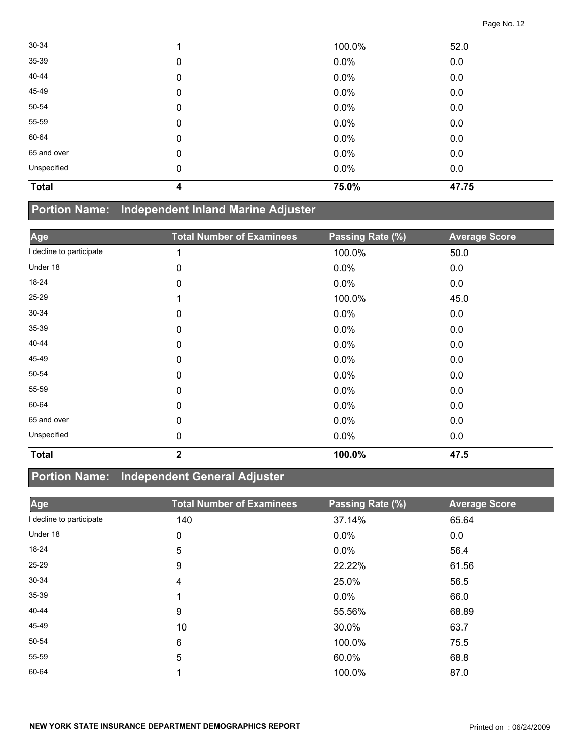| Age | Total Number of Examinees | Passing Rate (%) | Average Score |
|---|---|---|---|
| 30-34 | 1 | 100.0% | 52.0 |
| 35-39 | 0 | 0.0% | 0.0 |
| 40-44 | 0 | 0.0% | 0.0 |
| 45-49 | 0 | 0.0% | 0.0 |
| 50-54 | 0 | 0.0% | 0.0 |
| 55-59 | 0 | 0.0% | 0.0 |
| 60-64 | 0 | 0.0% | 0.0 |
| 65 and over | 0 | 0.0% | 0.0 |
| Unspecified | 0 | 0.0% | 0.0 |
| **Total** | **4** | **75.0%** | **47.75** |

## Portion Name: Independent Inland Marine Adjuster

| Age | Total Number of Examinees | Passing Rate (%) | Average Score |
|---|---|---|---|
| I decline to participate | 1 | 100.0% | 50.0 |
| Under 18 | 0 | 0.0% | 0.0 |
| 18-24 | 0 | 0.0% | 0.0 |
| 25-29 | 1 | 100.0% | 45.0 |
| 30-34 | 0 | 0.0% | 0.0 |
| 35-39 | 0 | 0.0% | 0.0 |
| 40-44 | 0 | 0.0% | 0.0 |
| 45-49 | 0 | 0.0% | 0.0 |
| 50-54 | 0 | 0.0% | 0.0 |
| 55-59 | 0 | 0.0% | 0.0 |
| 60-64 | 0 | 0.0% | 0.0 |
| 65 and over | 0 | 0.0% | 0.0 |
| Unspecified | 0 | 0.0% | 0.0 |
| **Total** | **2** | **100.0%** | **47.5** |

## Portion Name: Independent General Adjuster

| Age | Total Number of Examinees | Passing Rate (%) | Average Score |
|---|---|---|---|
| I decline to participate | 140 | 37.14% | 65.64 |
| Under 18 | 0 | 0.0% | 0.0 |
| 18-24 | 5 | 0.0% | 56.4 |
| 25-29 | 9 | 22.22% | 61.56 |
| 30-34 | 4 | 25.0% | 56.5 |
| 35-39 | 1 | 0.0% | 66.0 |
| 40-44 | 9 | 55.56% | 68.89 |
| 45-49 | 10 | 30.0% | 63.7 |
| 50-54 | 6 | 100.0% | 75.5 |
| 55-59 | 5 | 60.0% | 68.8 |
| 60-64 | 1 | 100.0% | 87.0 |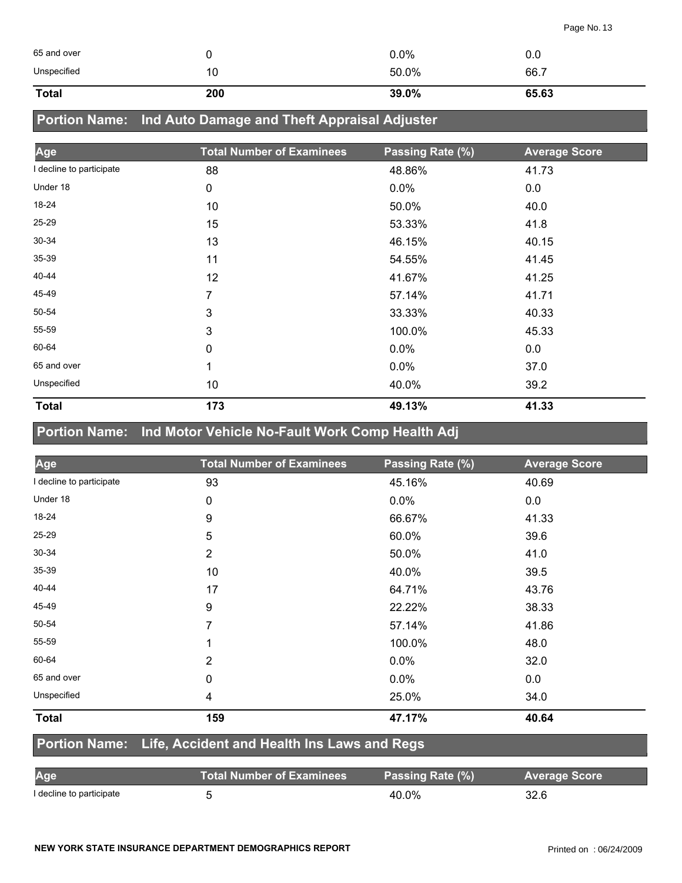| | | | |
|---|---|---|---|
| 65 and over | 0 | 0.0% | 0.0 |
| Unspecified | 10 | 50.0% | 66.7 |
| **Total** | **200** | **39.0%** | **65.63** |

## Portion Name: Ind Auto Damage and Theft Appraisal Adjuster

| Age | Total Number of Examinees | Passing Rate (%) | Average Score |
|---|---|---|---|
| I decline to participate | 88 | 48.86% | 41.73 |
| Under 18 | 0 | 0.0% | 0.0 |
| 18-24 | 10 | 50.0% | 40.0 |
| 25-29 | 15 | 53.33% | 41.8 |
| 30-34 | 13 | 46.15% | 40.15 |
| 35-39 | 11 | 54.55% | 41.45 |
| 40-44 | 12 | 41.67% | 41.25 |
| 45-49 | 7 | 57.14% | 41.71 |
| 50-54 | 3 | 33.33% | 40.33 |
| 55-59 | 3 | 100.0% | 45.33 |
| 60-64 | 0 | 0.0% | 0.0 |
| 65 and over | 1 | 0.0% | 37.0 |
| Unspecified | 10 | 40.0% | 39.2 |
| **Total** | **173** | **49.13%** | **41.33** |

## Portion Name: Ind Motor Vehicle No-Fault Work Comp Health Adj

| Age | Total Number of Examinees | Passing Rate (%) | Average Score |
|---|---|---|---|
| I decline to participate | 93 | 45.16% | 40.69 |
| Under 18 | 0 | 0.0% | 0.0 |
| 18-24 | 9 | 66.67% | 41.33 |
| 25-29 | 5 | 60.0% | 39.6 |
| 30-34 | 2 | 50.0% | 41.0 |
| 35-39 | 10 | 40.0% | 39.5 |
| 40-44 | 17 | 64.71% | 43.76 |
| 45-49 | 9 | 22.22% | 38.33 |
| 50-54 | 7 | 57.14% | 41.86 |
| 55-59 | 1 | 100.0% | 48.0 |
| 60-64 | 2 | 0.0% | 32.0 |
| 65 and over | 0 | 0.0% | 0.0 |
| Unspecified | 4 | 25.0% | 34.0 |
| **Total** | **159** | **47.17%** | **40.64** |

## Portion Name: Life, Accident and Health Ins Laws and Regs

| Age | Total Number of Examinees | Passing Rate (%) | Average Score |
|---|---|---|---|
| I decline to participate | 5 | 40.0% | 32.6 |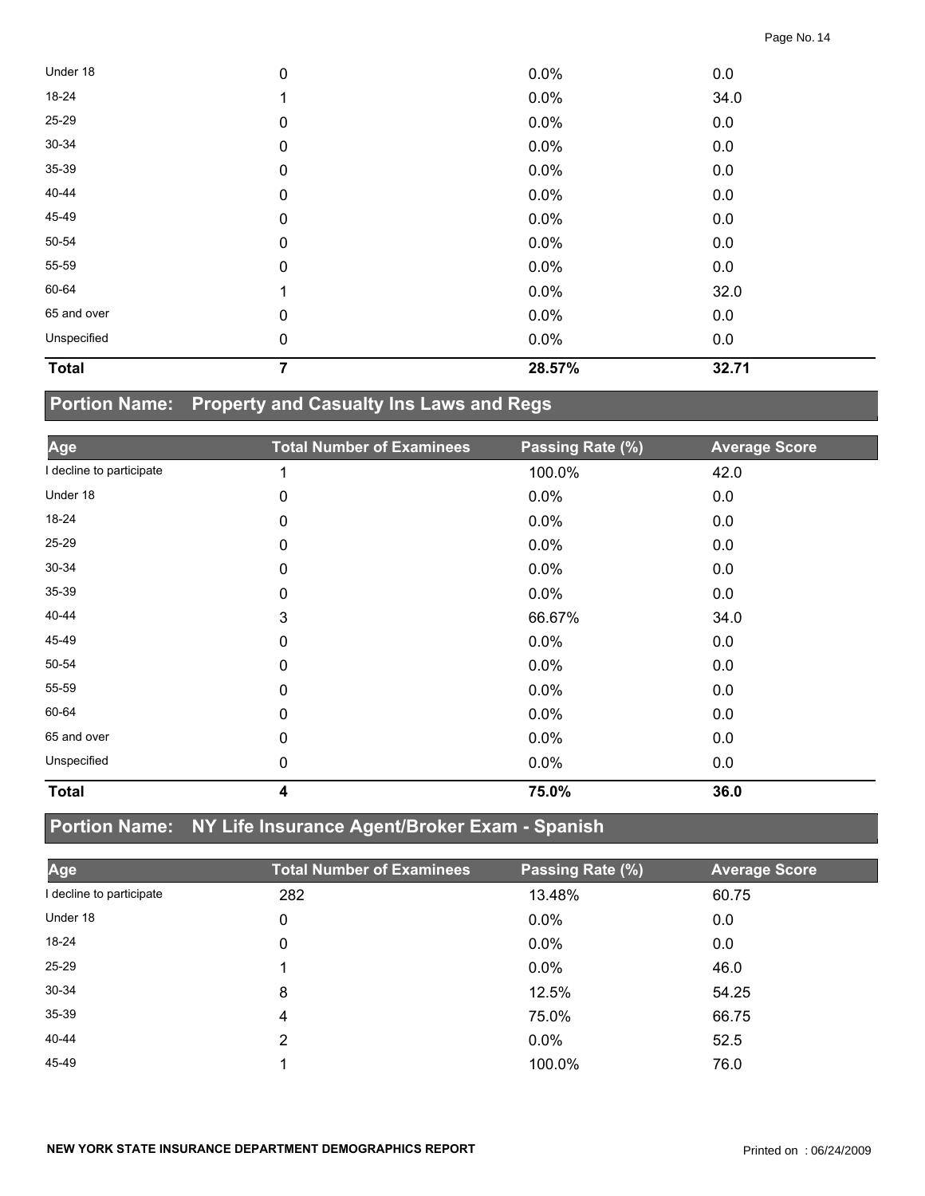| | | | |
|---|---|---|---|
| Under 18 | 0 | 0.0% | 0.0 |
| 18-24 | 1 | 0.0% | 34.0 |
| 25-29 | 0 | 0.0% | 0.0 |
| 30-34 | 0 | 0.0% | 0.0 |
| 35-39 | 0 | 0.0% | 0.0 |
| 40-44 | 0 | 0.0% | 0.0 |
| 45-49 | 0 | 0.0% | 0.0 |
| 50-54 | 0 | 0.0% | 0.0 |
| 55-59 | 0 | 0.0% | 0.0 |
| 60-64 | 1 | 0.0% | 32.0 |
| 65 and over | 0 | 0.0% | 0.0 |
| Unspecified | 0 | 0.0% | 0.0 |
| **Total** | **7** | **28.57%** | **32.71** |

## Portion Name: Property and Casualty Ins Laws and Regs

| Age | Total Number of Examinees | Passing Rate (%) | Average Score |
|---|---|---|---|
| I decline to participate | 1 | 100.0% | 42.0 |
| Under 18 | 0 | 0.0% | 0.0 |
| 18-24 | 0 | 0.0% | 0.0 |
| 25-29 | 0 | 0.0% | 0.0 |
| 30-34 | 0 | 0.0% | 0.0 |
| 35-39 | 0 | 0.0% | 0.0 |
| 40-44 | 3 | 66.67% | 34.0 |
| 45-49 | 0 | 0.0% | 0.0 |
| 50-54 | 0 | 0.0% | 0.0 |
| 55-59 | 0 | 0.0% | 0.0 |
| 60-64 | 0 | 0.0% | 0.0 |
| 65 and over | 0 | 0.0% | 0.0 |
| Unspecified | 0 | 0.0% | 0.0 |
| **Total** | **4** | **75.0%** | **36.0** |

## Portion Name: NY Life Insurance Agent/Broker Exam - Spanish

| Age | Total Number of Examinees | Passing Rate (%) | Average Score |
|---|---|---|---|
| I decline to participate | 282 | 13.48% | 60.75 |
| Under 18 | 0 | 0.0% | 0.0 |
| 18-24 | 0 | 0.0% | 0.0 |
| 25-29 | 1 | 0.0% | 46.0 |
| 30-34 | 8 | 12.5% | 54.25 |
| 35-39 | 4 | 75.0% | 66.75 |
| 40-44 | 2 | 0.0% | 52.5 |
| 45-49 | 1 | 100.0% | 76.0 |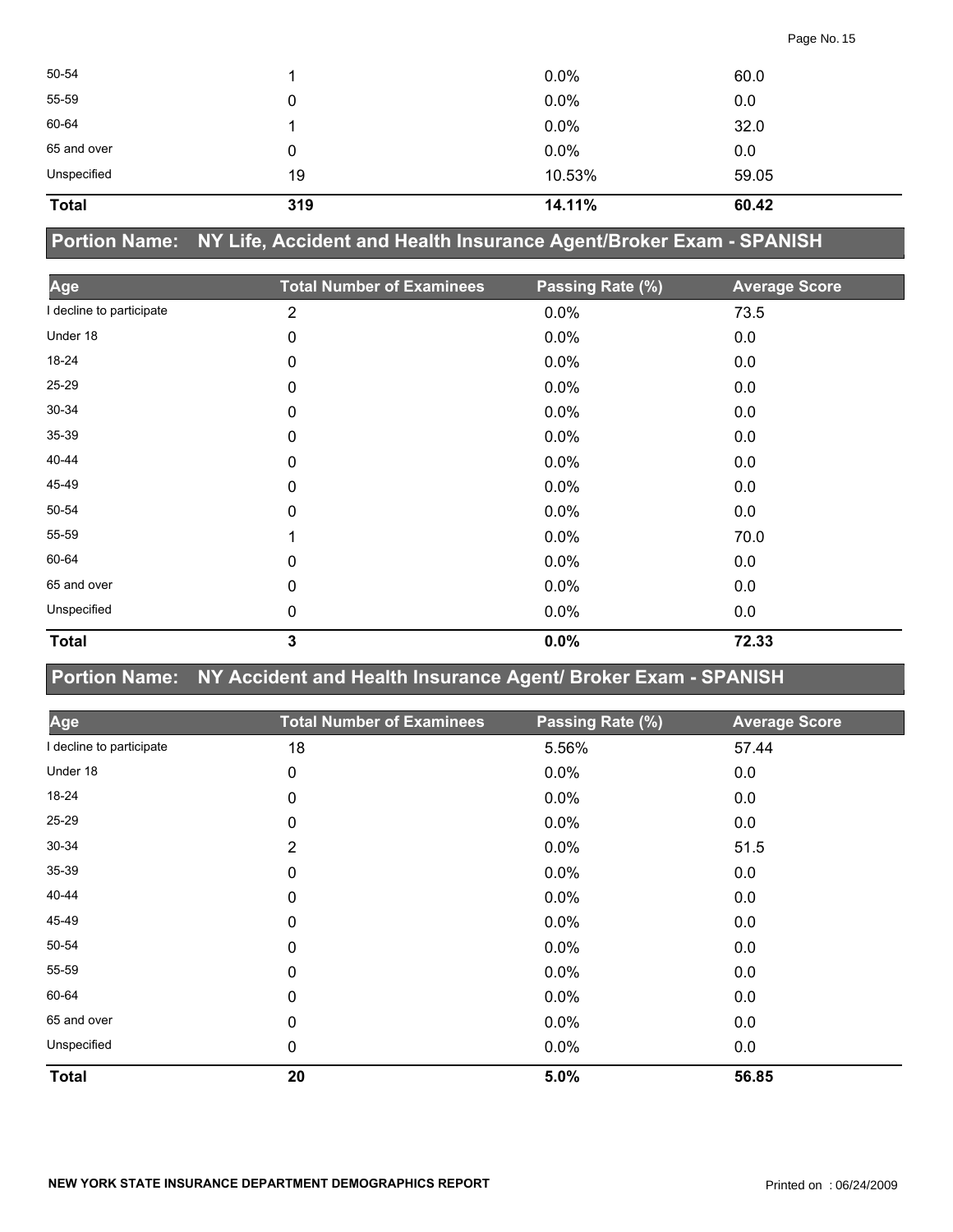| Age | Total Number of Examinees | Passing Rate (%) | Average Score |
|---|---|---|---|
| 50-54 | 1 | 0.0% | 60.0 |
| 55-59 | 0 | 0.0% | 0.0 |
| 60-64 | 1 | 0.0% | 32.0 |
| 65 and over | 0 | 0.0% | 0.0 |
| Unspecified | 19 | 10.53% | 59.05 |
| **Total** | **319** | **14.11%** | **60.42** |

## Portion Name: NY Life, Accident and Health Insurance Agent/Broker Exam - SPANISH

| Age | Total Number of Examinees | Passing Rate (%) | Average Score |
|---|---|---|---|
| I decline to participate | 2 | 0.0% | 73.5 |
| Under 18 | 0 | 0.0% | 0.0 |
| 18-24 | 0 | 0.0% | 0.0 |
| 25-29 | 0 | 0.0% | 0.0 |
| 30-34 | 0 | 0.0% | 0.0 |
| 35-39 | 0 | 0.0% | 0.0 |
| 40-44 | 0 | 0.0% | 0.0 |
| 45-49 | 0 | 0.0% | 0.0 |
| 50-54 | 0 | 0.0% | 0.0 |
| 55-59 | 1 | 0.0% | 70.0 |
| 60-64 | 0 | 0.0% | 0.0 |
| 65 and over | 0 | 0.0% | 0.0 |
| Unspecified | 0 | 0.0% | 0.0 |
| **Total** | **3** | **0.0%** | **72.33** |

## Portion Name: NY Accident and Health Insurance Agent/ Broker Exam - SPANISH

| Age | Total Number of Examinees | Passing Rate (%) | Average Score |
|---|---|---|---|
| I decline to participate | 18 | 5.56% | 57.44 |
| Under 18 | 0 | 0.0% | 0.0 |
| 18-24 | 0 | 0.0% | 0.0 |
| 25-29 | 0 | 0.0% | 0.0 |
| 30-34 | 2 | 0.0% | 51.5 |
| 35-39 | 0 | 0.0% | 0.0 |
| 40-44 | 0 | 0.0% | 0.0 |
| 45-49 | 0 | 0.0% | 0.0 |
| 50-54 | 0 | 0.0% | 0.0 |
| 55-59 | 0 | 0.0% | 0.0 |
| 60-64 | 0 | 0.0% | 0.0 |
| 65 and over | 0 | 0.0% | 0.0 |
| Unspecified | 0 | 0.0% | 0.0 |
| **Total** | **20** | **5.0%** | **56.85** |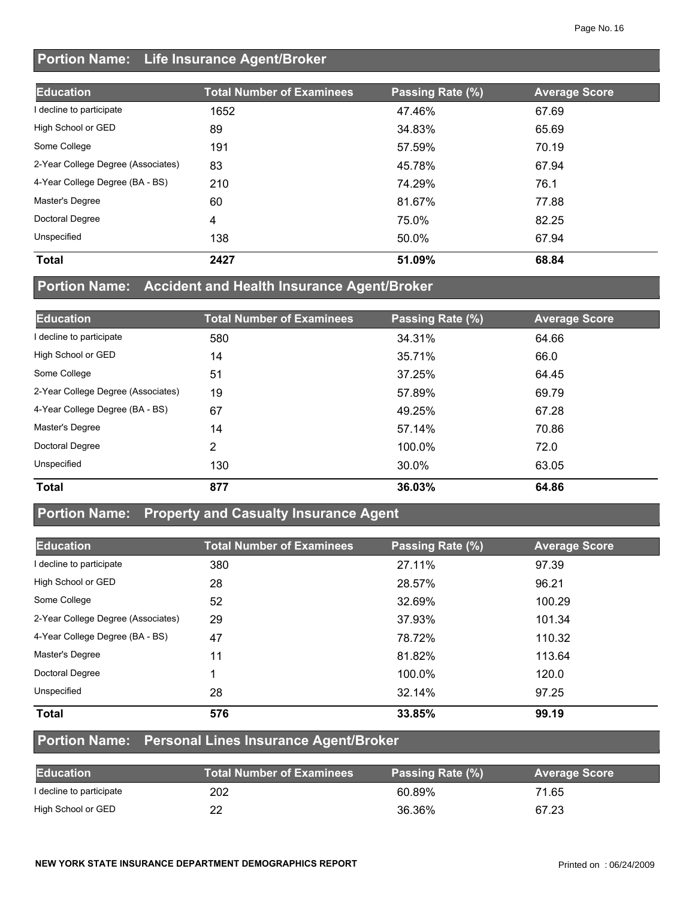## Portion Name: Life Insurance Agent/Broker

| Education | Total Number of Examinees | Passing Rate (%) | Average Score |
|---|---|---|---|
| I decline to participate | 1652 | 47.46% | 67.69 |
| High School or GED | 89 | 34.83% | 65.69 |
| Some College | 191 | 57.59% | 70.19 |
| 2-Year College Degree (Associates) | 83 | 45.78% | 67.94 |
| 4-Year College Degree (BA - BS) | 210 | 74.29% | 76.1 |
| Master's Degree | 60 | 81.67% | 77.88 |
| Doctoral Degree | 4 | 75.0% | 82.25 |
| Unspecified | 138 | 50.0% | 67.94 |
| **Total** | **2427** | **51.09%** | **68.84** |

## Portion Name: Accident and Health Insurance Agent/Broker

| Education | Total Number of Examinees | Passing Rate (%) | Average Score |
|---|---|---|---|
| I decline to participate | 580 | 34.31% | 64.66 |
| High School or GED | 14 | 35.71% | 66.0 |
| Some College | 51 | 37.25% | 64.45 |
| 2-Year College Degree (Associates) | 19 | 57.89% | 69.79 |
| 4-Year College Degree (BA - BS) | 67 | 49.25% | 67.28 |
| Master's Degree | 14 | 57.14% | 70.86 |
| Doctoral Degree | 2 | 100.0% | 72.0 |
| Unspecified | 130 | 30.0% | 63.05 |
| **Total** | **877** | **36.03%** | **64.86** |

## Portion Name: Property and Casualty Insurance Agent

| Education | Total Number of Examinees | Passing Rate (%) | Average Score |
|---|---|---|---|
| I decline to participate | 380 | 27.11% | 97.39 |
| High School or GED | 28 | 28.57% | 96.21 |
| Some College | 52 | 32.69% | 100.29 |
| 2-Year College Degree (Associates) | 29 | 37.93% | 101.34 |
| 4-Year College Degree (BA - BS) | 47 | 78.72% | 110.32 |
| Master's Degree | 11 | 81.82% | 113.64 |
| Doctoral Degree | 1 | 100.0% | 120.0 |
| Unspecified | 28 | 32.14% | 97.25 |
| **Total** | **576** | **33.85%** | **99.19** |

## Portion Name: Personal Lines Insurance Agent/Broker

| Education | Total Number of Examinees | Passing Rate (%) | Average Score |
|---|---|---|---|
| I decline to participate | 202 | 60.89% | 71.65 |
| High School or GED | 22 | 36.36% | 67.23 |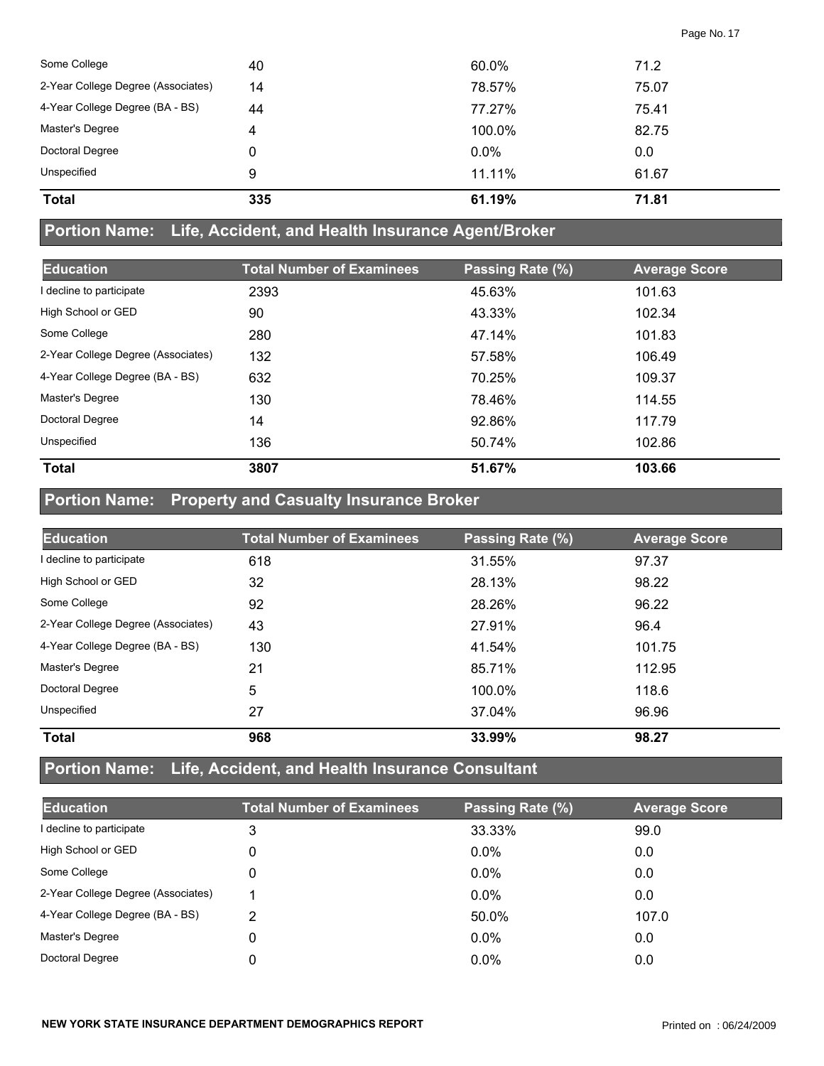| | | | |
|---|---|---|---|
| Some College | 40 | 60.0% | 71.2 |
| 2-Year College Degree (Associates) | 14 | 78.57% | 75.07 |
| 4-Year College Degree (BA - BS) | 44 | 77.27% | 75.41 |
| Master's Degree | 4 | 100.0% | 82.75 |
| Doctoral Degree | 0 | 0.0% | 0.0 |
| Unspecified | 9 | 11.11% | 61.67 |
| **Total** | **335** | **61.19%** | **71.81** |

## Portion Name: Life, Accident, and Health Insurance Agent/Broker

| Education | Total Number of Examinees | Passing Rate (%) | Average Score |
|---|---|---|---|
| I decline to participate | 2393 | 45.63% | 101.63 |
| High School or GED | 90 | 43.33% | 102.34 |
| Some College | 280 | 47.14% | 101.83 |
| 2-Year College Degree (Associates) | 132 | 57.58% | 106.49 |
| 4-Year College Degree (BA - BS) | 632 | 70.25% | 109.37 |
| Master's Degree | 130 | 78.46% | 114.55 |
| Doctoral Degree | 14 | 92.86% | 117.79 |
| Unspecified | 136 | 50.74% | 102.86 |
| **Total** | **3807** | **51.67%** | **103.66** |

## Portion Name: Property and Casualty Insurance Broker

| Education | Total Number of Examinees | Passing Rate (%) | Average Score |
|---|---|---|---|
| I decline to participate | 618 | 31.55% | 97.37 |
| High School or GED | 32 | 28.13% | 98.22 |
| Some College | 92 | 28.26% | 96.22 |
| 2-Year College Degree (Associates) | 43 | 27.91% | 96.4 |
| 4-Year College Degree (BA - BS) | 130 | 41.54% | 101.75 |
| Master's Degree | 21 | 85.71% | 112.95 |
| Doctoral Degree | 5 | 100.0% | 118.6 |
| Unspecified | 27 | 37.04% | 96.96 |
| **Total** | **968** | **33.99%** | **98.27** |

## Portion Name: Life, Accident, and Health Insurance Consultant

| Education | Total Number of Examinees | Passing Rate (%) | Average Score |
|---|---|---|---|
| I decline to participate | 3 | 33.33% | 99.0 |
| High School or GED | 0 | 0.0% | 0.0 |
| Some College | 0 | 0.0% | 0.0 |
| 2-Year College Degree (Associates) | 1 | 0.0% | 0.0 |
| 4-Year College Degree (BA - BS) | 2 | 50.0% | 107.0 |
| Master's Degree | 0 | 0.0% | 0.0 |
| Doctoral Degree | 0 | 0.0% | 0.0 |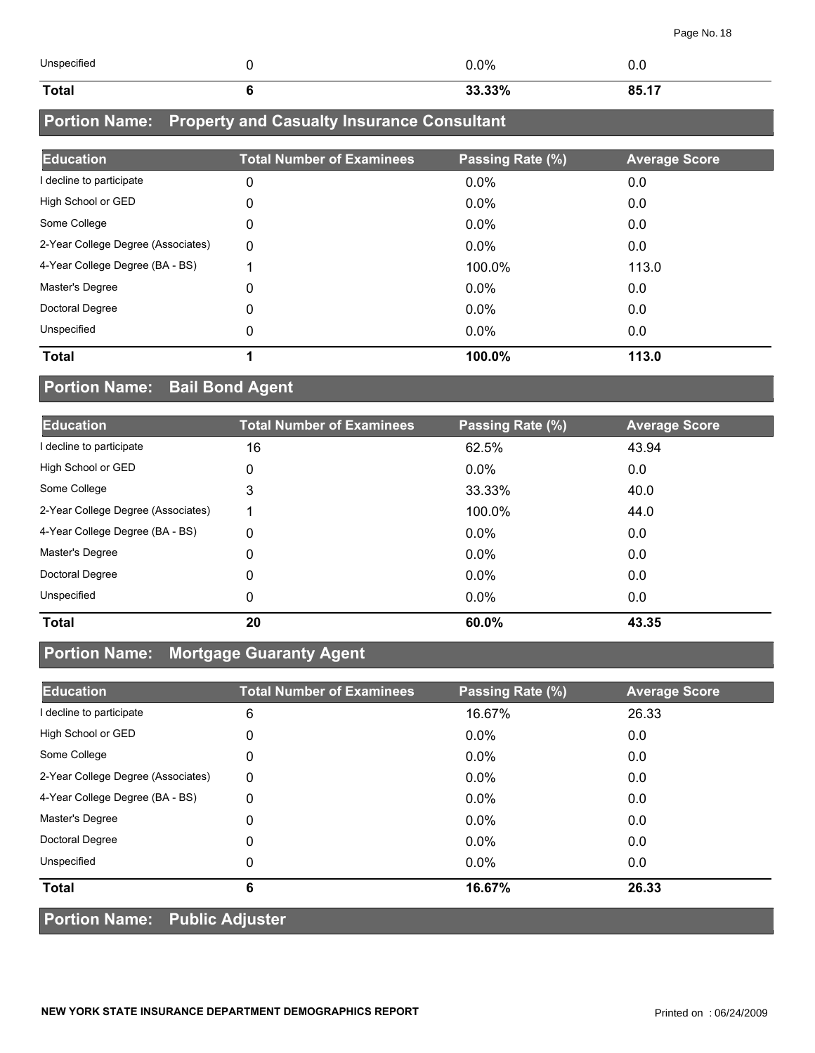| | | | |
|---|---|---|---|
| Unspecified | 0 | 0.0% | 0.0 |
| **Total** | **6** | **33.33%** | **85.17** |

## Portion Name: Property and Casualty Insurance Consultant

| Education | Total Number of Examinees | Passing Rate (%) | Average Score |
|---|---|---|---|
| I decline to participate | 0 | 0.0% | 0.0 |
| High School or GED | 0 | 0.0% | 0.0 |
| Some College | 0 | 0.0% | 0.0 |
| 2-Year College Degree (Associates) | 0 | 0.0% | 0.0 |
| 4-Year College Degree (BA - BS) | 1 | 100.0% | 113.0 |
| Master's Degree | 0 | 0.0% | 0.0 |
| Doctoral Degree | 0 | 0.0% | 0.0 |
| Unspecified | 0 | 0.0% | 0.0 |
| **Total** | **1** | **100.0%** | **113.0** |

## Portion Name: Bail Bond Agent

| Education | Total Number of Examinees | Passing Rate (%) | Average Score |
|---|---|---|---|
| I decline to participate | 16 | 62.5% | 43.94 |
| High School or GED | 0 | 0.0% | 0.0 |
| Some College | 3 | 33.33% | 40.0 |
| 2-Year College Degree (Associates) | 1 | 100.0% | 44.0 |
| 4-Year College Degree (BA - BS) | 0 | 0.0% | 0.0 |
| Master's Degree | 0 | 0.0% | 0.0 |
| Doctoral Degree | 0 | 0.0% | 0.0 |
| Unspecified | 0 | 0.0% | 0.0 |
| **Total** | **20** | **60.0%** | **43.35** |

## Portion Name: Mortgage Guaranty Agent

| Education | Total Number of Examinees | Passing Rate (%) | Average Score |
|---|---|---|---|
| I decline to participate | 6 | 16.67% | 26.33 |
| High School or GED | 0 | 0.0% | 0.0 |
| Some College | 0 | 0.0% | 0.0 |
| 2-Year College Degree (Associates) | 0 | 0.0% | 0.0 |
| 4-Year College Degree (BA - BS) | 0 | 0.0% | 0.0 |
| Master's Degree | 0 | 0.0% | 0.0 |
| Doctoral Degree | 0 | 0.0% | 0.0 |
| Unspecified | 0 | 0.0% | 0.0 |
| **Total** | **6** | **16.67%** | **26.33** |

## Portion Name: Public Adjuster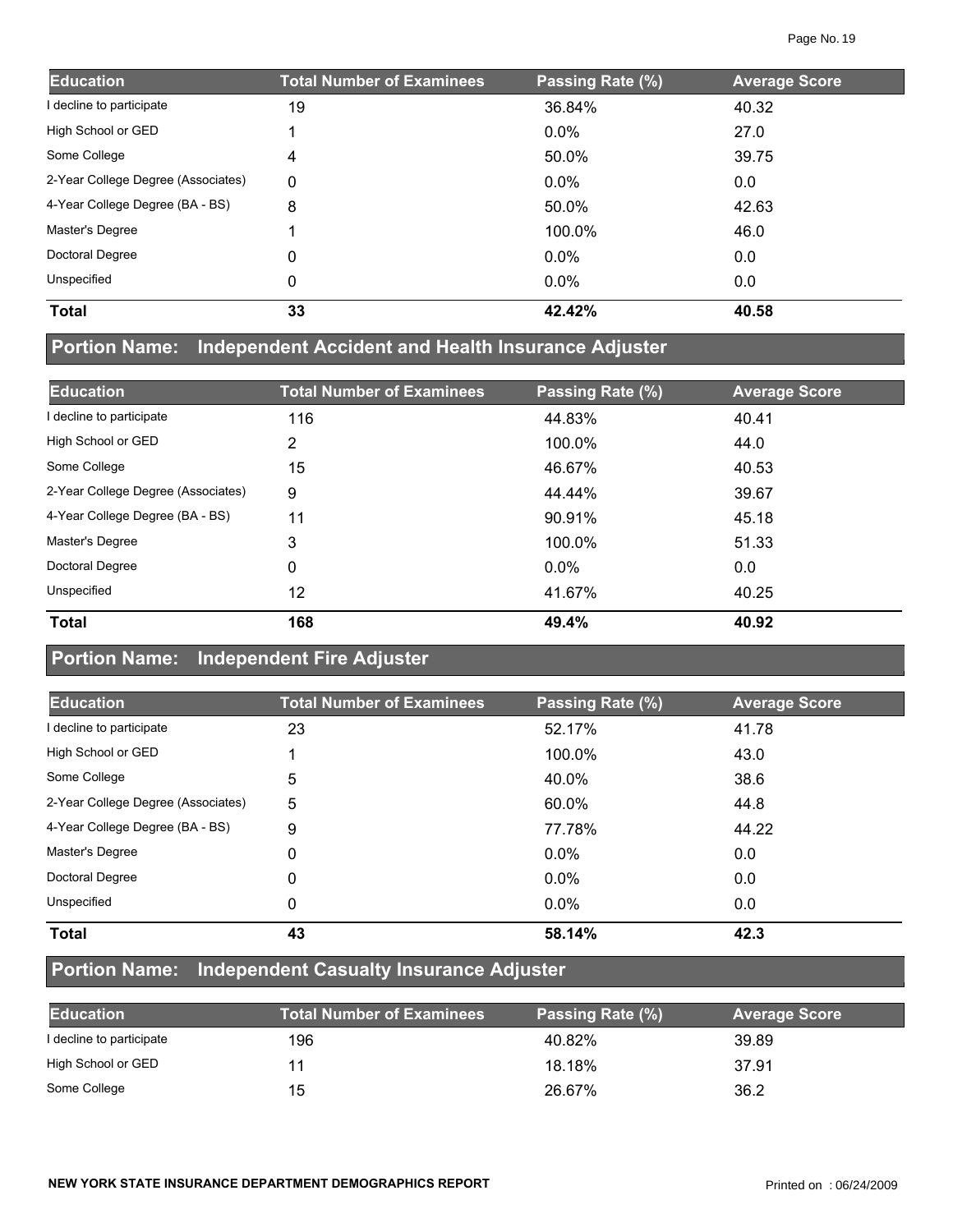| Education | Total Number of Examinees | Passing Rate (%) | Average Score |
|---|---|---|---|
| I decline to participate | 19 | 36.84% | 40.32 |
| High School or GED | 1 | 0.0% | 27.0 |
| Some College | 4 | 50.0% | 39.75 |
| 2-Year College Degree (Associates) | 0 | 0.0% | 0.0 |
| 4-Year College Degree (BA - BS) | 8 | 50.0% | 42.63 |
| Master's Degree | 1 | 100.0% | 46.0 |
| Doctoral Degree | 0 | 0.0% | 0.0 |
| Unspecified | 0 | 0.0% | 0.0 |
| **Total** | **33** | **42.42%** | **40.58** |

## Portion Name: Independent Accident and Health Insurance Adjuster

| Education | Total Number of Examinees | Passing Rate (%) | Average Score |
|---|---|---|---|
| I decline to participate | 116 | 44.83% | 40.41 |
| High School or GED | 2 | 100.0% | 44.0 |
| Some College | 15 | 46.67% | 40.53 |
| 2-Year College Degree (Associates) | 9 | 44.44% | 39.67 |
| 4-Year College Degree (BA - BS) | 11 | 90.91% | 45.18 |
| Master's Degree | 3 | 100.0% | 51.33 |
| Doctoral Degree | 0 | 0.0% | 0.0 |
| Unspecified | 12 | 41.67% | 40.25 |
| **Total** | **168** | **49.4%** | **40.92** |

## Portion Name: Independent Fire Adjuster

| Education | Total Number of Examinees | Passing Rate (%) | Average Score |
|---|---|---|---|
| I decline to participate | 23 | 52.17% | 41.78 |
| High School or GED | 1 | 100.0% | 43.0 |
| Some College | 5 | 40.0% | 38.6 |
| 2-Year College Degree (Associates) | 5 | 60.0% | 44.8 |
| 4-Year College Degree (BA - BS) | 9 | 77.78% | 44.22 |
| Master's Degree | 0 | 0.0% | 0.0 |
| Doctoral Degree | 0 | 0.0% | 0.0 |
| Unspecified | 0 | 0.0% | 0.0 |
| **Total** | **43** | **58.14%** | **42.3** |

## Portion Name: Independent Casualty Insurance Adjuster

| Education | Total Number of Examinees | Passing Rate (%) | Average Score |
|---|---|---|---|
| I decline to participate | 196 | 40.82% | 39.89 |
| High School or GED | 11 | 18.18% | 37.91 |
| Some College | 15 | 26.67% | 36.2 |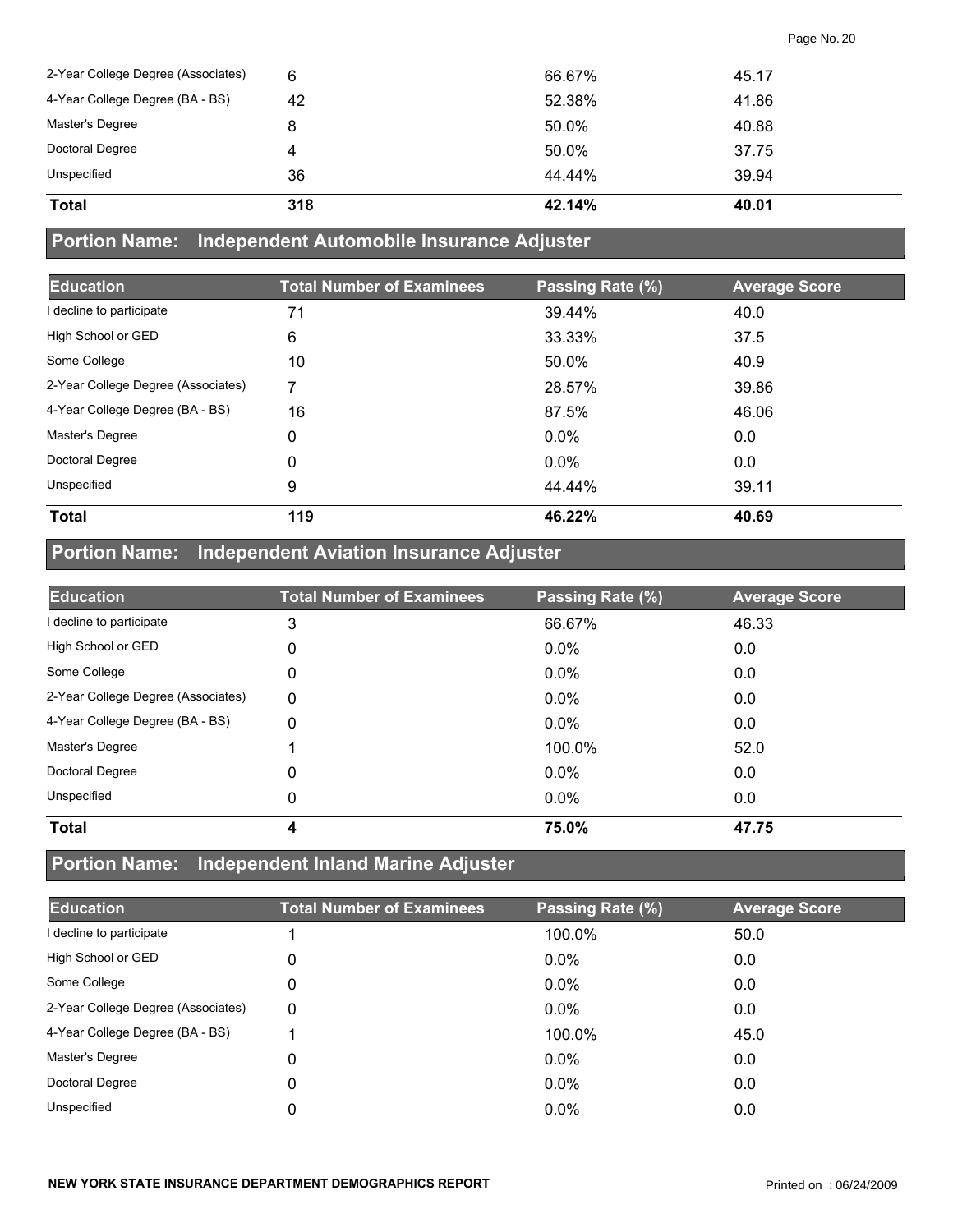| Education | Total Number of Examinees | Passing Rate (%) | Average Score |
|---|---|---|---|
| 2-Year College Degree (Associates) | 6 | 66.67% | 45.17 |
| 4-Year College Degree (BA - BS) | 42 | 52.38% | 41.86 |
| Master's Degree | 8 | 50.0% | 40.88 |
| Doctoral Degree | 4 | 50.0% | 37.75 |
| Unspecified | 36 | 44.44% | 39.94 |
| **Total** | **318** | **42.14%** | **40.01** |

## Portion Name: Independent Automobile Insurance Adjuster

| Education | Total Number of Examinees | Passing Rate (%) | Average Score |
|---|---|---|---|
| I decline to participate | 71 | 39.44% | 40.0 |
| High School or GED | 6 | 33.33% | 37.5 |
| Some College | 10 | 50.0% | 40.9 |
| 2-Year College Degree (Associates) | 7 | 28.57% | 39.86 |
| 4-Year College Degree (BA - BS) | 16 | 87.5% | 46.06 |
| Master's Degree | 0 | 0.0% | 0.0 |
| Doctoral Degree | 0 | 0.0% | 0.0 |
| Unspecified | 9 | 44.44% | 39.11 |
| **Total** | **119** | **46.22%** | **40.69** |

## Portion Name: Independent Aviation Insurance Adjuster

| Education | Total Number of Examinees | Passing Rate (%) | Average Score |
|---|---|---|---|
| I decline to participate | 3 | 66.67% | 46.33 |
| High School or GED | 0 | 0.0% | 0.0 |
| Some College | 0 | 0.0% | 0.0 |
| 2-Year College Degree (Associates) | 0 | 0.0% | 0.0 |
| 4-Year College Degree (BA - BS) | 0 | 0.0% | 0.0 |
| Master's Degree | 1 | 100.0% | 52.0 |
| Doctoral Degree | 0 | 0.0% | 0.0 |
| Unspecified | 0 | 0.0% | 0.0 |
| **Total** | **4** | **75.0%** | **47.75** |

## Portion Name: Independent Inland Marine Adjuster

| Education | Total Number of Examinees | Passing Rate (%) | Average Score |
|---|---|---|---|
| I decline to participate | 1 | 100.0% | 50.0 |
| High School or GED | 0 | 0.0% | 0.0 |
| Some College | 0 | 0.0% | 0.0 |
| 2-Year College Degree (Associates) | 0 | 0.0% | 0.0 |
| 4-Year College Degree (BA - BS) | 1 | 100.0% | 45.0 |
| Master's Degree | 0 | 0.0% | 0.0 |
| Doctoral Degree | 0 | 0.0% | 0.0 |
| Unspecified | 0 | 0.0% | 0.0 |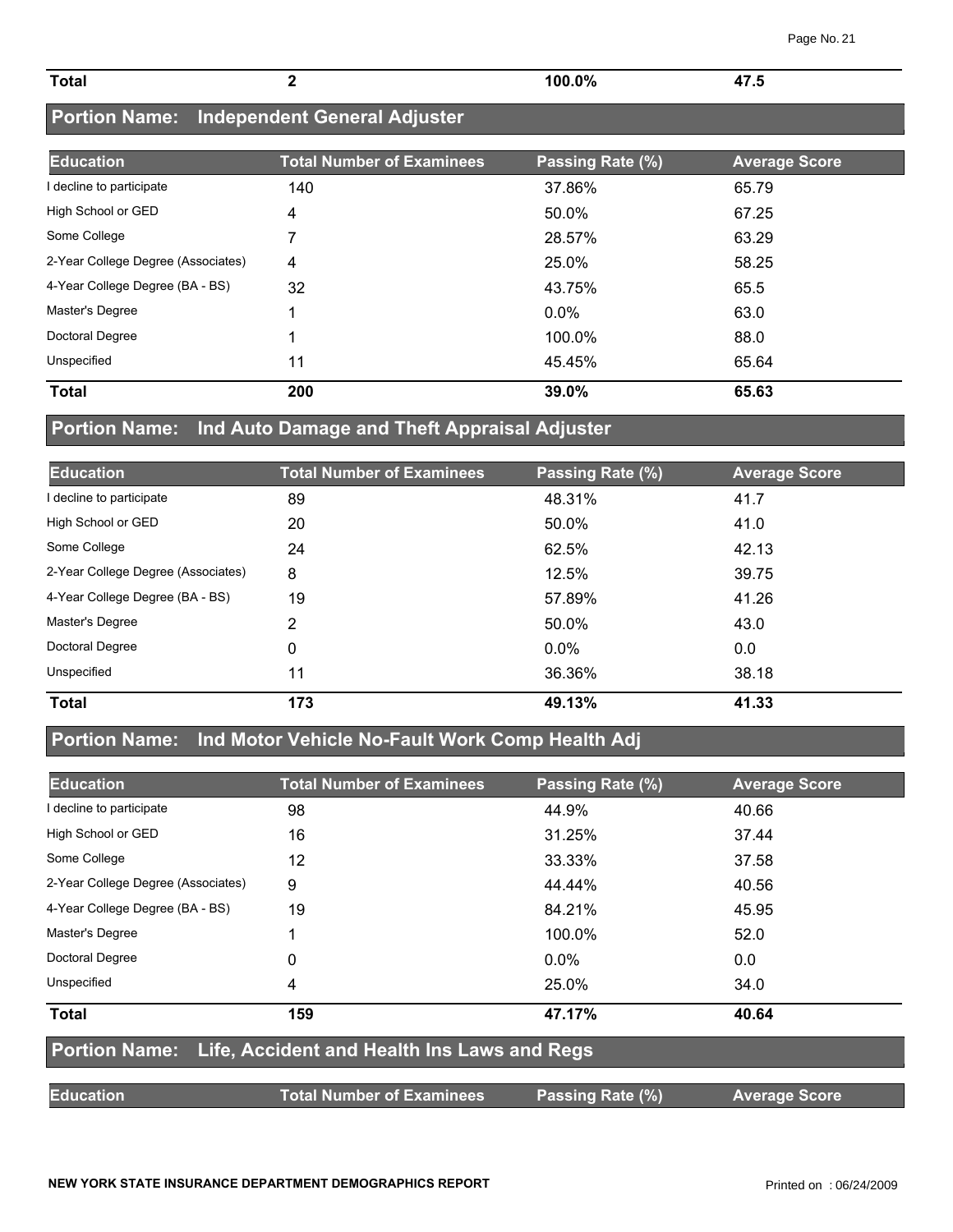| Total | 2 | 100.0% | 47.5 |
|---|---|---|---|

## Portion Name: Independent General Adjuster

| Education | Total Number of Examinees | Passing Rate (%) | Average Score |
|---|---|---|---|
| I decline to participate | 140 | 37.86% | 65.79 |
| High School or GED | 4 | 50.0% | 67.25 |
| Some College | 7 | 28.57% | 63.29 |
| 2-Year College Degree (Associates) | 4 | 25.0% | 58.25 |
| 4-Year College Degree (BA - BS) | 32 | 43.75% | 65.5 |
| Master's Degree | 1 | 0.0% | 63.0 |
| Doctoral Degree | 1 | 100.0% | 88.0 |
| Unspecified | 11 | 45.45% | 65.64 |
| **Total** | **200** | **39.0%** | **65.63** |

## Portion Name: Ind Auto Damage and Theft Appraisal Adjuster

| Education | Total Number of Examinees | Passing Rate (%) | Average Score |
|---|---|---|---|
| I decline to participate | 89 | 48.31% | 41.7 |
| High School or GED | 20 | 50.0% | 41.0 |
| Some College | 24 | 62.5% | 42.13 |
| 2-Year College Degree (Associates) | 8 | 12.5% | 39.75 |
| 4-Year College Degree (BA - BS) | 19 | 57.89% | 41.26 |
| Master's Degree | 2 | 50.0% | 43.0 |
| Doctoral Degree | 0 | 0.0% | 0.0 |
| Unspecified | 11 | 36.36% | 38.18 |
| **Total** | **173** | **49.13%** | **41.33** |

## Portion Name: Ind Motor Vehicle No-Fault Work Comp Health Adj

| Education | Total Number of Examinees | Passing Rate (%) | Average Score |
|---|---|---|---|
| I decline to participate | 98 | 44.9% | 40.66 |
| High School or GED | 16 | 31.25% | 37.44 |
| Some College | 12 | 33.33% | 37.58 |
| 2-Year College Degree (Associates) | 9 | 44.44% | 40.56 |
| 4-Year College Degree (BA - BS) | 19 | 84.21% | 45.95 |
| Master's Degree | 1 | 100.0% | 52.0 |
| Doctoral Degree | 0 | 0.0% | 0.0 |
| Unspecified | 4 | 25.0% | 34.0 |
| **Total** | **159** | **47.17%** | **40.64** |

## Portion Name: Life, Accident and Health Ins Laws and Regs

| Education | Total Number of Examinees | Passing Rate (%) | Average Score |
|---|---|---|---|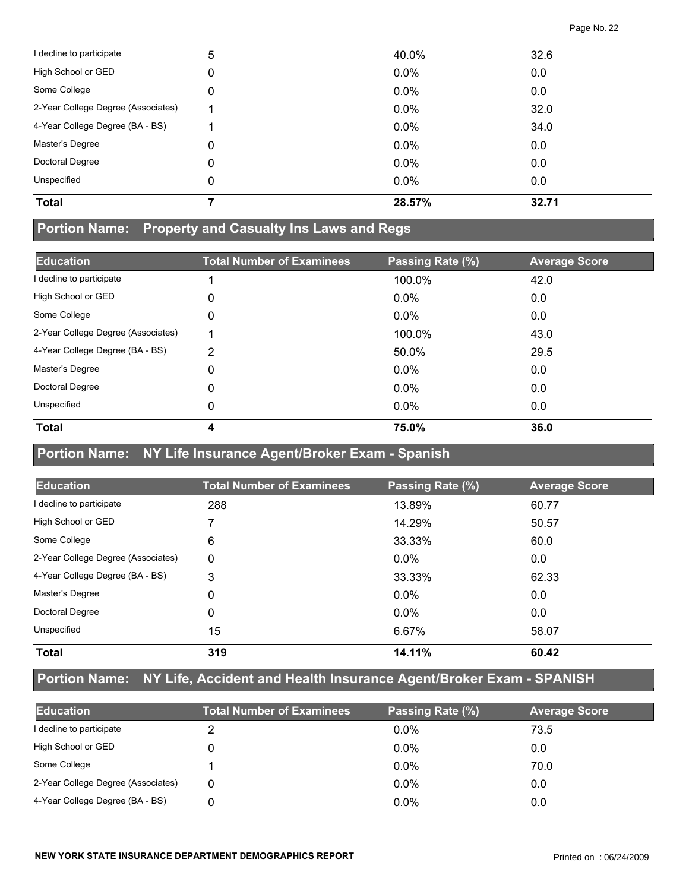| Education | Total Number of Examinees | Passing Rate (%) | Average Score |
| --- | --- | --- | --- |
| I decline to participate | 5 | 40.0% | 32.6 |
| High School or GED | 0 | 0.0% | 0.0 |
| Some College | 0 | 0.0% | 0.0 |
| 2-Year College Degree (Associates) | 1 | 0.0% | 32.0 |
| 4-Year College Degree (BA - BS) | 1 | 0.0% | 34.0 |
| Master's Degree | 0 | 0.0% | 0.0 |
| Doctoral Degree | 0 | 0.0% | 0.0 |
| Unspecified | 0 | 0.0% | 0.0 |
| **Total** | **7** | **28.57%** | **32.71** |

## Portion Name: Property and Casualty Ins Laws and Regs

| Education | Total Number of Examinees | Passing Rate (%) | Average Score |
| --- | --- | --- | --- |
| I decline to participate | 1 | 100.0% | 42.0 |
| High School or GED | 0 | 0.0% | 0.0 |
| Some College | 0 | 0.0% | 0.0 |
| 2-Year College Degree (Associates) | 1 | 100.0% | 43.0 |
| 4-Year College Degree (BA - BS) | 2 | 50.0% | 29.5 |
| Master's Degree | 0 | 0.0% | 0.0 |
| Doctoral Degree | 0 | 0.0% | 0.0 |
| Unspecified | 0 | 0.0% | 0.0 |
| **Total** | **4** | **75.0%** | **36.0** |

## Portion Name: NY Life Insurance Agent/Broker Exam - Spanish

| Education | Total Number of Examinees | Passing Rate (%) | Average Score |
| --- | --- | --- | --- |
| I decline to participate | 288 | 13.89% | 60.77 |
| High School or GED | 7 | 14.29% | 50.57 |
| Some College | 6 | 33.33% | 60.0 |
| 2-Year College Degree (Associates) | 0 | 0.0% | 0.0 |
| 4-Year College Degree (BA - BS) | 3 | 33.33% | 62.33 |
| Master's Degree | 0 | 0.0% | 0.0 |
| Doctoral Degree | 0 | 0.0% | 0.0 |
| Unspecified | 15 | 6.67% | 58.07 |
| **Total** | **319** | **14.11%** | **60.42** |

## Portion Name: NY Life, Accident and Health Insurance Agent/Broker Exam - SPANISH

| Education | Total Number of Examinees | Passing Rate (%) | Average Score |
| --- | --- | --- | --- |
| I decline to participate | 2 | 0.0% | 73.5 |
| High School or GED | 0 | 0.0% | 0.0 |
| Some College | 1 | 0.0% | 70.0 |
| 2-Year College Degree (Associates) | 0 | 0.0% | 0.0 |
| 4-Year College Degree (BA - BS) | 0 | 0.0% | 0.0 |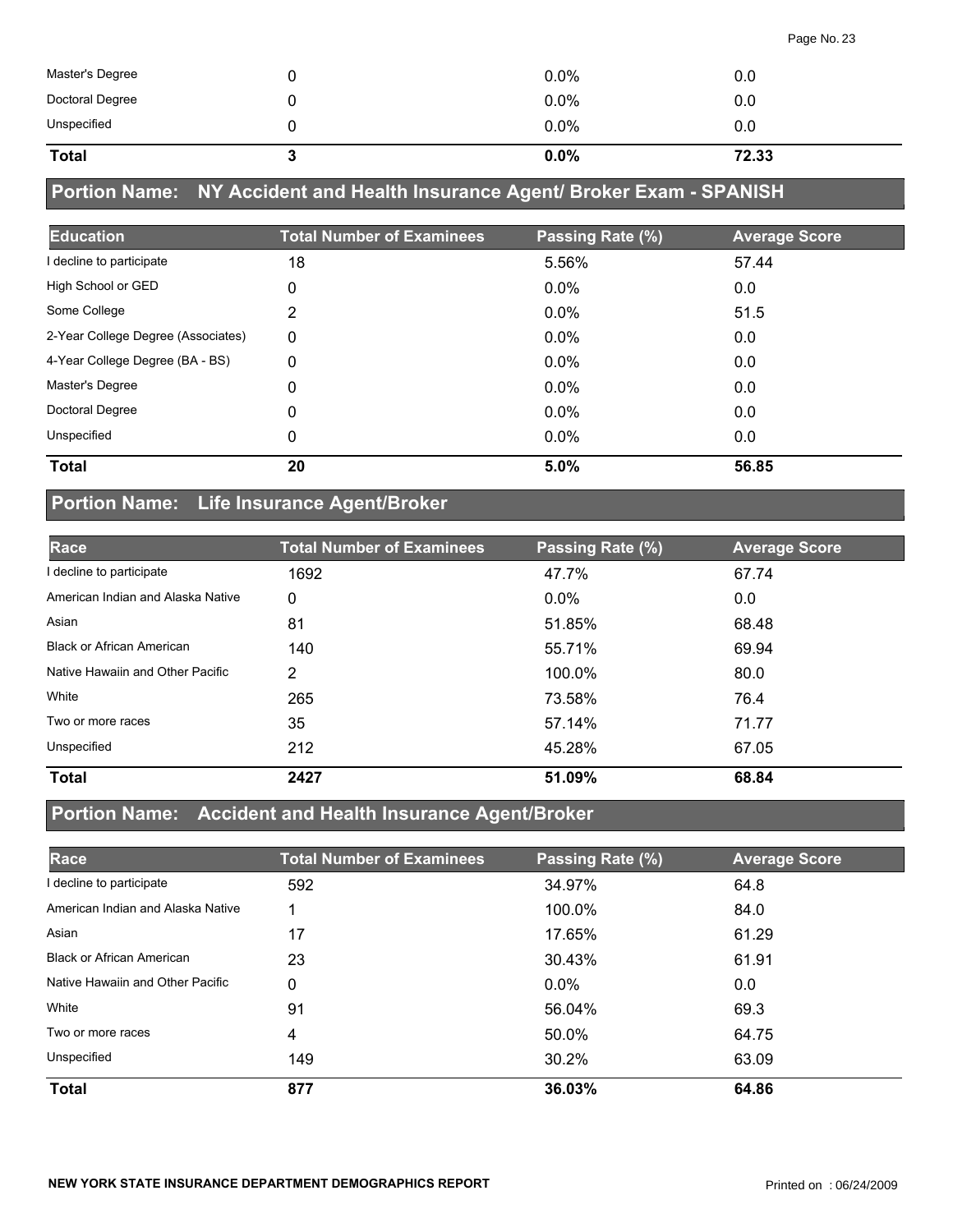| | | | |
|---|---|---|---|
| Master's Degree | 0 | 0.0% | 0.0 |
| Doctoral Degree | 0 | 0.0% | 0.0 |
| Unspecified | 0 | 0.0% | 0.0 |
| **Total** | **3** | **0.0%** | **72.33** |

## Portion Name: NY Accident and Health Insurance Agent/ Broker Exam - SPANISH

| Education | Total Number of Examinees | Passing Rate (%) | Average Score |
|---|---|---|---|
| I decline to participate | 18 | 5.56% | 57.44 |
| High School or GED | 0 | 0.0% | 0.0 |
| Some College | 2 | 0.0% | 51.5 |
| 2-Year College Degree (Associates) | 0 | 0.0% | 0.0 |
| 4-Year College Degree (BA - BS) | 0 | 0.0% | 0.0 |
| Master's Degree | 0 | 0.0% | 0.0 |
| Doctoral Degree | 0 | 0.0% | 0.0 |
| Unspecified | 0 | 0.0% | 0.0 |
| **Total** | **20** | **5.0%** | **56.85** |

## Portion Name: Life Insurance Agent/Broker

| Race | Total Number of Examinees | Passing Rate (%) | Average Score |
|---|---|---|---|
| I decline to participate | 1692 | 47.7% | 67.74 |
| American Indian and Alaska Native | 0 | 0.0% | 0.0 |
| Asian | 81 | 51.85% | 68.48 |
| Black or African American | 140 | 55.71% | 69.94 |
| Native Hawaiin and Other Pacific | 2 | 100.0% | 80.0 |
| White | 265 | 73.58% | 76.4 |
| Two or more races | 35 | 57.14% | 71.77 |
| Unspecified | 212 | 45.28% | 67.05 |
| **Total** | **2427** | **51.09%** | **68.84** |

## Portion Name: Accident and Health Insurance Agent/Broker

| Race | Total Number of Examinees | Passing Rate (%) | Average Score |
|---|---|---|---|
| I decline to participate | 592 | 34.97% | 64.8 |
| American Indian and Alaska Native | 1 | 100.0% | 84.0 |
| Asian | 17 | 17.65% | 61.29 |
| Black or African American | 23 | 30.43% | 61.91 |
| Native Hawaiin and Other Pacific | 0 | 0.0% | 0.0 |
| White | 91 | 56.04% | 69.3 |
| Two or more races | 4 | 50.0% | 64.75 |
| Unspecified | 149 | 30.2% | 63.09 |
| **Total** | **877** | **36.03%** | **64.86** |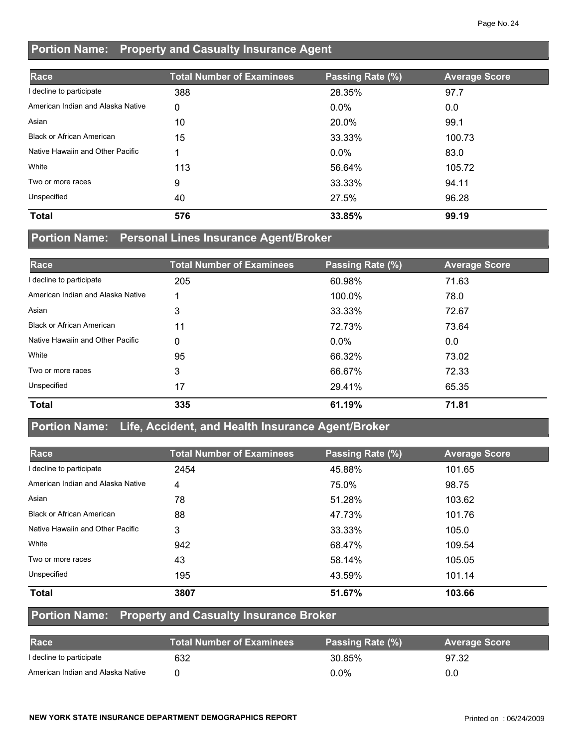## Portion Name: Property and Casualty Insurance Agent

| Race | Total Number of Examinees | Passing Rate (%) | Average Score |
|---|---|---|---|
| I decline to participate | 388 | 28.35% | 97.7 |
| American Indian and Alaska Native | 0 | 0.0% | 0.0 |
| Asian | 10 | 20.0% | 99.1 |
| Black or African American | 15 | 33.33% | 100.73 |
| Native Hawaiin and Other Pacific | 1 | 0.0% | 83.0 |
| White | 113 | 56.64% | 105.72 |
| Two or more races | 9 | 33.33% | 94.11 |
| Unspecified | 40 | 27.5% | 96.28 |
| **Total** | **576** | **33.85%** | **99.19** |

## Portion Name: Personal Lines Insurance Agent/Broker

| Race | Total Number of Examinees | Passing Rate (%) | Average Score |
|---|---|---|---|
| I decline to participate | 205 | 60.98% | 71.63 |
| American Indian and Alaska Native | 1 | 100.0% | 78.0 |
| Asian | 3 | 33.33% | 72.67 |
| Black or African American | 11 | 72.73% | 73.64 |
| Native Hawaiin and Other Pacific | 0 | 0.0% | 0.0 |
| White | 95 | 66.32% | 73.02 |
| Two or more races | 3 | 66.67% | 72.33 |
| Unspecified | 17 | 29.41% | 65.35 |
| **Total** | **335** | **61.19%** | **71.81** |

## Portion Name: Life, Accident, and Health Insurance Agent/Broker

| Race | Total Number of Examinees | Passing Rate (%) | Average Score |
|---|---|---|---|
| I decline to participate | 2454 | 45.88% | 101.65 |
| American Indian and Alaska Native | 4 | 75.0% | 98.75 |
| Asian | 78 | 51.28% | 103.62 |
| Black or African American | 88 | 47.73% | 101.76 |
| Native Hawaiin and Other Pacific | 3 | 33.33% | 105.0 |
| White | 942 | 68.47% | 109.54 |
| Two or more races | 43 | 58.14% | 105.05 |
| Unspecified | 195 | 43.59% | 101.14 |
| **Total** | **3807** | **51.67%** | **103.66** |

## Portion Name: Property and Casualty Insurance Broker

| Race | Total Number of Examinees | Passing Rate (%) | Average Score |
|---|---|---|---|
| I decline to participate | 632 | 30.85% | 97.32 |
| American Indian and Alaska Native | 0 | 0.0% | 0.0 |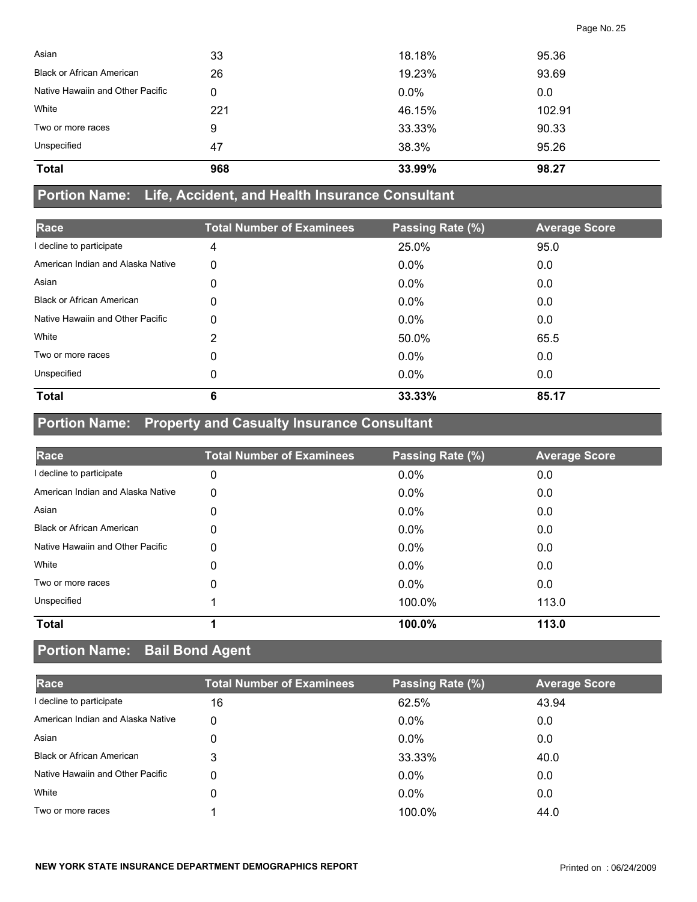| Race | Total Number of Examinees | Passing Rate (%) | Average Score |
|---|---|---|---|
| Asian | 33 | 18.18% | 95.36 |
| Black or African American | 26 | 19.23% | 93.69 |
| Native Hawaiin and Other Pacific | 0 | 0.0% | 0.0 |
| White | 221 | 46.15% | 102.91 |
| Two or more races | 9 | 33.33% | 90.33 |
| Unspecified | 47 | 38.3% | 95.26 |
| **Total** | **968** | **33.99%** | **98.27** |

## Portion Name: Life, Accident, and Health Insurance Consultant

| Race | Total Number of Examinees | Passing Rate (%) | Average Score |
|---|---|---|---|
| I decline to participate | 4 | 25.0% | 95.0 |
| American Indian and Alaska Native | 0 | 0.0% | 0.0 |
| Asian | 0 | 0.0% | 0.0 |
| Black or African American | 0 | 0.0% | 0.0 |
| Native Hawaiin and Other Pacific | 0 | 0.0% | 0.0 |
| White | 2 | 50.0% | 65.5 |
| Two or more races | 0 | 0.0% | 0.0 |
| Unspecified | 0 | 0.0% | 0.0 |
| **Total** | **6** | **33.33%** | **85.17** |

## Portion Name: Property and Casualty Insurance Consultant

| Race | Total Number of Examinees | Passing Rate (%) | Average Score |
|---|---|---|---|
| I decline to participate | 0 | 0.0% | 0.0 |
| American Indian and Alaska Native | 0 | 0.0% | 0.0 |
| Asian | 0 | 0.0% | 0.0 |
| Black or African American | 0 | 0.0% | 0.0 |
| Native Hawaiin and Other Pacific | 0 | 0.0% | 0.0 |
| White | 0 | 0.0% | 0.0 |
| Two or more races | 0 | 0.0% | 0.0 |
| Unspecified | 1 | 100.0% | 113.0 |
| **Total** | **1** | **100.0%** | **113.0** |

## Portion Name: Bail Bond Agent

| Race | Total Number of Examinees | Passing Rate (%) | Average Score |
|---|---|---|---|
| I decline to participate | 16 | 62.5% | 43.94 |
| American Indian and Alaska Native | 0 | 0.0% | 0.0 |
| Asian | 0 | 0.0% | 0.0 |
| Black or African American | 3 | 33.33% | 40.0 |
| Native Hawaiin and Other Pacific | 0 | 0.0% | 0.0 |
| White | 0 | 0.0% | 0.0 |
| Two or more races | 1 | 100.0% | 44.0 |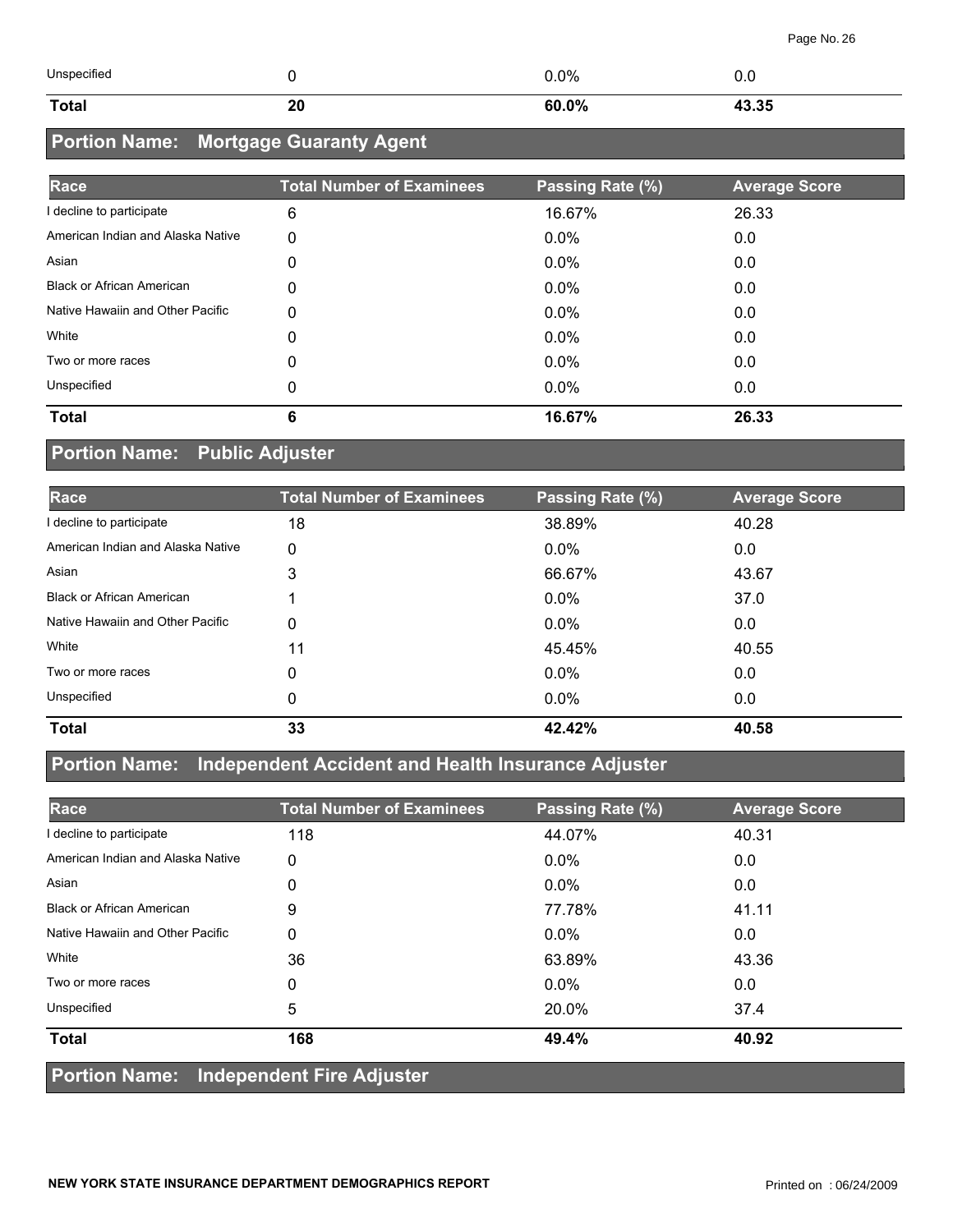| | | | |
|---|---|---|---|
| Unspecified | 0 | 0.0% | 0.0 |
| **Total** | **20** | **60.0%** | **43.35** |

## Portion Name: Mortgage Guaranty Agent

| Race | Total Number of Examinees | Passing Rate (%) | Average Score |
|---|---|---|---|
| I decline to participate | 6 | 16.67% | 26.33 |
| American Indian and Alaska Native | 0 | 0.0% | 0.0 |
| Asian | 0 | 0.0% | 0.0 |
| Black or African American | 0 | 0.0% | 0.0 |
| Native Hawaiin and Other Pacific | 0 | 0.0% | 0.0 |
| White | 0 | 0.0% | 0.0 |
| Two or more races | 0 | 0.0% | 0.0 |
| Unspecified | 0 | 0.0% | 0.0 |
| **Total** | **6** | **16.67%** | **26.33** |

## Portion Name: Public Adjuster

| Race | Total Number of Examinees | Passing Rate (%) | Average Score |
|---|---|---|---|
| I decline to participate | 18 | 38.89% | 40.28 |
| American Indian and Alaska Native | 0 | 0.0% | 0.0 |
| Asian | 3 | 66.67% | 43.67 |
| Black or African American | 1 | 0.0% | 37.0 |
| Native Hawaiin and Other Pacific | 0 | 0.0% | 0.0 |
| White | 11 | 45.45% | 40.55 |
| Two or more races | 0 | 0.0% | 0.0 |
| Unspecified | 0 | 0.0% | 0.0 |
| **Total** | **33** | **42.42%** | **40.58** |

## Portion Name: Independent Accident and Health Insurance Adjuster

| Race | Total Number of Examinees | Passing Rate (%) | Average Score |
|---|---|---|---|
| I decline to participate | 118 | 44.07% | 40.31 |
| American Indian and Alaska Native | 0 | 0.0% | 0.0 |
| Asian | 0 | 0.0% | 0.0 |
| Black or African American | 9 | 77.78% | 41.11 |
| Native Hawaiin and Other Pacific | 0 | 0.0% | 0.0 |
| White | 36 | 63.89% | 43.36 |
| Two or more races | 0 | 0.0% | 0.0 |
| Unspecified | 5 | 20.0% | 37.4 |
| **Total** | **168** | **49.4%** | **40.92** |

## Portion Name: Independent Fire Adjuster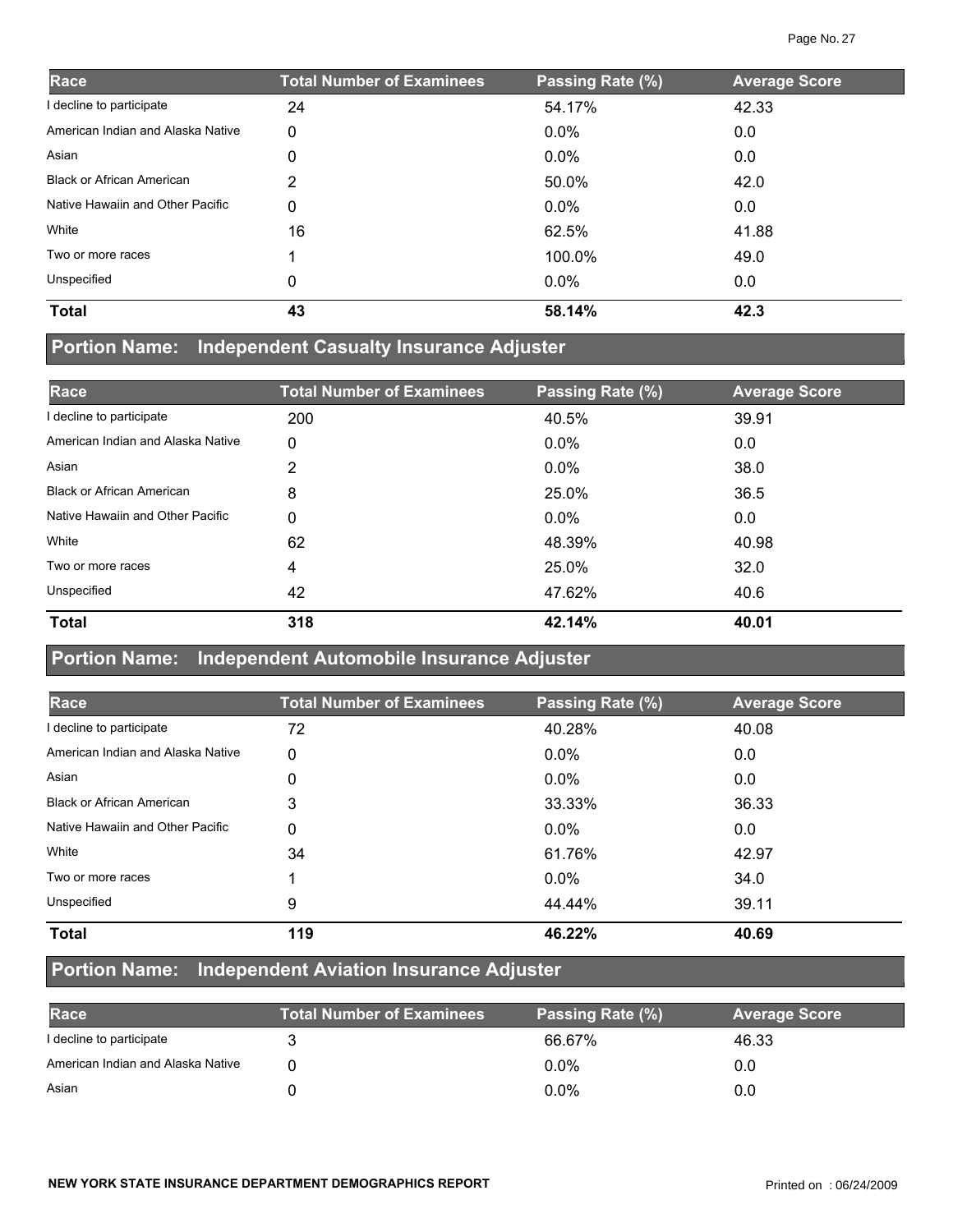| Race | Total Number of Examinees | Passing Rate (%) | Average Score |
|---|---|---|---|
| I decline to participate | 24 | 54.17% | 42.33 |
| American Indian and Alaska Native | 0 | 0.0% | 0.0 |
| Asian | 0 | 0.0% | 0.0 |
| Black or African American | 2 | 50.0% | 42.0 |
| Native Hawaiin and Other Pacific | 0 | 0.0% | 0.0 |
| White | 16 | 62.5% | 41.88 |
| Two or more races | 1 | 100.0% | 49.0 |
| Unspecified | 0 | 0.0% | 0.0 |
| **Total** | **43** | **58.14%** | **42.3** |

## Portion Name: Independent Casualty Insurance Adjuster

| Race | Total Number of Examinees | Passing Rate (%) | Average Score |
|---|---|---|---|
| I decline to participate | 200 | 40.5% | 39.91 |
| American Indian and Alaska Native | 0 | 0.0% | 0.0 |
| Asian | 2 | 0.0% | 38.0 |
| Black or African American | 8 | 25.0% | 36.5 |
| Native Hawaiin and Other Pacific | 0 | 0.0% | 0.0 |
| White | 62 | 48.39% | 40.98 |
| Two or more races | 4 | 25.0% | 32.0 |
| Unspecified | 42 | 47.62% | 40.6 |
| **Total** | **318** | **42.14%** | **40.01** |

## Portion Name: Independent Automobile Insurance Adjuster

| Race | Total Number of Examinees | Passing Rate (%) | Average Score |
|---|---|---|---|
| I decline to participate | 72 | 40.28% | 40.08 |
| American Indian and Alaska Native | 0 | 0.0% | 0.0 |
| Asian | 0 | 0.0% | 0.0 |
| Black or African American | 3 | 33.33% | 36.33 |
| Native Hawaiin and Other Pacific | 0 | 0.0% | 0.0 |
| White | 34 | 61.76% | 42.97 |
| Two or more races | 1 | 0.0% | 34.0 |
| Unspecified | 9 | 44.44% | 39.11 |
| **Total** | **119** | **46.22%** | **40.69** |

## Portion Name: Independent Aviation Insurance Adjuster

| Race | Total Number of Examinees | Passing Rate (%) | Average Score |
|---|---|---|---|
| I decline to participate | 3 | 66.67% | 46.33 |
| American Indian and Alaska Native | 0 | 0.0% | 0.0 |
| Asian | 0 | 0.0% | 0.0 |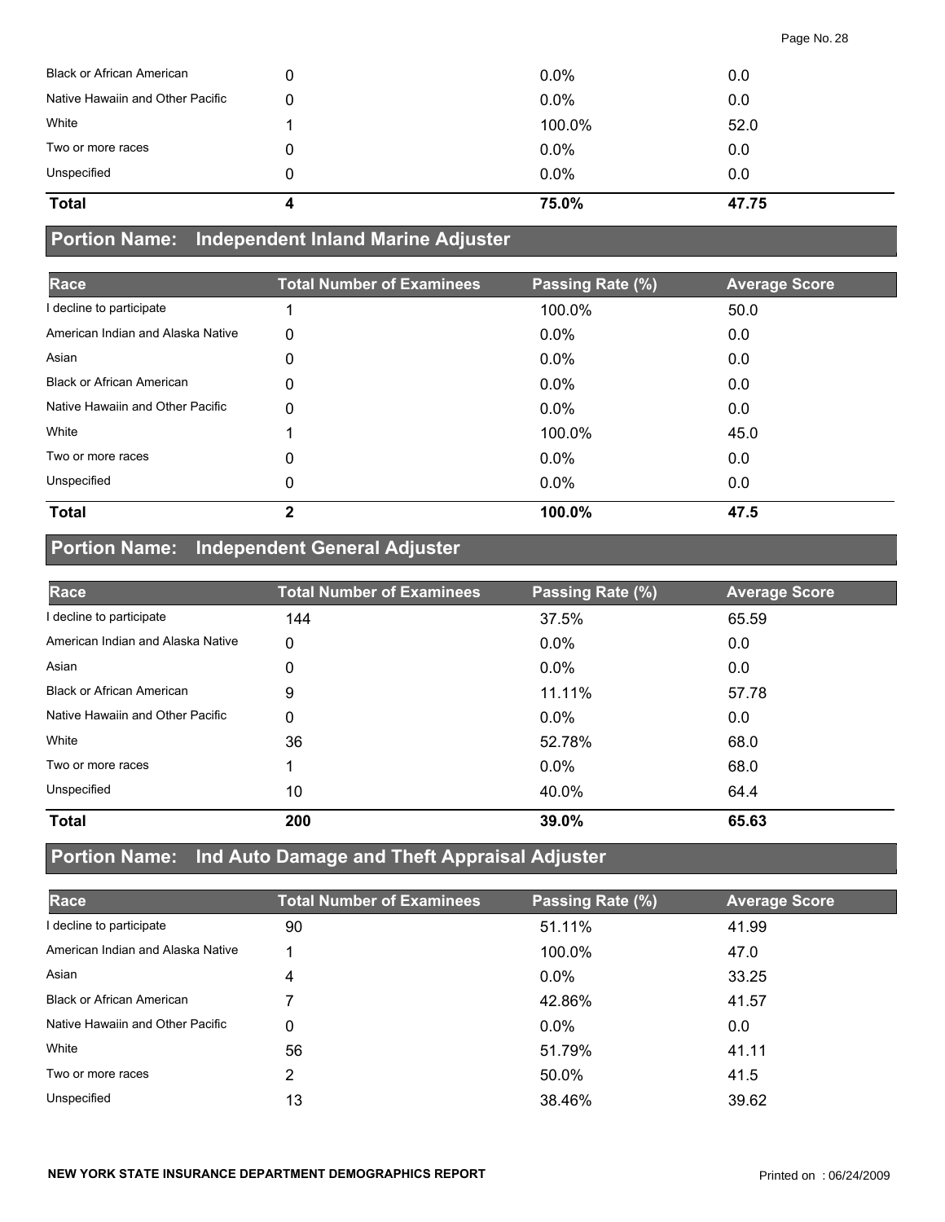| | | | |
|---|---|---|---|
| Black or African American | 0 | 0.0% | 0.0 |
| Native Hawaiin and Other Pacific | 0 | 0.0% | 0.0 |
| White | 1 | 100.0% | 52.0 |
| Two or more races | 0 | 0.0% | 0.0 |
| Unspecified | 0 | 0.0% | 0.0 |
| **Total** | **4** | **75.0%** | **47.75** |

## Portion Name: Independent Inland Marine Adjuster

| Race | Total Number of Examinees | Passing Rate (%) | Average Score |
|---|---|---|---|
| I decline to participate | 1 | 100.0% | 50.0 |
| American Indian and Alaska Native | 0 | 0.0% | 0.0 |
| Asian | 0 | 0.0% | 0.0 |
| Black or African American | 0 | 0.0% | 0.0 |
| Native Hawaiin and Other Pacific | 0 | 0.0% | 0.0 |
| White | 1 | 100.0% | 45.0 |
| Two or more races | 0 | 0.0% | 0.0 |
| Unspecified | 0 | 0.0% | 0.0 |
| **Total** | **2** | **100.0%** | **47.5** |

## Portion Name: Independent General Adjuster

| Race | Total Number of Examinees | Passing Rate (%) | Average Score |
|---|---|---|---|
| I decline to participate | 144 | 37.5% | 65.59 |
| American Indian and Alaska Native | 0 | 0.0% | 0.0 |
| Asian | 0 | 0.0% | 0.0 |
| Black or African American | 9 | 11.11% | 57.78 |
| Native Hawaiin and Other Pacific | 0 | 0.0% | 0.0 |
| White | 36 | 52.78% | 68.0 |
| Two or more races | 1 | 0.0% | 68.0 |
| Unspecified | 10 | 40.0% | 64.4 |
| **Total** | **200** | **39.0%** | **65.63** |

## Portion Name: Ind Auto Damage and Theft Appraisal Adjuster

| Race | Total Number of Examinees | Passing Rate (%) | Average Score |
|---|---|---|---|
| I decline to participate | 90 | 51.11% | 41.99 |
| American Indian and Alaska Native | 1 | 100.0% | 47.0 |
| Asian | 4 | 0.0% | 33.25 |
| Black or African American | 7 | 42.86% | 41.57 |
| Native Hawaiin and Other Pacific | 0 | 0.0% | 0.0 |
| White | 56 | 51.79% | 41.11 |
| Two or more races | 2 | 50.0% | 41.5 |
| Unspecified | 13 | 38.46% | 39.62 |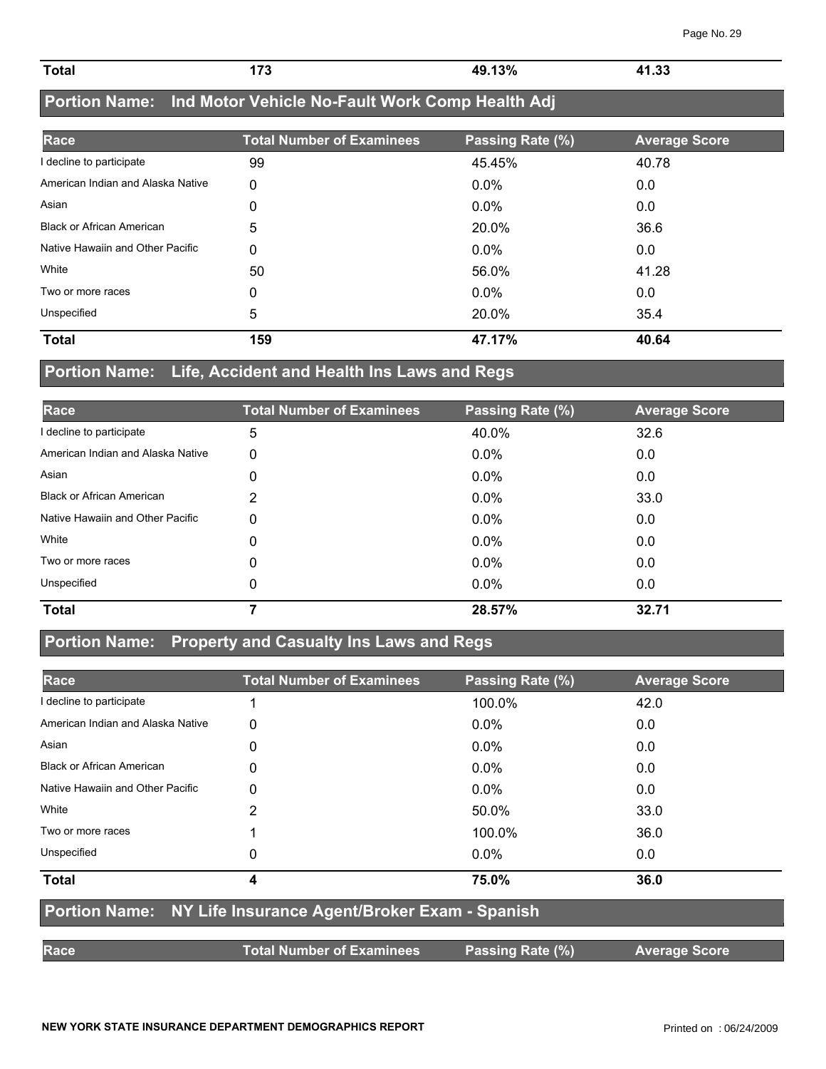| Total | 173 | 49.13% | 41.33 |
|---|---|---|---|

## Portion Name: Ind Motor Vehicle No-Fault Work Comp Health Adj

| Race | Total Number of Examinees | Passing Rate (%) | Average Score |
|---|---|---|---|
| I decline to participate | 99 | 45.45% | 40.78 |
| American Indian and Alaska Native | 0 | 0.0% | 0.0 |
| Asian | 0 | 0.0% | 0.0 |
| Black or African American | 5 | 20.0% | 36.6 |
| Native Hawaiin and Other Pacific | 0 | 0.0% | 0.0 |
| White | 50 | 56.0% | 41.28 |
| Two or more races | 0 | 0.0% | 0.0 |
| Unspecified | 5 | 20.0% | 35.4 |
| **Total** | **159** | **47.17%** | **40.64** |

## Portion Name: Life, Accident and Health Ins Laws and Regs

| Race | Total Number of Examinees | Passing Rate (%) | Average Score |
|---|---|---|---|
| I decline to participate | 5 | 40.0% | 32.6 |
| American Indian and Alaska Native | 0 | 0.0% | 0.0 |
| Asian | 0 | 0.0% | 0.0 |
| Black or African American | 2 | 0.0% | 33.0 |
| Native Hawaiin and Other Pacific | 0 | 0.0% | 0.0 |
| White | 0 | 0.0% | 0.0 |
| Two or more races | 0 | 0.0% | 0.0 |
| Unspecified | 0 | 0.0% | 0.0 |
| **Total** | **7** | **28.57%** | **32.71** |

## Portion Name: Property and Casualty Ins Laws and Regs

| Race | Total Number of Examinees | Passing Rate (%) | Average Score |
|---|---|---|---|
| I decline to participate | 1 | 100.0% | 42.0 |
| American Indian and Alaska Native | 0 | 0.0% | 0.0 |
| Asian | 0 | 0.0% | 0.0 |
| Black or African American | 0 | 0.0% | 0.0 |
| Native Hawaiin and Other Pacific | 0 | 0.0% | 0.0 |
| White | 2 | 50.0% | 33.0 |
| Two or more races | 1 | 100.0% | 36.0 |
| Unspecified | 0 | 0.0% | 0.0 |
| **Total** | **4** | **75.0%** | **36.0** |

## Portion Name: NY Life Insurance Agent/Broker Exam - Spanish

| Race | Total Number of Examinees | Passing Rate (%) | Average Score |
|---|---|---|---|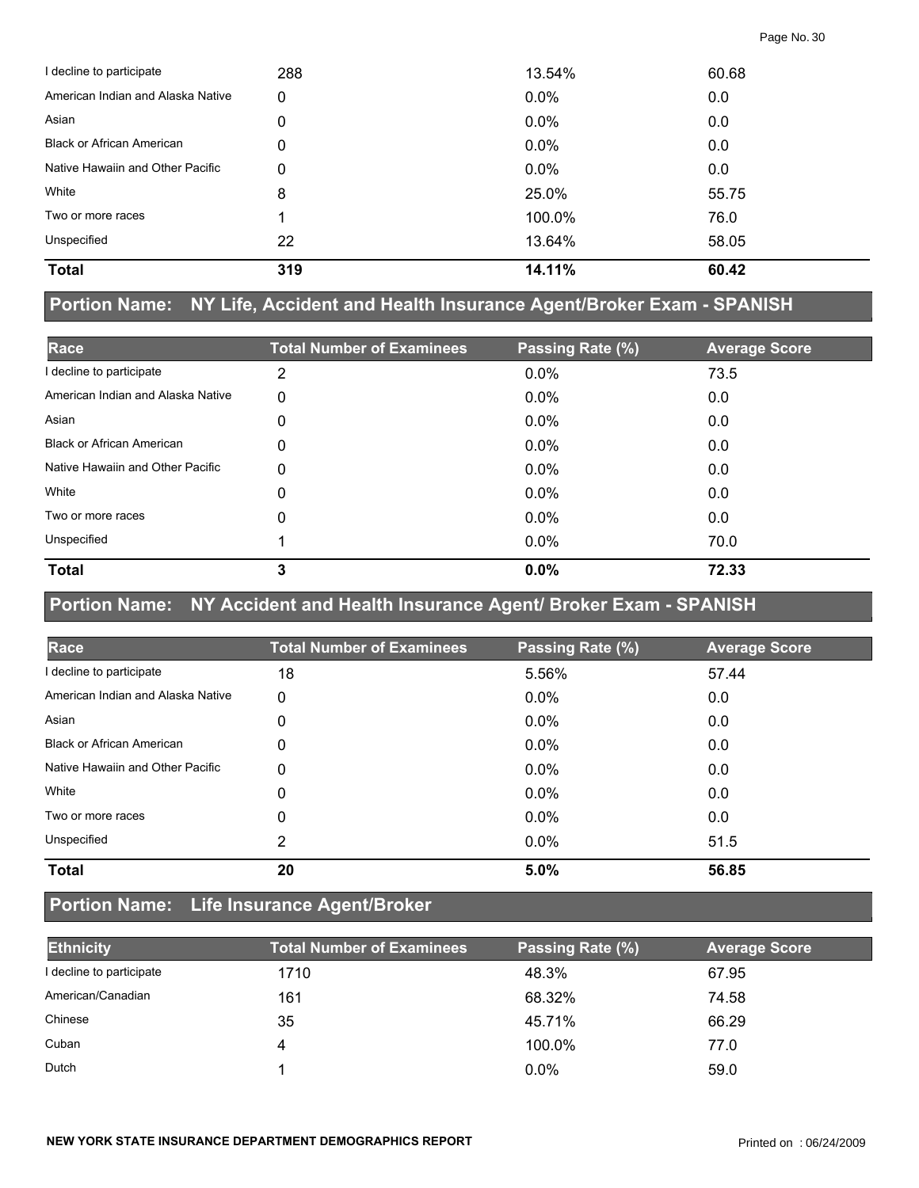| | | | |
|---|---|---|---|
| I decline to participate | 288 | 13.54% | 60.68 |
| American Indian and Alaska Native | 0 | 0.0% | 0.0 |
| Asian | 0 | 0.0% | 0.0 |
| Black or African American | 0 | 0.0% | 0.0 |
| Native Hawaiin and Other Pacific | 0 | 0.0% | 0.0 |
| White | 8 | 25.0% | 55.75 |
| Two or more races | 1 | 100.0% | 76.0 |
| Unspecified | 22 | 13.64% | 58.05 |
| **Total** | **319** | **14.11%** | **60.42** |

## Portion Name: NY Life, Accident and Health Insurance Agent/Broker Exam - SPANISH

| Race | Total Number of Examinees | Passing Rate (%) | Average Score |
|---|---|---|---|
| I decline to participate | 2 | 0.0% | 73.5 |
| American Indian and Alaska Native | 0 | 0.0% | 0.0 |
| Asian | 0 | 0.0% | 0.0 |
| Black or African American | 0 | 0.0% | 0.0 |
| Native Hawaiin and Other Pacific | 0 | 0.0% | 0.0 |
| White | 0 | 0.0% | 0.0 |
| Two or more races | 0 | 0.0% | 0.0 |
| Unspecified | 1 | 0.0% | 70.0 |
| **Total** | **3** | **0.0%** | **72.33** |

## Portion Name: NY Accident and Health Insurance Agent/ Broker Exam - SPANISH

| Race | Total Number of Examinees | Passing Rate (%) | Average Score |
|---|---|---|---|
| I decline to participate | 18 | 5.56% | 57.44 |
| American Indian and Alaska Native | 0 | 0.0% | 0.0 |
| Asian | 0 | 0.0% | 0.0 |
| Black or African American | 0 | 0.0% | 0.0 |
| Native Hawaiin and Other Pacific | 0 | 0.0% | 0.0 |
| White | 0 | 0.0% | 0.0 |
| Two or more races | 0 | 0.0% | 0.0 |
| Unspecified | 2 | 0.0% | 51.5 |
| **Total** | **20** | **5.0%** | **56.85** |

## Portion Name: Life Insurance Agent/Broker

| Ethnicity | Total Number of Examinees | Passing Rate (%) | Average Score |
|---|---|---|---|
| I decline to participate | 1710 | 48.3% | 67.95 |
| American/Canadian | 161 | 68.32% | 74.58 |
| Chinese | 35 | 45.71% | 66.29 |
| Cuban | 4 | 100.0% | 77.0 |
| Dutch | 1 | 0.0% | 59.0 |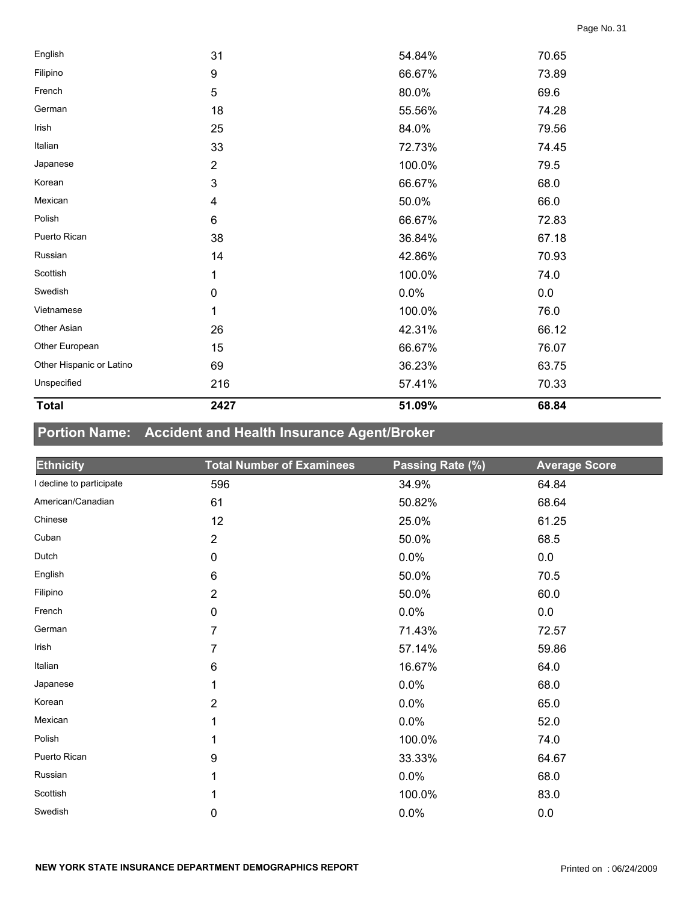| | | | |
|---|---|---|---|
| English | 31 | 54.84% | 70.65 |
| Filipino | 9 | 66.67% | 73.89 |
| French | 5 | 80.0% | 69.6 |
| German | 18 | 55.56% | 74.28 |
| Irish | 25 | 84.0% | 79.56 |
| Italian | 33 | 72.73% | 74.45 |
| Japanese | 2 | 100.0% | 79.5 |
| Korean | 3 | 66.67% | 68.0 |
| Mexican | 4 | 50.0% | 66.0 |
| Polish | 6 | 66.67% | 72.83 |
| Puerto Rican | 38 | 36.84% | 67.18 |
| Russian | 14 | 42.86% | 70.93 |
| Scottish | 1 | 100.0% | 74.0 |
| Swedish | 0 | 0.0% | 0.0 |
| Vietnamese | 1 | 100.0% | 76.0 |
| Other Asian | 26 | 42.31% | 66.12 |
| Other European | 15 | 66.67% | 76.07 |
| Other Hispanic or Latino | 69 | 36.23% | 63.75 |
| Unspecified | 216 | 57.41% | 70.33 |
| **Total** | **2427** | **51.09%** | **68.84** |

## Portion Name: Accident and Health Insurance Agent/Broker

| Ethnicity | Total Number of Examinees | Passing Rate (%) | Average Score |
|---|---|---|---|
| I decline to participate | 596 | 34.9% | 64.84 |
| American/Canadian | 61 | 50.82% | 68.64 |
| Chinese | 12 | 25.0% | 61.25 |
| Cuban | 2 | 50.0% | 68.5 |
| Dutch | 0 | 0.0% | 0.0 |
| English | 6 | 50.0% | 70.5 |
| Filipino | 2 | 50.0% | 60.0 |
| French | 0 | 0.0% | 0.0 |
| German | 7 | 71.43% | 72.57 |
| Irish | 7 | 57.14% | 59.86 |
| Italian | 6 | 16.67% | 64.0 |
| Japanese | 1 | 0.0% | 68.0 |
| Korean | 2 | 0.0% | 65.0 |
| Mexican | 1 | 0.0% | 52.0 |
| Polish | 1 | 100.0% | 74.0 |
| Puerto Rican | 9 | 33.33% | 64.67 |
| Russian | 1 | 0.0% | 68.0 |
| Scottish | 1 | 100.0% | 83.0 |
| Swedish | 0 | 0.0% | 0.0 |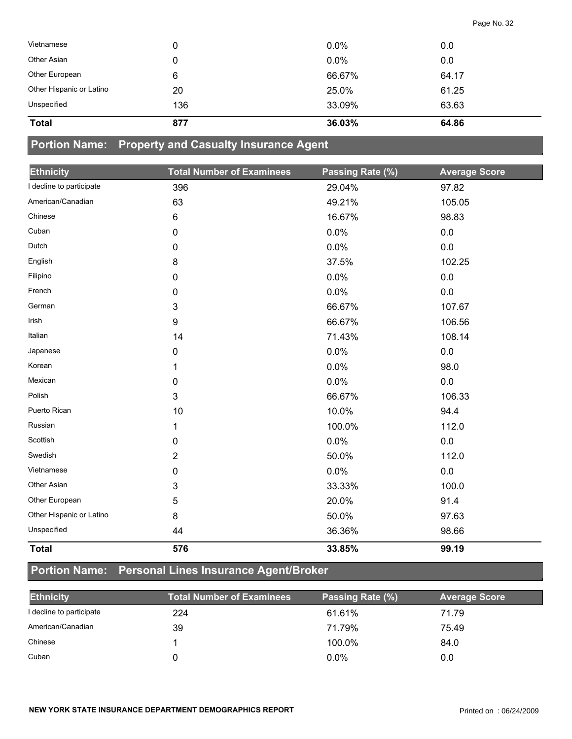| Ethnicity | Total Number of Examinees | Passing Rate (%) | Average Score |
|---|---|---|---|
| Vietnamese | 0 | 0.0% | 0.0 |
| Other Asian | 0 | 0.0% | 0.0 |
| Other European | 6 | 66.67% | 64.17 |
| Other Hispanic or Latino | 20 | 25.0% | 61.25 |
| Unspecified | 136 | 33.09% | 63.63 |
| **Total** | **877** | **36.03%** | **64.86** |

## Portion Name: Property and Casualty Insurance Agent

| Ethnicity | Total Number of Examinees | Passing Rate (%) | Average Score |
|---|---|---|---|
| I decline to participate | 396 | 29.04% | 97.82 |
| American/Canadian | 63 | 49.21% | 105.05 |
| Chinese | 6 | 16.67% | 98.83 |
| Cuban | 0 | 0.0% | 0.0 |
| Dutch | 0 | 0.0% | 0.0 |
| English | 8 | 37.5% | 102.25 |
| Filipino | 0 | 0.0% | 0.0 |
| French | 0 | 0.0% | 0.0 |
| German | 3 | 66.67% | 107.67 |
| Irish | 9 | 66.67% | 106.56 |
| Italian | 14 | 71.43% | 108.14 |
| Japanese | 0 | 0.0% | 0.0 |
| Korean | 1 | 0.0% | 98.0 |
| Mexican | 0 | 0.0% | 0.0 |
| Polish | 3 | 66.67% | 106.33 |
| Puerto Rican | 10 | 10.0% | 94.4 |
| Russian | 1 | 100.0% | 112.0 |
| Scottish | 0 | 0.0% | 0.0 |
| Swedish | 2 | 50.0% | 112.0 |
| Vietnamese | 0 | 0.0% | 0.0 |
| Other Asian | 3 | 33.33% | 100.0 |
| Other European | 5 | 20.0% | 91.4 |
| Other Hispanic or Latino | 8 | 50.0% | 97.63 |
| Unspecified | 44 | 36.36% | 98.66 |
| **Total** | **576** | **33.85%** | **99.19** |

## Portion Name: Personal Lines Insurance Agent/Broker

| Ethnicity | Total Number of Examinees | Passing Rate (%) | Average Score |
|---|---|---|---|
| I decline to participate | 224 | 61.61% | 71.79 |
| American/Canadian | 39 | 71.79% | 75.49 |
| Chinese | 1 | 100.0% | 84.0 |
| Cuban | 0 | 0.0% | 0.0 |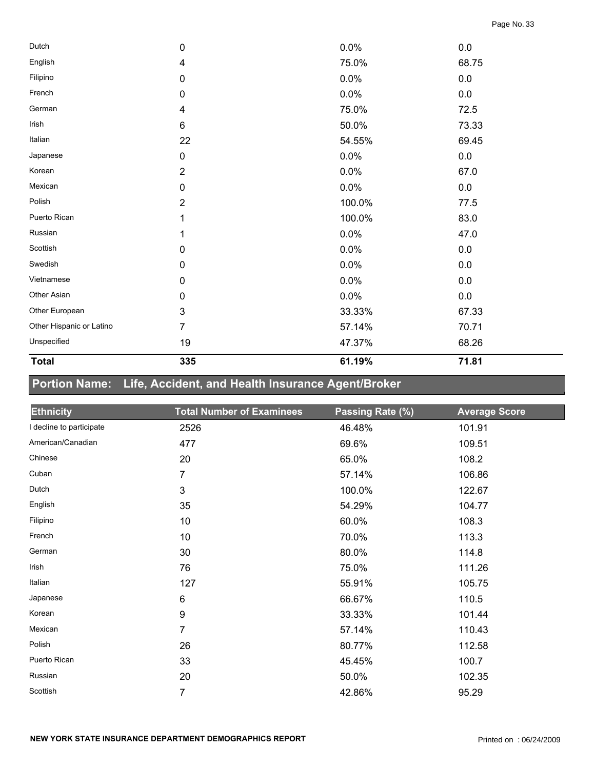| | | | |
|---|---|---|---|
| Dutch | 0 | 0.0% | 0.0 |
| English | 4 | 75.0% | 68.75 |
| Filipino | 0 | 0.0% | 0.0 |
| French | 0 | 0.0% | 0.0 |
| German | 4 | 75.0% | 72.5 |
| Irish | 6 | 50.0% | 73.33 |
| Italian | 22 | 54.55% | 69.45 |
| Japanese | 0 | 0.0% | 0.0 |
| Korean | 2 | 0.0% | 67.0 |
| Mexican | 0 | 0.0% | 0.0 |
| Polish | 2 | 100.0% | 77.5 |
| Puerto Rican | 1 | 100.0% | 83.0 |
| Russian | 1 | 0.0% | 47.0 |
| Scottish | 0 | 0.0% | 0.0 |
| Swedish | 0 | 0.0% | 0.0 |
| Vietnamese | 0 | 0.0% | 0.0 |
| Other Asian | 0 | 0.0% | 0.0 |
| Other European | 3 | 33.33% | 67.33 |
| Other Hispanic or Latino | 7 | 57.14% | 70.71 |
| Unspecified | 19 | 47.37% | 68.26 |
| **Total** | **335** | **61.19%** | **71.81** |

## Portion Name: Life, Accident, and Health Insurance Agent/Broker

| Ethnicity | Total Number of Examinees | Passing Rate (%) | Average Score |
|---|---|---|---|
| I decline to participate | 2526 | 46.48% | 101.91 |
| American/Canadian | 477 | 69.6% | 109.51 |
| Chinese | 20 | 65.0% | 108.2 |
| Cuban | 7 | 57.14% | 106.86 |
| Dutch | 3 | 100.0% | 122.67 |
| English | 35 | 54.29% | 104.77 |
| Filipino | 10 | 60.0% | 108.3 |
| French | 10 | 70.0% | 113.3 |
| German | 30 | 80.0% | 114.8 |
| Irish | 76 | 75.0% | 111.26 |
| Italian | 127 | 55.91% | 105.75 |
| Japanese | 6 | 66.67% | 110.5 |
| Korean | 9 | 33.33% | 101.44 |
| Mexican | 7 | 57.14% | 110.43 |
| Polish | 26 | 80.77% | 112.58 |
| Puerto Rican | 33 | 45.45% | 100.7 |
| Russian | 20 | 50.0% | 102.35 |
| Scottish | 7 | 42.86% | 95.29 |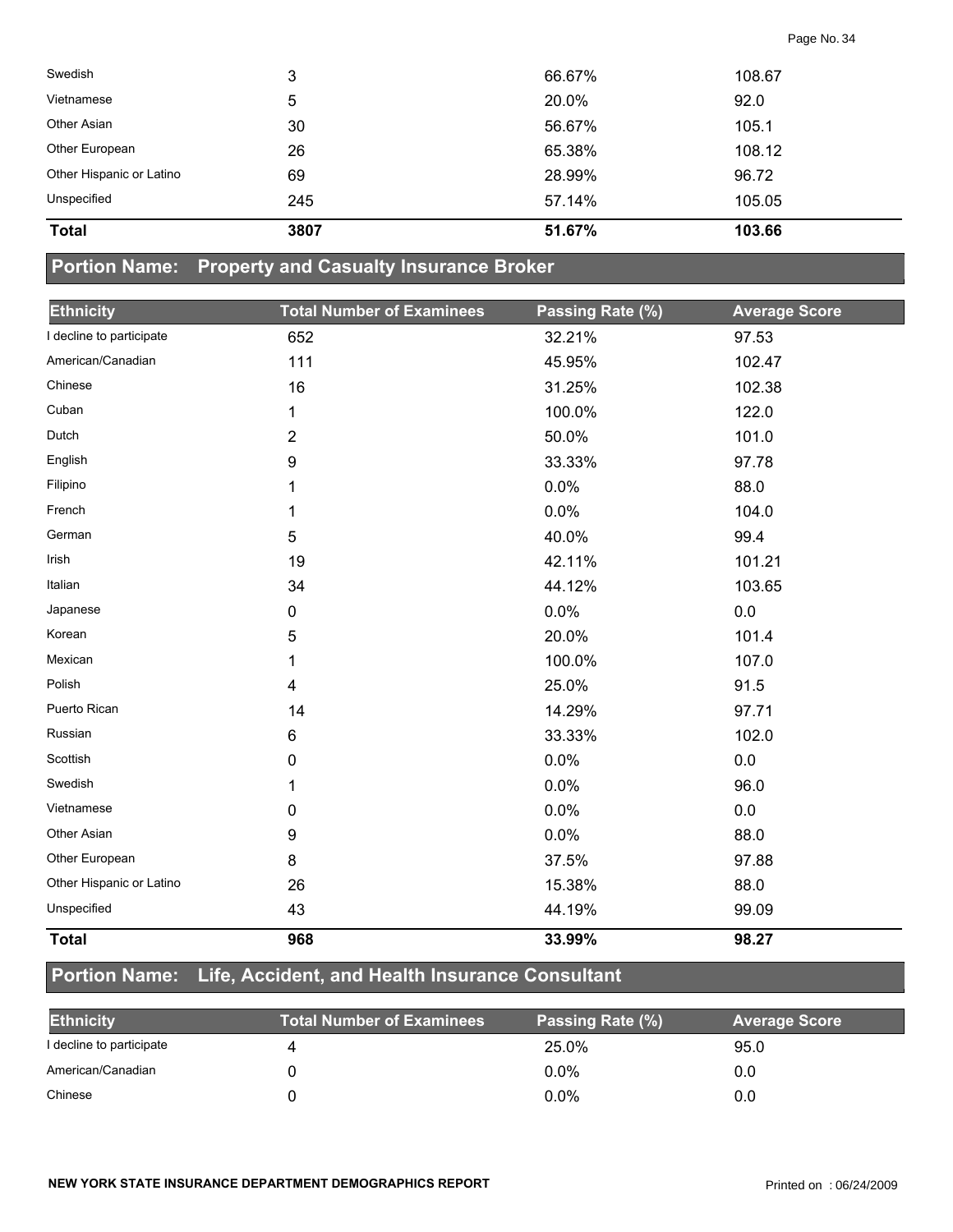| Ethnicity | Total Number of Examinees | Passing Rate (%) | Average Score |
|---|---|---|---|
| Swedish | 3 | 66.67% | 108.67 |
| Vietnamese | 5 | 20.0% | 92.0 |
| Other Asian | 30 | 56.67% | 105.1 |
| Other European | 26 | 65.38% | 108.12 |
| Other Hispanic or Latino | 69 | 28.99% | 96.72 |
| Unspecified | 245 | 57.14% | 105.05 |
| **Total** | **3807** | **51.67%** | **103.66** |

## Portion Name: Property and Casualty Insurance Broker

| Ethnicity | Total Number of Examinees | Passing Rate (%) | Average Score |
|---|---|---|---|
| I decline to participate | 652 | 32.21% | 97.53 |
| American/Canadian | 111 | 45.95% | 102.47 |
| Chinese | 16 | 31.25% | 102.38 |
| Cuban | 1 | 100.0% | 122.0 |
| Dutch | 2 | 50.0% | 101.0 |
| English | 9 | 33.33% | 97.78 |
| Filipino | 1 | 0.0% | 88.0 |
| French | 1 | 0.0% | 104.0 |
| German | 5 | 40.0% | 99.4 |
| Irish | 19 | 42.11% | 101.21 |
| Italian | 34 | 44.12% | 103.65 |
| Japanese | 0 | 0.0% | 0.0 |
| Korean | 5 | 20.0% | 101.4 |
| Mexican | 1 | 100.0% | 107.0 |
| Polish | 4 | 25.0% | 91.5 |
| Puerto Rican | 14 | 14.29% | 97.71 |
| Russian | 6 | 33.33% | 102.0 |
| Scottish | 0 | 0.0% | 0.0 |
| Swedish | 1 | 0.0% | 96.0 |
| Vietnamese | 0 | 0.0% | 0.0 |
| Other Asian | 9 | 0.0% | 88.0 |
| Other European | 8 | 37.5% | 97.88 |
| Other Hispanic or Latino | 26 | 15.38% | 88.0 |
| Unspecified | 43 | 44.19% | 99.09 |
| **Total** | **968** | **33.99%** | **98.27** |

## Portion Name: Life, Accident, and Health Insurance Consultant

| Ethnicity | Total Number of Examinees | Passing Rate (%) | Average Score |
|---|---|---|---|
| I decline to participate | 4 | 25.0% | 95.0 |
| American/Canadian | 0 | 0.0% | 0.0 |
| Chinese | 0 | 0.0% | 0.0 |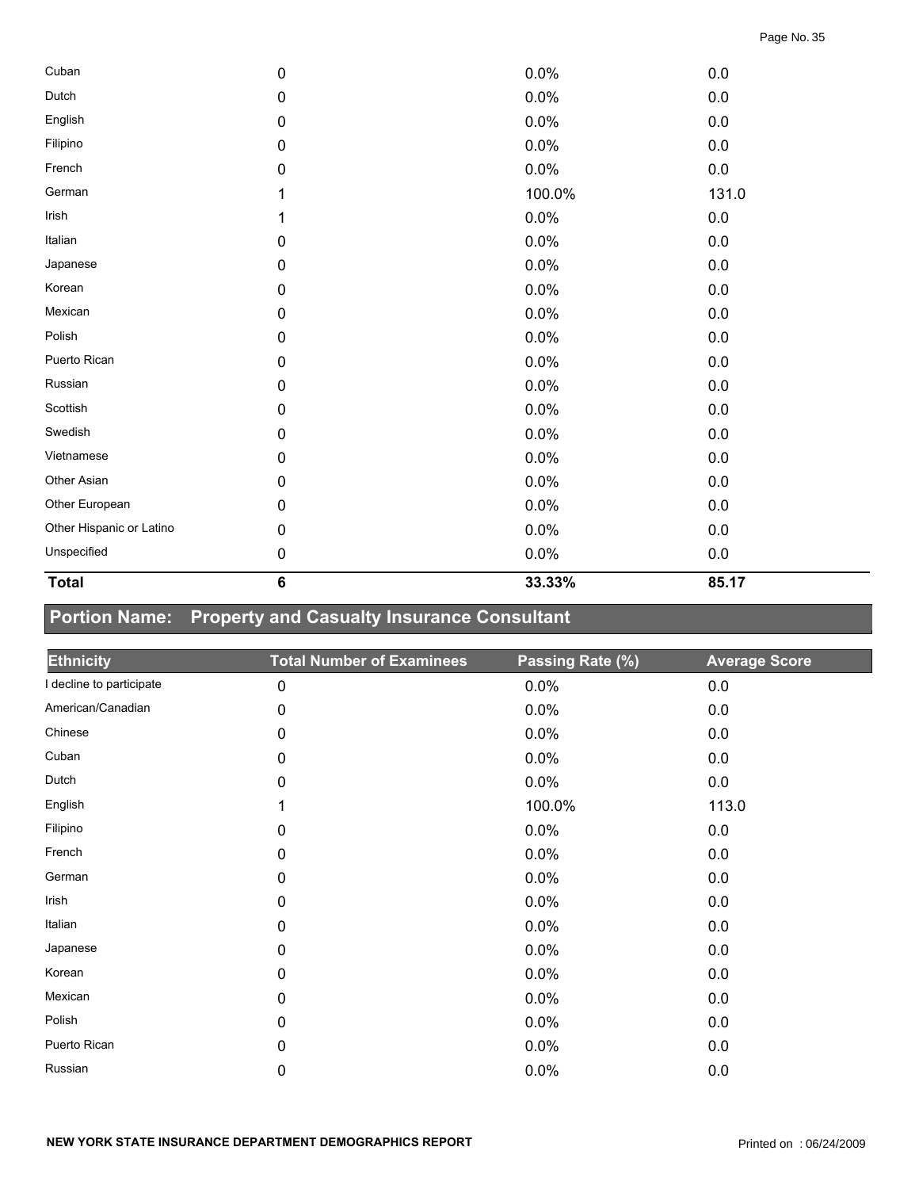| | | | |
|---|---|---|---|
| Cuban | 0 | 0.0% | 0.0 |
| Dutch | 0 | 0.0% | 0.0 |
| English | 0 | 0.0% | 0.0 |
| Filipino | 0 | 0.0% | 0.0 |
| French | 0 | 0.0% | 0.0 |
| German | 1 | 100.0% | 131.0 |
| Irish | 1 | 0.0% | 0.0 |
| Italian | 0 | 0.0% | 0.0 |
| Japanese | 0 | 0.0% | 0.0 |
| Korean | 0 | 0.0% | 0.0 |
| Mexican | 0 | 0.0% | 0.0 |
| Polish | 0 | 0.0% | 0.0 |
| Puerto Rican | 0 | 0.0% | 0.0 |
| Russian | 0 | 0.0% | 0.0 |
| Scottish | 0 | 0.0% | 0.0 |
| Swedish | 0 | 0.0% | 0.0 |
| Vietnamese | 0 | 0.0% | 0.0 |
| Other Asian | 0 | 0.0% | 0.0 |
| Other European | 0 | 0.0% | 0.0 |
| Other Hispanic or Latino | 0 | 0.0% | 0.0 |
| Unspecified | 0 | 0.0% | 0.0 |
| **Total** | **6** | **33.33%** | **85.17** |

## Portion Name: Property and Casualty Insurance Consultant

| Ethnicity | Total Number of Examinees | Passing Rate (%) | Average Score |
|---|---|---|---|
| I decline to participate | 0 | 0.0% | 0.0 |
| American/Canadian | 0 | 0.0% | 0.0 |
| Chinese | 0 | 0.0% | 0.0 |
| Cuban | 0 | 0.0% | 0.0 |
| Dutch | 0 | 0.0% | 0.0 |
| English | 1 | 100.0% | 113.0 |
| Filipino | 0 | 0.0% | 0.0 |
| French | 0 | 0.0% | 0.0 |
| German | 0 | 0.0% | 0.0 |
| Irish | 0 | 0.0% | 0.0 |
| Italian | 0 | 0.0% | 0.0 |
| Japanese | 0 | 0.0% | 0.0 |
| Korean | 0 | 0.0% | 0.0 |
| Mexican | 0 | 0.0% | 0.0 |
| Polish | 0 | 0.0% | 0.0 |
| Puerto Rican | 0 | 0.0% | 0.0 |
| Russian | 0 | 0.0% | 0.0 |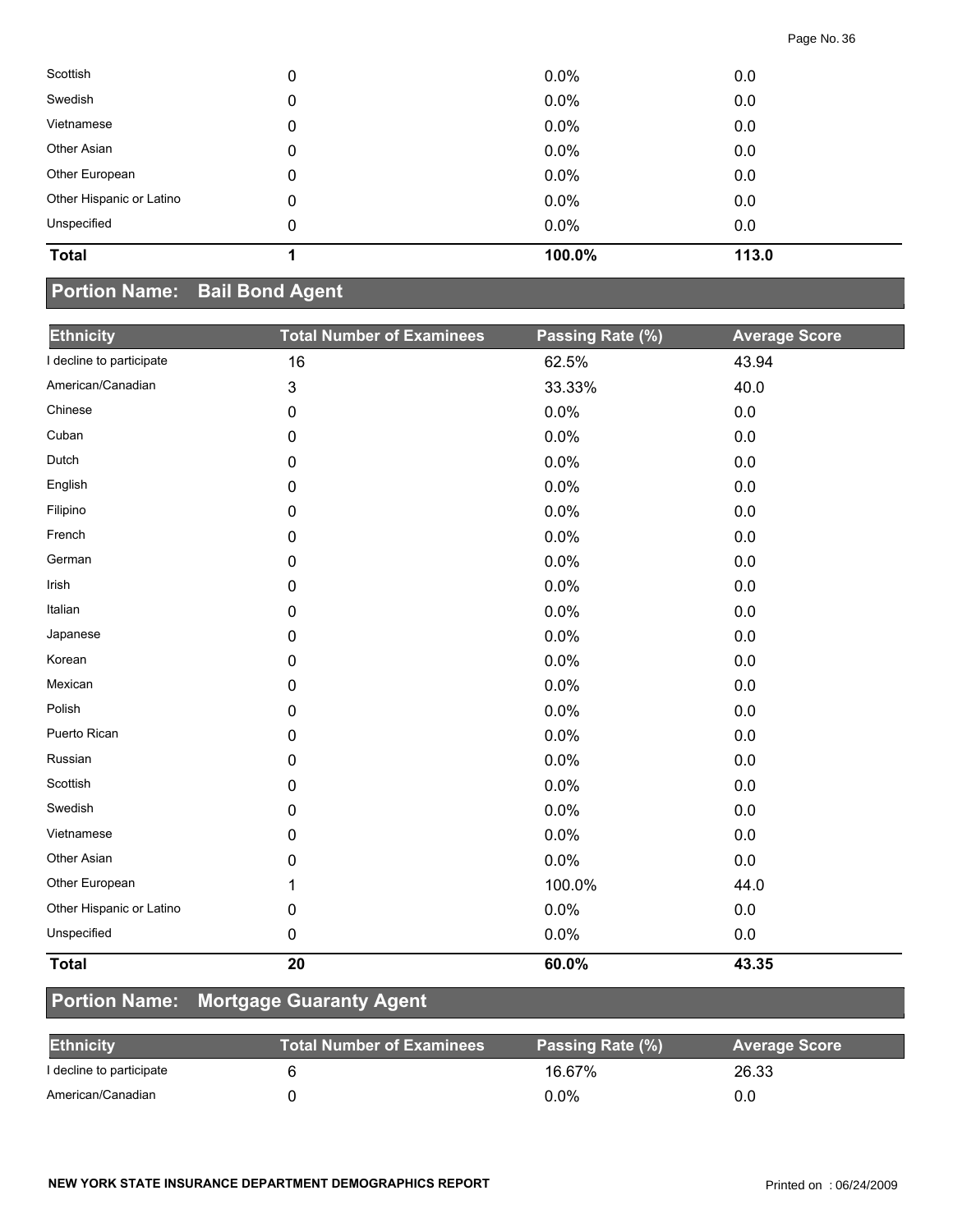| Ethnicity | Total Number of Examinees | Passing Rate (%) | Average Score |
|---|---|---|---|
| Scottish | 0 | 0.0% | 0.0 |
| Swedish | 0 | 0.0% | 0.0 |
| Vietnamese | 0 | 0.0% | 0.0 |
| Other Asian | 0 | 0.0% | 0.0 |
| Other European | 0 | 0.0% | 0.0 |
| Other Hispanic or Latino | 0 | 0.0% | 0.0 |
| Unspecified | 0 | 0.0% | 0.0 |
| **Total** | **1** | **100.0%** | **113.0** |

## Portion Name: Bail Bond Agent

| Ethnicity | Total Number of Examinees | Passing Rate (%) | Average Score |
|---|---|---|---|
| I decline to participate | 16 | 62.5% | 43.94 |
| American/Canadian | 3 | 33.33% | 40.0 |
| Chinese | 0 | 0.0% | 0.0 |
| Cuban | 0 | 0.0% | 0.0 |
| Dutch | 0 | 0.0% | 0.0 |
| English | 0 | 0.0% | 0.0 |
| Filipino | 0 | 0.0% | 0.0 |
| French | 0 | 0.0% | 0.0 |
| German | 0 | 0.0% | 0.0 |
| Irish | 0 | 0.0% | 0.0 |
| Italian | 0 | 0.0% | 0.0 |
| Japanese | 0 | 0.0% | 0.0 |
| Korean | 0 | 0.0% | 0.0 |
| Mexican | 0 | 0.0% | 0.0 |
| Polish | 0 | 0.0% | 0.0 |
| Puerto Rican | 0 | 0.0% | 0.0 |
| Russian | 0 | 0.0% | 0.0 |
| Scottish | 0 | 0.0% | 0.0 |
| Swedish | 0 | 0.0% | 0.0 |
| Vietnamese | 0 | 0.0% | 0.0 |
| Other Asian | 0 | 0.0% | 0.0 |
| Other European | 1 | 100.0% | 44.0 |
| Other Hispanic or Latino | 0 | 0.0% | 0.0 |
| Unspecified | 0 | 0.0% | 0.0 |
| **Total** | **20** | **60.0%** | **43.35** |

## Portion Name: Mortgage Guaranty Agent

| Ethnicity | Total Number of Examinees | Passing Rate (%) | Average Score |
|---|---|---|---|
| I decline to participate | 6 | 16.67% | 26.33 |
| American/Canadian | 0 | 0.0% | 0.0 |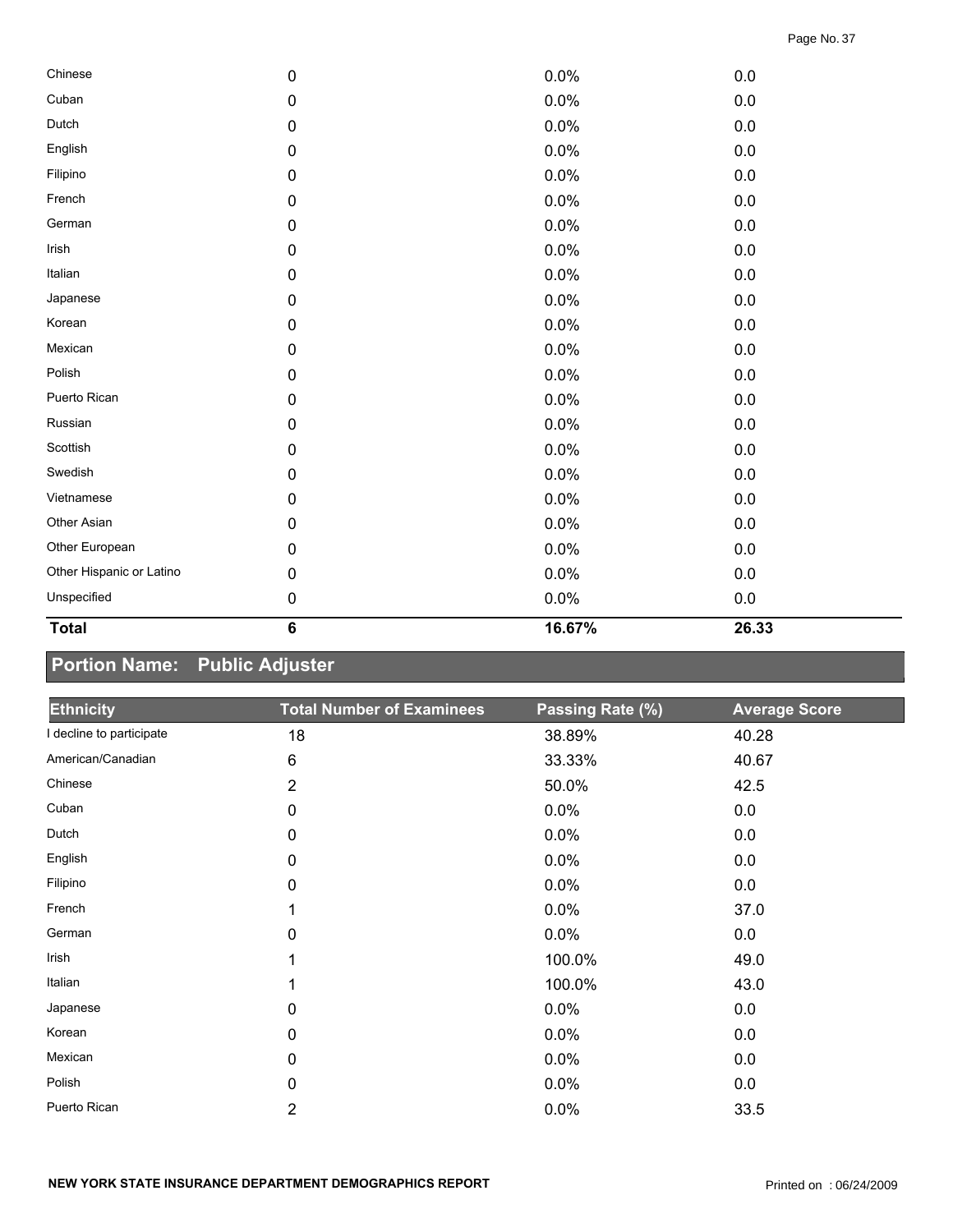| | | | |
|---|---|---|---|
| Chinese | 0 | 0.0% | 0.0 |
| Cuban | 0 | 0.0% | 0.0 |
| Dutch | 0 | 0.0% | 0.0 |
| English | 0 | 0.0% | 0.0 |
| Filipino | 0 | 0.0% | 0.0 |
| French | 0 | 0.0% | 0.0 |
| German | 0 | 0.0% | 0.0 |
| Irish | 0 | 0.0% | 0.0 |
| Italian | 0 | 0.0% | 0.0 |
| Japanese | 0 | 0.0% | 0.0 |
| Korean | 0 | 0.0% | 0.0 |
| Mexican | 0 | 0.0% | 0.0 |
| Polish | 0 | 0.0% | 0.0 |
| Puerto Rican | 0 | 0.0% | 0.0 |
| Russian | 0 | 0.0% | 0.0 |
| Scottish | 0 | 0.0% | 0.0 |
| Swedish | 0 | 0.0% | 0.0 |
| Vietnamese | 0 | 0.0% | 0.0 |
| Other Asian | 0 | 0.0% | 0.0 |
| Other European | 0 | 0.0% | 0.0 |
| Other Hispanic or Latino | 0 | 0.0% | 0.0 |
| Unspecified | 0 | 0.0% | 0.0 |
| **Total** | **6** | **16.67%** | **26.33** |

## Portion Name: Public Adjuster

| Ethnicity | Total Number of Examinees | Passing Rate (%) | Average Score |
|---|---|---|---|
| I decline to participate | 18 | 38.89% | 40.28 |
| American/Canadian | 6 | 33.33% | 40.67 |
| Chinese | 2 | 50.0% | 42.5 |
| Cuban | 0 | 0.0% | 0.0 |
| Dutch | 0 | 0.0% | 0.0 |
| English | 0 | 0.0% | 0.0 |
| Filipino | 0 | 0.0% | 0.0 |
| French | 1 | 0.0% | 37.0 |
| German | 0 | 0.0% | 0.0 |
| Irish | 1 | 100.0% | 49.0 |
| Italian | 1 | 100.0% | 43.0 |
| Japanese | 0 | 0.0% | 0.0 |
| Korean | 0 | 0.0% | 0.0 |
| Mexican | 0 | 0.0% | 0.0 |
| Polish | 0 | 0.0% | 0.0 |
| Puerto Rican | 2 | 0.0% | 33.5 |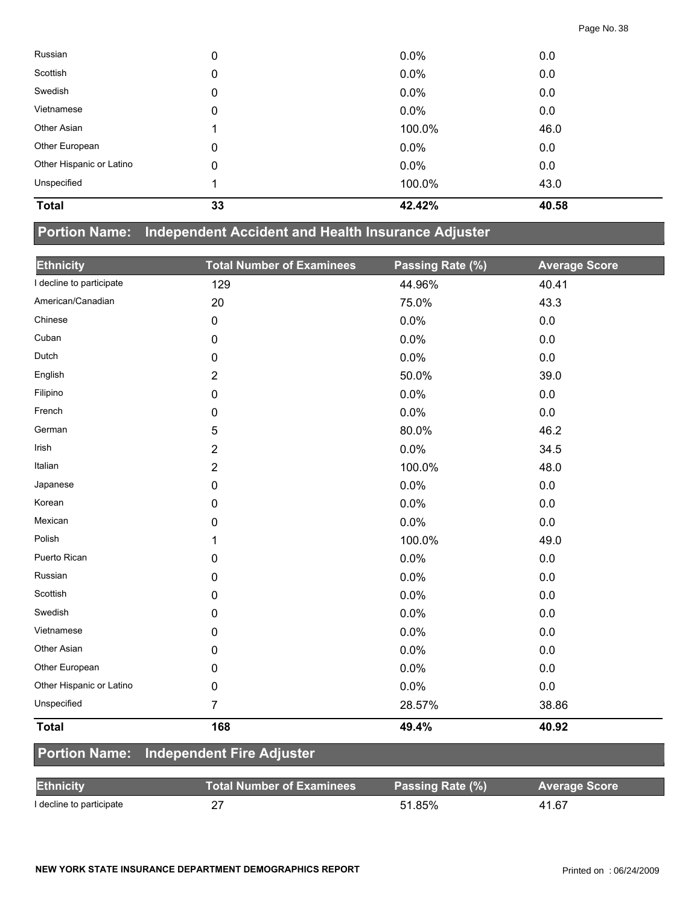| Ethnicity | Total Number of Examinees | Passing Rate (%) | Average Score |
| --- | --- | --- | --- |
| Russian | 0 | 0.0% | 0.0 |
| Scottish | 0 | 0.0% | 0.0 |
| Swedish | 0 | 0.0% | 0.0 |
| Vietnamese | 0 | 0.0% | 0.0 |
| Other Asian | 1 | 100.0% | 46.0 |
| Other European | 0 | 0.0% | 0.0 |
| Other Hispanic or Latino | 0 | 0.0% | 0.0 |
| Unspecified | 1 | 100.0% | 43.0 |
| **Total** | **33** | **42.42%** | **40.58** |

## Portion Name: Independent Accident and Health Insurance Adjuster

| Ethnicity | Total Number of Examinees | Passing Rate (%) | Average Score |
| --- | --- | --- | --- |
| I decline to participate | 129 | 44.96% | 40.41 |
| American/Canadian | 20 | 75.0% | 43.3 |
| Chinese | 0 | 0.0% | 0.0 |
| Cuban | 0 | 0.0% | 0.0 |
| Dutch | 0 | 0.0% | 0.0 |
| English | 2 | 50.0% | 39.0 |
| Filipino | 0 | 0.0% | 0.0 |
| French | 0 | 0.0% | 0.0 |
| German | 5 | 80.0% | 46.2 |
| Irish | 2 | 0.0% | 34.5 |
| Italian | 2 | 100.0% | 48.0 |
| Japanese | 0 | 0.0% | 0.0 |
| Korean | 0 | 0.0% | 0.0 |
| Mexican | 0 | 0.0% | 0.0 |
| Polish | 1 | 100.0% | 49.0 |
| Puerto Rican | 0 | 0.0% | 0.0 |
| Russian | 0 | 0.0% | 0.0 |
| Scottish | 0 | 0.0% | 0.0 |
| Swedish | 0 | 0.0% | 0.0 |
| Vietnamese | 0 | 0.0% | 0.0 |
| Other Asian | 0 | 0.0% | 0.0 |
| Other European | 0 | 0.0% | 0.0 |
| Other Hispanic or Latino | 0 | 0.0% | 0.0 |
| Unspecified | 7 | 28.57% | 38.86 |
| **Total** | **168** | **49.4%** | **40.92** |

## Portion Name: Independent Fire Adjuster

| Ethnicity | Total Number of Examinees | Passing Rate (%) | Average Score |
| --- | --- | --- | --- |
| I decline to participate | 27 | 51.85% | 41.67 |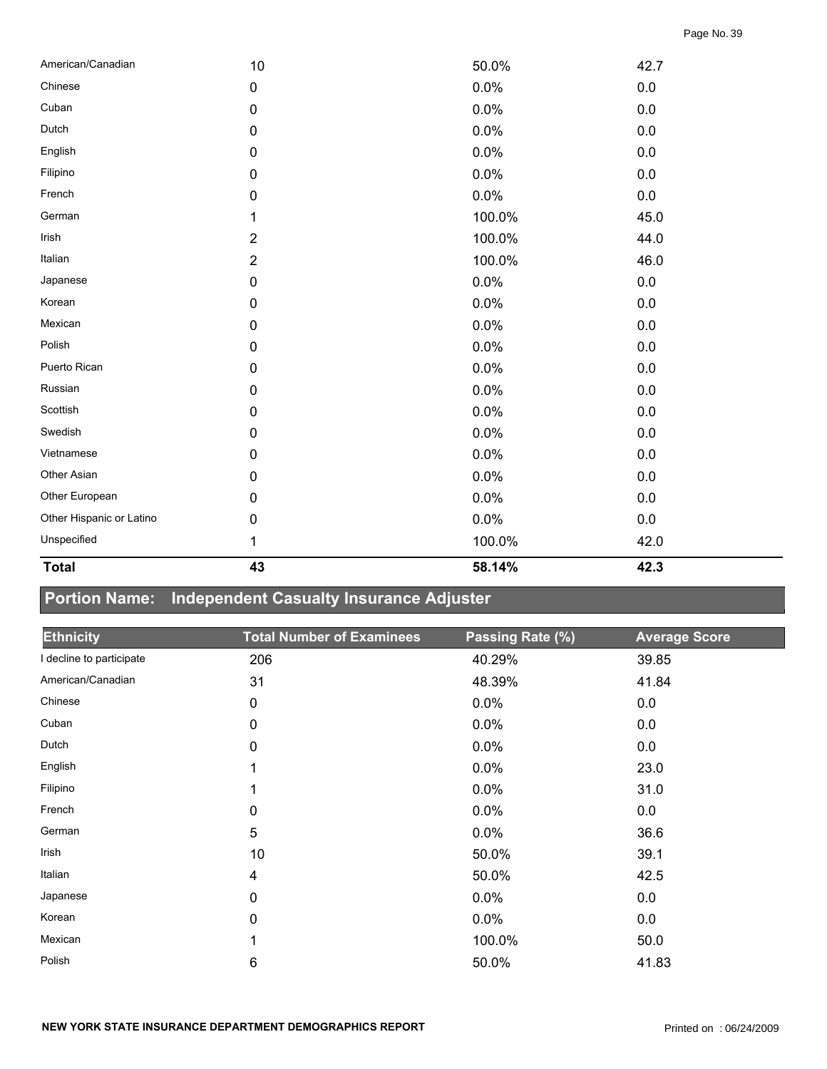| | | | |
|---|---|---|---|
| American/Canadian | 10 | 50.0% | 42.7 |
| Chinese | 0 | 0.0% | 0.0 |
| Cuban | 0 | 0.0% | 0.0 |
| Dutch | 0 | 0.0% | 0.0 |
| English | 0 | 0.0% | 0.0 |
| Filipino | 0 | 0.0% | 0.0 |
| French | 0 | 0.0% | 0.0 |
| German | 1 | 100.0% | 45.0 |
| Irish | 2 | 100.0% | 44.0 |
| Italian | 2 | 100.0% | 46.0 |
| Japanese | 0 | 0.0% | 0.0 |
| Korean | 0 | 0.0% | 0.0 |
| Mexican | 0 | 0.0% | 0.0 |
| Polish | 0 | 0.0% | 0.0 |
| Puerto Rican | 0 | 0.0% | 0.0 |
| Russian | 0 | 0.0% | 0.0 |
| Scottish | 0 | 0.0% | 0.0 |
| Swedish | 0 | 0.0% | 0.0 |
| Vietnamese | 0 | 0.0% | 0.0 |
| Other Asian | 0 | 0.0% | 0.0 |
| Other European | 0 | 0.0% | 0.0 |
| Other Hispanic or Latino | 0 | 0.0% | 0.0 |
| Unspecified | 1 | 100.0% | 42.0 |
| **Total** | **43** | **58.14%** | **42.3** |

## Portion Name: Independent Casualty Insurance Adjuster

| Ethnicity | Total Number of Examinees | Passing Rate (%) | Average Score |
|---|---|---|---|
| I decline to participate | 206 | 40.29% | 39.85 |
| American/Canadian | 31 | 48.39% | 41.84 |
| Chinese | 0 | 0.0% | 0.0 |
| Cuban | 0 | 0.0% | 0.0 |
| Dutch | 0 | 0.0% | 0.0 |
| English | 1 | 0.0% | 23.0 |
| Filipino | 1 | 0.0% | 31.0 |
| French | 0 | 0.0% | 0.0 |
| German | 5 | 0.0% | 36.6 |
| Irish | 10 | 50.0% | 39.1 |
| Italian | 4 | 50.0% | 42.5 |
| Japanese | 0 | 0.0% | 0.0 |
| Korean | 0 | 0.0% | 0.0 |
| Mexican | 1 | 100.0% | 50.0 |
| Polish | 6 | 50.0% | 41.83 |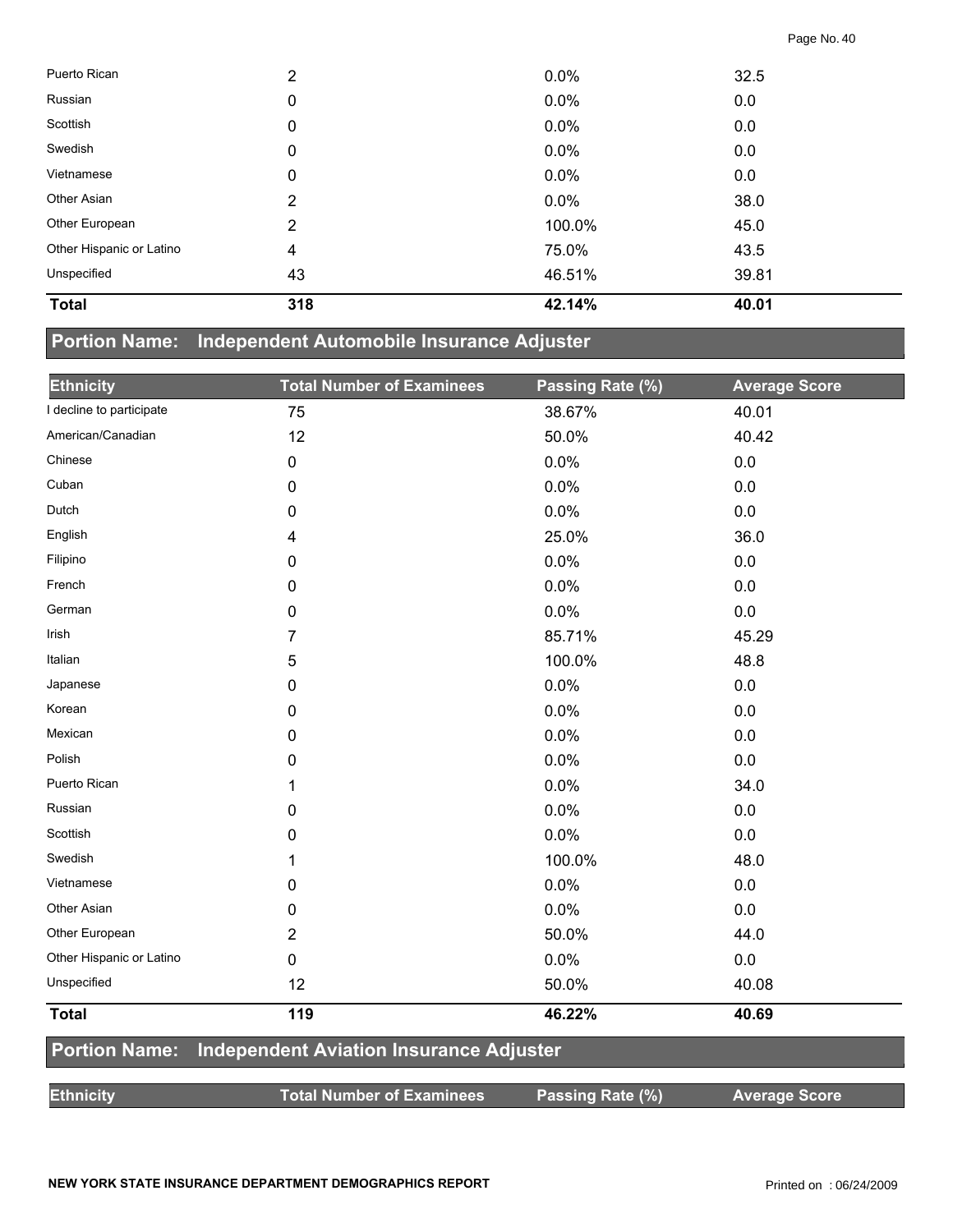| Puerto Rican | 2 | 0.0% | 32.5 |
|---|---|---|---|
| Russian | 0 | 0.0% | 0.0 |
| Scottish | 0 | 0.0% | 0.0 |
| Swedish | 0 | 0.0% | 0.0 |
| Vietnamese | 0 | 0.0% | 0.0 |
| Other Asian | 2 | 0.0% | 38.0 |
| Other European | 2 | 100.0% | 45.0 |
| Other Hispanic or Latino | 4 | 75.0% | 43.5 |
| Unspecified | 43 | 46.51% | 39.81 |
| **Total** | **318** | **42.14%** | **40.01** |

## Portion Name: Independent Automobile Insurance Adjuster

| Ethnicity | Total Number of Examinees | Passing Rate (%) | Average Score |
|---|---|---|---|
| I decline to participate | 75 | 38.67% | 40.01 |
| American/Canadian | 12 | 50.0% | 40.42 |
| Chinese | 0 | 0.0% | 0.0 |
| Cuban | 0 | 0.0% | 0.0 |
| Dutch | 0 | 0.0% | 0.0 |
| English | 4 | 25.0% | 36.0 |
| Filipino | 0 | 0.0% | 0.0 |
| French | 0 | 0.0% | 0.0 |
| German | 0 | 0.0% | 0.0 |
| Irish | 7 | 85.71% | 45.29 |
| Italian | 5 | 100.0% | 48.8 |
| Japanese | 0 | 0.0% | 0.0 |
| Korean | 0 | 0.0% | 0.0 |
| Mexican | 0 | 0.0% | 0.0 |
| Polish | 0 | 0.0% | 0.0 |
| Puerto Rican | 1 | 0.0% | 34.0 |
| Russian | 0 | 0.0% | 0.0 |
| Scottish | 0 | 0.0% | 0.0 |
| Swedish | 1 | 100.0% | 48.0 |
| Vietnamese | 0 | 0.0% | 0.0 |
| Other Asian | 0 | 0.0% | 0.0 |
| Other European | 2 | 50.0% | 44.0 |
| Other Hispanic or Latino | 0 | 0.0% | 0.0 |
| Unspecified | 12 | 50.0% | 40.08 |
| **Total** | **119** | **46.22%** | **40.69** |

## Portion Name: Independent Aviation Insurance Adjuster

| Ethnicity | Total Number of Examinees | Passing Rate (%) | Average Score |
|---|---|---|---|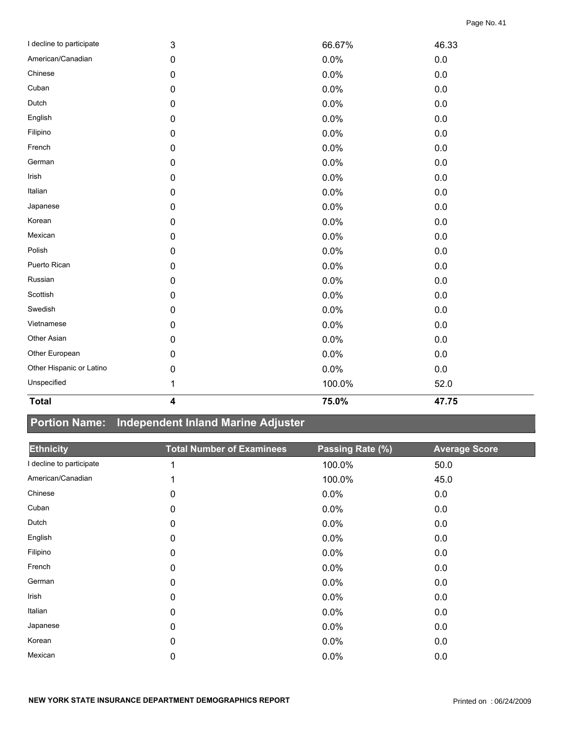| Ethnicity | Total Number of Examinees | Passing Rate (%) | Average Score |
|---|---|---|---|
| I decline to participate | 3 | 66.67% | 46.33 |
| American/Canadian | 0 | 0.0% | 0.0 |
| Chinese | 0 | 0.0% | 0.0 |
| Cuban | 0 | 0.0% | 0.0 |
| Dutch | 0 | 0.0% | 0.0 |
| English | 0 | 0.0% | 0.0 |
| Filipino | 0 | 0.0% | 0.0 |
| French | 0 | 0.0% | 0.0 |
| German | 0 | 0.0% | 0.0 |
| Irish | 0 | 0.0% | 0.0 |
| Italian | 0 | 0.0% | 0.0 |
| Japanese | 0 | 0.0% | 0.0 |
| Korean | 0 | 0.0% | 0.0 |
| Mexican | 0 | 0.0% | 0.0 |
| Polish | 0 | 0.0% | 0.0 |
| Puerto Rican | 0 | 0.0% | 0.0 |
| Russian | 0 | 0.0% | 0.0 |
| Scottish | 0 | 0.0% | 0.0 |
| Swedish | 0 | 0.0% | 0.0 |
| Vietnamese | 0 | 0.0% | 0.0 |
| Other Asian | 0 | 0.0% | 0.0 |
| Other European | 0 | 0.0% | 0.0 |
| Other Hispanic or Latino | 0 | 0.0% | 0.0 |
| Unspecified | 1 | 100.0% | 52.0 |
| **Total** | **4** | **75.0%** | **47.75** |

## Portion Name: Independent Inland Marine Adjuster

| Ethnicity | Total Number of Examinees | Passing Rate (%) | Average Score |
|---|---|---|---|
| I decline to participate | 1 | 100.0% | 50.0 |
| American/Canadian | 1 | 100.0% | 45.0 |
| Chinese | 0 | 0.0% | 0.0 |
| Cuban | 0 | 0.0% | 0.0 |
| Dutch | 0 | 0.0% | 0.0 |
| English | 0 | 0.0% | 0.0 |
| Filipino | 0 | 0.0% | 0.0 |
| French | 0 | 0.0% | 0.0 |
| German | 0 | 0.0% | 0.0 |
| Irish | 0 | 0.0% | 0.0 |
| Italian | 0 | 0.0% | 0.0 |
| Japanese | 0 | 0.0% | 0.0 |
| Korean | 0 | 0.0% | 0.0 |
| Mexican | 0 | 0.0% | 0.0 |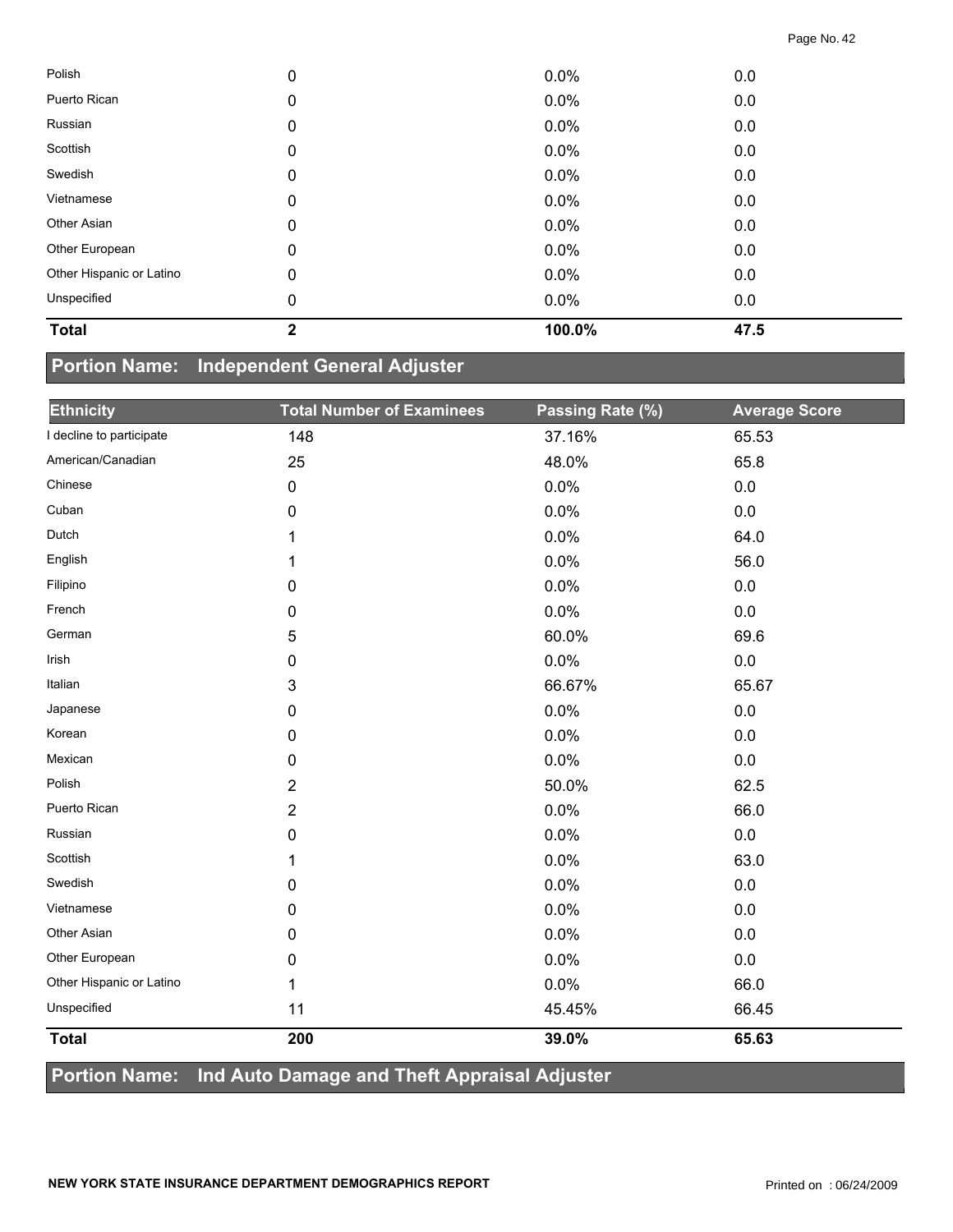| | | | |
|---|---|---|---|
| Polish | 0 | 0.0% | 0.0 |
| Puerto Rican | 0 | 0.0% | 0.0 |
| Russian | 0 | 0.0% | 0.0 |
| Scottish | 0 | 0.0% | 0.0 |
| Swedish | 0 | 0.0% | 0.0 |
| Vietnamese | 0 | 0.0% | 0.0 |
| Other Asian | 0 | 0.0% | 0.0 |
| Other European | 0 | 0.0% | 0.0 |
| Other Hispanic or Latino | 0 | 0.0% | 0.0 |
| Unspecified | 0 | 0.0% | 0.0 |
| **Total** | **2** | **100.0%** | **47.5** |

## Portion Name: Independent General Adjuster

| Ethnicity | Total Number of Examinees | Passing Rate (%) | Average Score |
|---|---|---|---|
| I decline to participate | 148 | 37.16% | 65.53 |
| American/Canadian | 25 | 48.0% | 65.8 |
| Chinese | 0 | 0.0% | 0.0 |
| Cuban | 0 | 0.0% | 0.0 |
| Dutch | 1 | 0.0% | 64.0 |
| English | 1 | 0.0% | 56.0 |
| Filipino | 0 | 0.0% | 0.0 |
| French | 0 | 0.0% | 0.0 |
| German | 5 | 60.0% | 69.6 |
| Irish | 0 | 0.0% | 0.0 |
| Italian | 3 | 66.67% | 65.67 |
| Japanese | 0 | 0.0% | 0.0 |
| Korean | 0 | 0.0% | 0.0 |
| Mexican | 0 | 0.0% | 0.0 |
| Polish | 2 | 50.0% | 62.5 |
| Puerto Rican | 2 | 0.0% | 66.0 |
| Russian | 0 | 0.0% | 0.0 |
| Scottish | 1 | 0.0% | 63.0 |
| Swedish | 0 | 0.0% | 0.0 |
| Vietnamese | 0 | 0.0% | 0.0 |
| Other Asian | 0 | 0.0% | 0.0 |
| Other European | 0 | 0.0% | 0.0 |
| Other Hispanic or Latino | 1 | 0.0% | 66.0 |
| Unspecified | 11 | 45.45% | 66.45 |
| **Total** | **200** | **39.0%** | **65.63** |

## Portion Name: Ind Auto Damage and Theft Appraisal Adjuster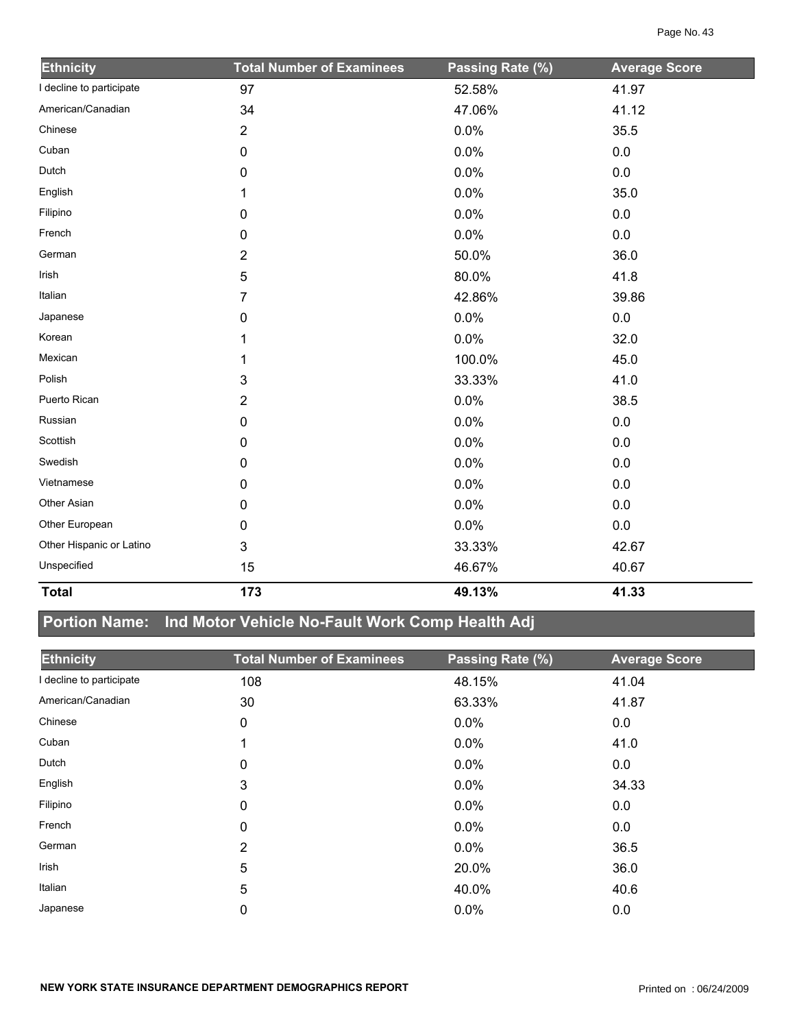| Ethnicity | Total Number of Examinees | Passing Rate (%) | Average Score |
|---|---|---|---|
| I decline to participate | 97 | 52.58% | 41.97 |
| American/Canadian | 34 | 47.06% | 41.12 |
| Chinese | 2 | 0.0% | 35.5 |
| Cuban | 0 | 0.0% | 0.0 |
| Dutch | 0 | 0.0% | 0.0 |
| English | 1 | 0.0% | 35.0 |
| Filipino | 0 | 0.0% | 0.0 |
| French | 0 | 0.0% | 0.0 |
| German | 2 | 50.0% | 36.0 |
| Irish | 5 | 80.0% | 41.8 |
| Italian | 7 | 42.86% | 39.86 |
| Japanese | 0 | 0.0% | 0.0 |
| Korean | 1 | 0.0% | 32.0 |
| Mexican | 1 | 100.0% | 45.0 |
| Polish | 3 | 33.33% | 41.0 |
| Puerto Rican | 2 | 0.0% | 38.5 |
| Russian | 0 | 0.0% | 0.0 |
| Scottish | 0 | 0.0% | 0.0 |
| Swedish | 0 | 0.0% | 0.0 |
| Vietnamese | 0 | 0.0% | 0.0 |
| Other Asian | 0 | 0.0% | 0.0 |
| Other European | 0 | 0.0% | 0.0 |
| Other Hispanic or Latino | 3 | 33.33% | 42.67 |
| Unspecified | 15 | 46.67% | 40.67 |
| **Total** | **173** | **49.13%** | **41.33** |

## Portion Name: Ind Motor Vehicle No-Fault Work Comp Health Adj

| Ethnicity | Total Number of Examinees | Passing Rate (%) | Average Score |
|---|---|---|---|
| I decline to participate | 108 | 48.15% | 41.04 |
| American/Canadian | 30 | 63.33% | 41.87 |
| Chinese | 0 | 0.0% | 0.0 |
| Cuban | 1 | 0.0% | 41.0 |
| Dutch | 0 | 0.0% | 0.0 |
| English | 3 | 0.0% | 34.33 |
| Filipino | 0 | 0.0% | 0.0 |
| French | 0 | 0.0% | 0.0 |
| German | 2 | 0.0% | 36.5 |
| Irish | 5 | 20.0% | 36.0 |
| Italian | 5 | 40.0% | 40.6 |
| Japanese | 0 | 0.0% | 0.0 |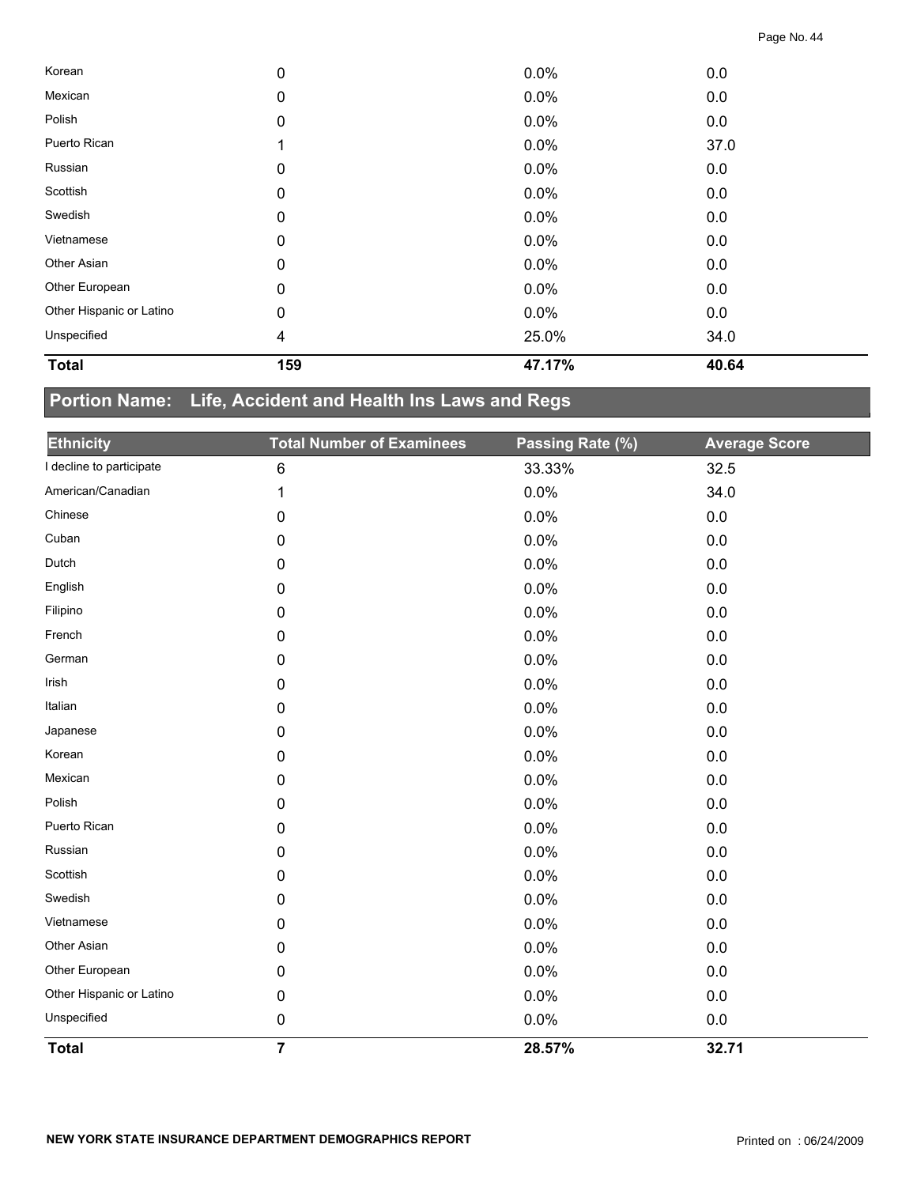| Ethnicity | Total Number of Examinees | Passing Rate (%) | Average Score |
|---|---|---|---|
| Korean | 0 | 0.0% | 0.0 |
| Mexican | 0 | 0.0% | 0.0 |
| Polish | 0 | 0.0% | 0.0 |
| Puerto Rican | 1 | 0.0% | 37.0 |
| Russian | 0 | 0.0% | 0.0 |
| Scottish | 0 | 0.0% | 0.0 |
| Swedish | 0 | 0.0% | 0.0 |
| Vietnamese | 0 | 0.0% | 0.0 |
| Other Asian | 0 | 0.0% | 0.0 |
| Other European | 0 | 0.0% | 0.0 |
| Other Hispanic or Latino | 0 | 0.0% | 0.0 |
| Unspecified | 4 | 25.0% | 34.0 |
| **Total** | **159** | **47.17%** | **40.64** |

## Portion Name: Life, Accident and Health Ins Laws and Regs

| Ethnicity | Total Number of Examinees | Passing Rate (%) | Average Score |
|---|---|---|---|
| I decline to participate | 6 | 33.33% | 32.5 |
| American/Canadian | 1 | 0.0% | 34.0 |
| Chinese | 0 | 0.0% | 0.0 |
| Cuban | 0 | 0.0% | 0.0 |
| Dutch | 0 | 0.0% | 0.0 |
| English | 0 | 0.0% | 0.0 |
| Filipino | 0 | 0.0% | 0.0 |
| French | 0 | 0.0% | 0.0 |
| German | 0 | 0.0% | 0.0 |
| Irish | 0 | 0.0% | 0.0 |
| Italian | 0 | 0.0% | 0.0 |
| Japanese | 0 | 0.0% | 0.0 |
| Korean | 0 | 0.0% | 0.0 |
| Mexican | 0 | 0.0% | 0.0 |
| Polish | 0 | 0.0% | 0.0 |
| Puerto Rican | 0 | 0.0% | 0.0 |
| Russian | 0 | 0.0% | 0.0 |
| Scottish | 0 | 0.0% | 0.0 |
| Swedish | 0 | 0.0% | 0.0 |
| Vietnamese | 0 | 0.0% | 0.0 |
| Other Asian | 0 | 0.0% | 0.0 |
| Other European | 0 | 0.0% | 0.0 |
| Other Hispanic or Latino | 0 | 0.0% | 0.0 |
| Unspecified | 0 | 0.0% | 0.0 |
| **Total** | **7** | **28.57%** | **32.71** |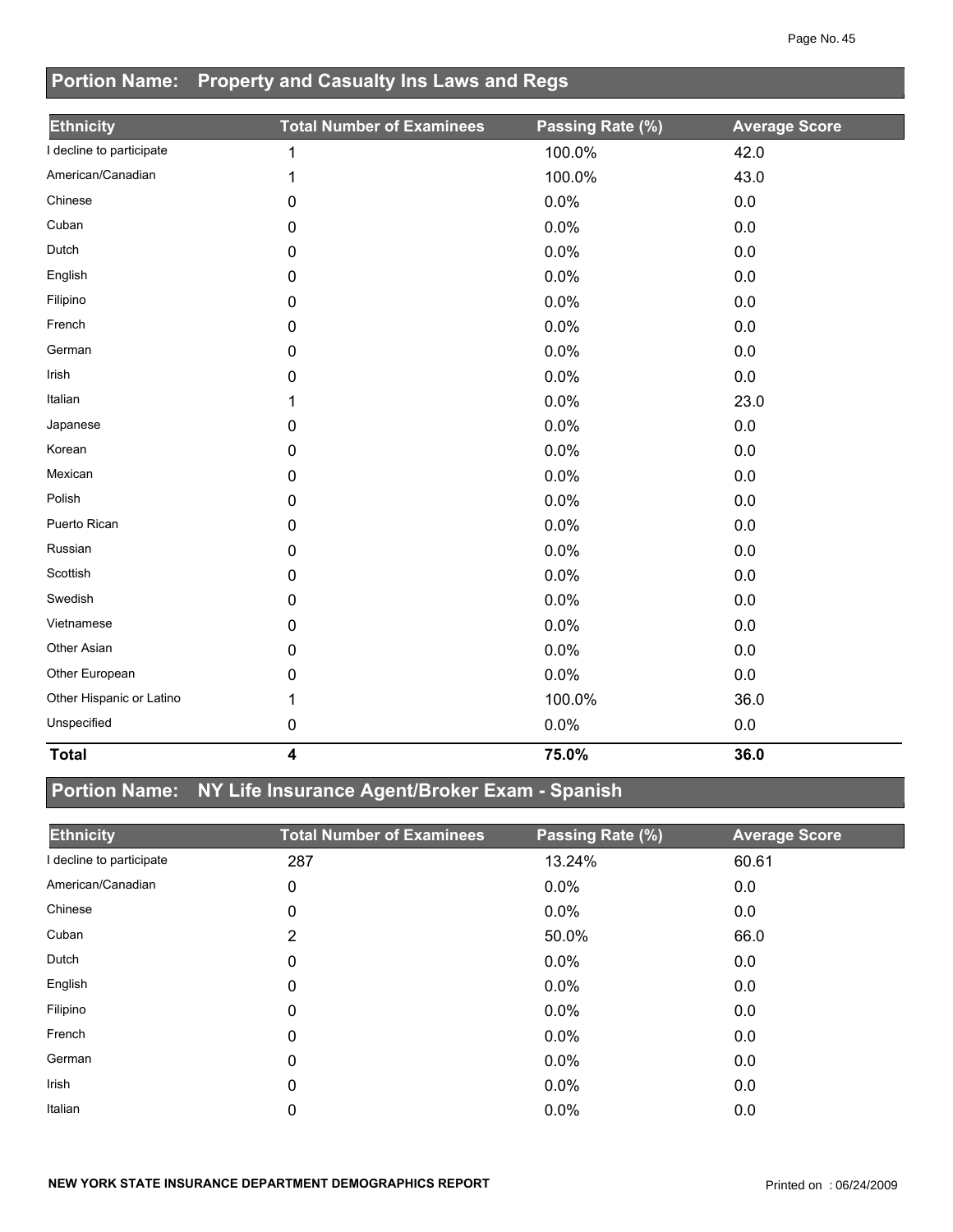## Portion Name: Property and Casualty Ins Laws and Regs

| Ethnicity | Total Number of Examinees | Passing Rate (%) | Average Score |
|---|---|---|---|
| I decline to participate | 1 | 100.0% | 42.0 |
| American/Canadian | 1 | 100.0% | 43.0 |
| Chinese | 0 | 0.0% | 0.0 |
| Cuban | 0 | 0.0% | 0.0 |
| Dutch | 0 | 0.0% | 0.0 |
| English | 0 | 0.0% | 0.0 |
| Filipino | 0 | 0.0% | 0.0 |
| French | 0 | 0.0% | 0.0 |
| German | 0 | 0.0% | 0.0 |
| Irish | 0 | 0.0% | 0.0 |
| Italian | 1 | 0.0% | 23.0 |
| Japanese | 0 | 0.0% | 0.0 |
| Korean | 0 | 0.0% | 0.0 |
| Mexican | 0 | 0.0% | 0.0 |
| Polish | 0 | 0.0% | 0.0 |
| Puerto Rican | 0 | 0.0% | 0.0 |
| Russian | 0 | 0.0% | 0.0 |
| Scottish | 0 | 0.0% | 0.0 |
| Swedish | 0 | 0.0% | 0.0 |
| Vietnamese | 0 | 0.0% | 0.0 |
| Other Asian | 0 | 0.0% | 0.0 |
| Other European | 0 | 0.0% | 0.0 |
| Other Hispanic or Latino | 1 | 100.0% | 36.0 |
| Unspecified | 0 | 0.0% | 0.0 |
| **Total** | **4** | **75.0%** | **36.0** |

## Portion Name: NY Life Insurance Agent/Broker Exam - Spanish

| Ethnicity | Total Number of Examinees | Passing Rate (%) | Average Score |
|---|---|---|---|
| I decline to participate | 287 | 13.24% | 60.61 |
| American/Canadian | 0 | 0.0% | 0.0 |
| Chinese | 0 | 0.0% | 0.0 |
| Cuban | 2 | 50.0% | 66.0 |
| Dutch | 0 | 0.0% | 0.0 |
| English | 0 | 0.0% | 0.0 |
| Filipino | 0 | 0.0% | 0.0 |
| French | 0 | 0.0% | 0.0 |
| German | 0 | 0.0% | 0.0 |
| Irish | 0 | 0.0% | 0.0 |
| Italian | 0 | 0.0% | 0.0 |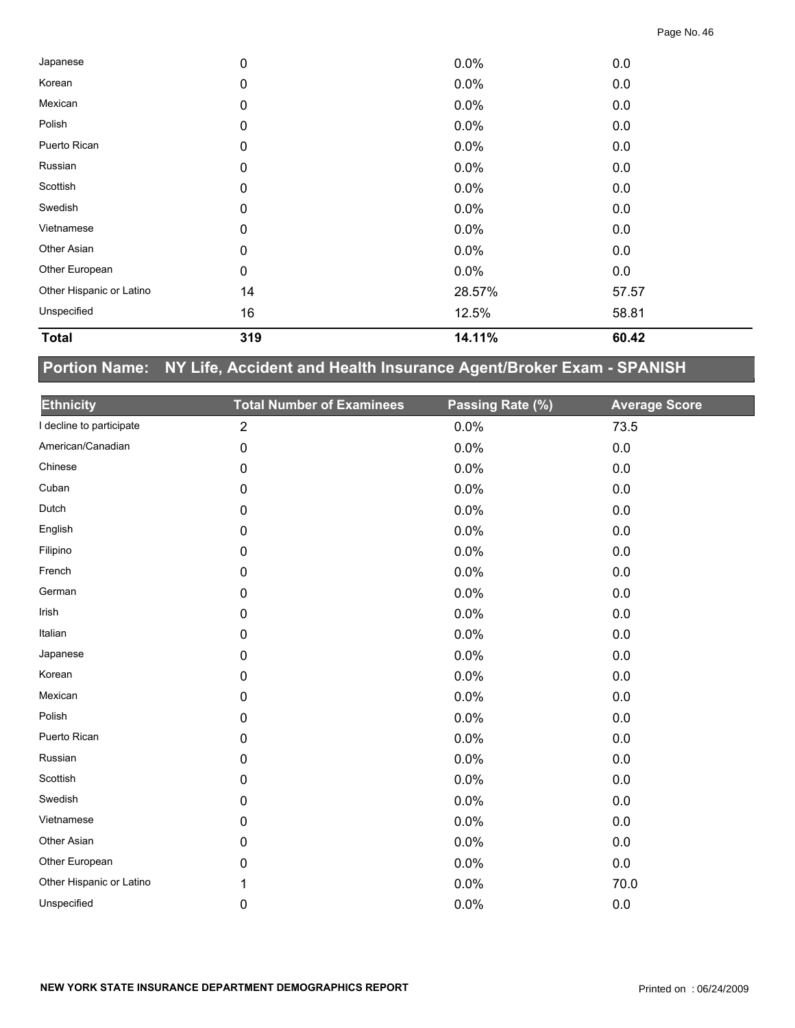| | | | |
|---|---|---|---|
| Japanese | 0 | 0.0% | 0.0 |
| Korean | 0 | 0.0% | 0.0 |
| Mexican | 0 | 0.0% | 0.0 |
| Polish | 0 | 0.0% | 0.0 |
| Puerto Rican | 0 | 0.0% | 0.0 |
| Russian | 0 | 0.0% | 0.0 |
| Scottish | 0 | 0.0% | 0.0 |
| Swedish | 0 | 0.0% | 0.0 |
| Vietnamese | 0 | 0.0% | 0.0 |
| Other Asian | 0 | 0.0% | 0.0 |
| Other European | 0 | 0.0% | 0.0 |
| Other Hispanic or Latino | 14 | 28.57% | 57.57 |
| Unspecified | 16 | 12.5% | 58.81 |
| **Total** | **319** | **14.11%** | **60.42** |

## Portion Name: NY Life, Accident and Health Insurance Agent/Broker Exam - SPANISH

| Ethnicity | Total Number of Examinees | Passing Rate (%) | Average Score |
|---|---|---|---|
| I decline to participate | 2 | 0.0% | 73.5 |
| American/Canadian | 0 | 0.0% | 0.0 |
| Chinese | 0 | 0.0% | 0.0 |
| Cuban | 0 | 0.0% | 0.0 |
| Dutch | 0 | 0.0% | 0.0 |
| English | 0 | 0.0% | 0.0 |
| Filipino | 0 | 0.0% | 0.0 |
| French | 0 | 0.0% | 0.0 |
| German | 0 | 0.0% | 0.0 |
| Irish | 0 | 0.0% | 0.0 |
| Italian | 0 | 0.0% | 0.0 |
| Japanese | 0 | 0.0% | 0.0 |
| Korean | 0 | 0.0% | 0.0 |
| Mexican | 0 | 0.0% | 0.0 |
| Polish | 0 | 0.0% | 0.0 |
| Puerto Rican | 0 | 0.0% | 0.0 |
| Russian | 0 | 0.0% | 0.0 |
| Scottish | 0 | 0.0% | 0.0 |
| Swedish | 0 | 0.0% | 0.0 |
| Vietnamese | 0 | 0.0% | 0.0 |
| Other Asian | 0 | 0.0% | 0.0 |
| Other European | 0 | 0.0% | 0.0 |
| Other Hispanic or Latino | 1 | 0.0% | 70.0 |
| Unspecified | 0 | 0.0% | 0.0 |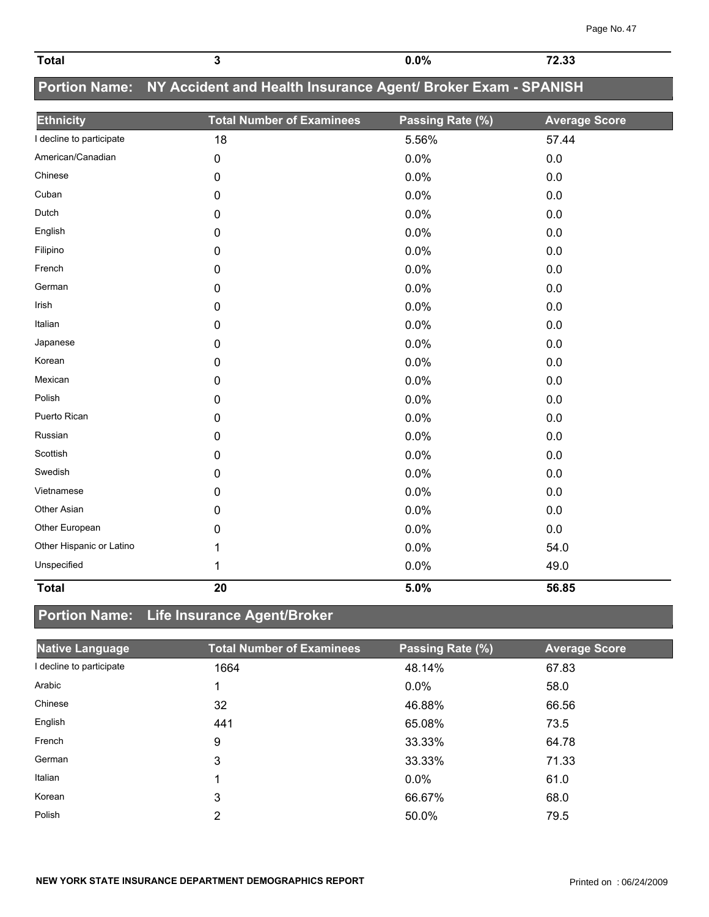| Total | 3 | 0.0% | 72.33 |
|---|---|---|---|

## Portion Name: NY Accident and Health Insurance Agent/ Broker Exam - SPANISH

| Ethnicity | Total Number of Examinees | Passing Rate (%) | Average Score |
|---|---|---|---|
| I decline to participate | 18 | 5.56% | 57.44 |
| American/Canadian | 0 | 0.0% | 0.0 |
| Chinese | 0 | 0.0% | 0.0 |
| Cuban | 0 | 0.0% | 0.0 |
| Dutch | 0 | 0.0% | 0.0 |
| English | 0 | 0.0% | 0.0 |
| Filipino | 0 | 0.0% | 0.0 |
| French | 0 | 0.0% | 0.0 |
| German | 0 | 0.0% | 0.0 |
| Irish | 0 | 0.0% | 0.0 |
| Italian | 0 | 0.0% | 0.0 |
| Japanese | 0 | 0.0% | 0.0 |
| Korean | 0 | 0.0% | 0.0 |
| Mexican | 0 | 0.0% | 0.0 |
| Polish | 0 | 0.0% | 0.0 |
| Puerto Rican | 0 | 0.0% | 0.0 |
| Russian | 0 | 0.0% | 0.0 |
| Scottish | 0 | 0.0% | 0.0 |
| Swedish | 0 | 0.0% | 0.0 |
| Vietnamese | 0 | 0.0% | 0.0 |
| Other Asian | 0 | 0.0% | 0.0 |
| Other European | 0 | 0.0% | 0.0 |
| Other Hispanic or Latino | 1 | 0.0% | 54.0 |
| Unspecified | 1 | 0.0% | 49.0 |
| **Total** | **20** | **5.0%** | **56.85** |

## Portion Name: Life Insurance Agent/Broker

| Native Language | Total Number of Examinees | Passing Rate (%) | Average Score |
|---|---|---|---|
| I decline to participate | 1664 | 48.14% | 67.83 |
| Arabic | 1 | 0.0% | 58.0 |
| Chinese | 32 | 46.88% | 66.56 |
| English | 441 | 65.08% | 73.5 |
| French | 9 | 33.33% | 64.78 |
| German | 3 | 33.33% | 71.33 |
| Italian | 1 | 0.0% | 61.0 |
| Korean | 3 | 66.67% | 68.0 |
| Polish | 2 | 50.0% | 79.5 |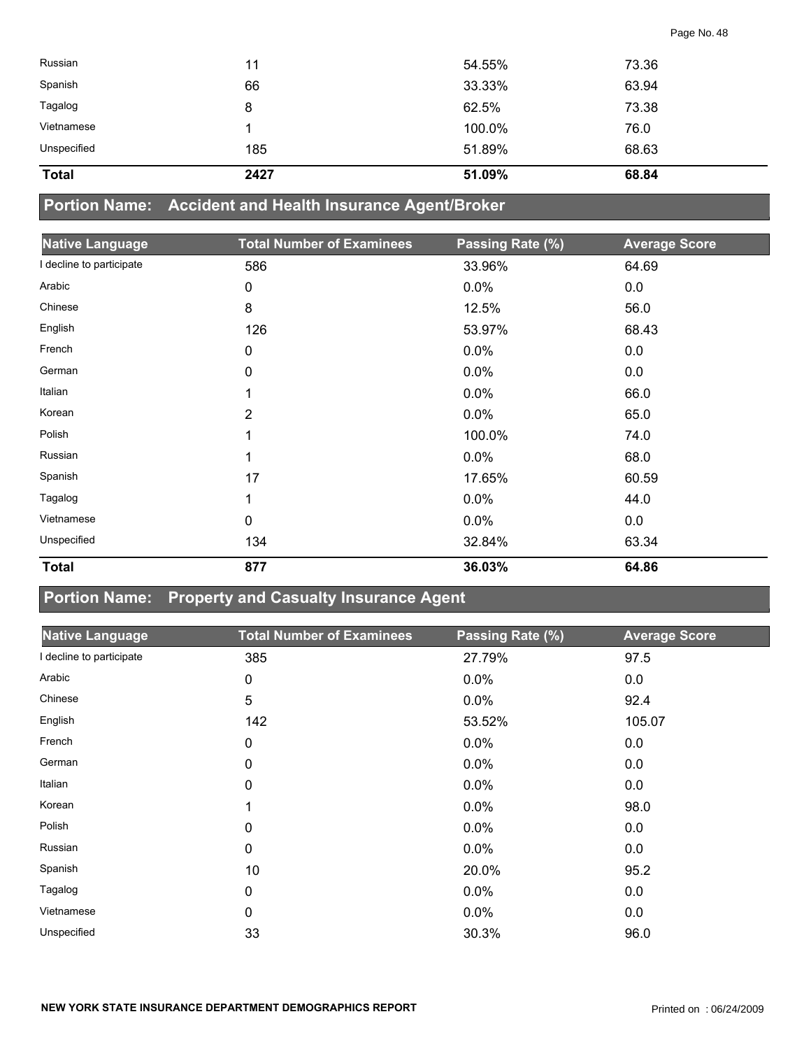| Native Language | Total Number of Examinees | Passing Rate (%) | Average Score |
| --- | --- | --- | --- |
| Russian | 11 | 54.55% | 73.36 |
| Spanish | 66 | 33.33% | 63.94 |
| Tagalog | 8 | 62.5% | 73.38 |
| Vietnamese | 1 | 100.0% | 76.0 |
| Unspecified | 185 | 51.89% | 68.63 |
| **Total** | **2427** | **51.09%** | **68.84** |

## Portion Name: Accident and Health Insurance Agent/Broker

| Native Language | Total Number of Examinees | Passing Rate (%) | Average Score |
| --- | --- | --- | --- |
| I decline to participate | 586 | 33.96% | 64.69 |
| Arabic | 0 | 0.0% | 0.0 |
| Chinese | 8 | 12.5% | 56.0 |
| English | 126 | 53.97% | 68.43 |
| French | 0 | 0.0% | 0.0 |
| German | 0 | 0.0% | 0.0 |
| Italian | 1 | 0.0% | 66.0 |
| Korean | 2 | 0.0% | 65.0 |
| Polish | 1 | 100.0% | 74.0 |
| Russian | 1 | 0.0% | 68.0 |
| Spanish | 17 | 17.65% | 60.59 |
| Tagalog | 1 | 0.0% | 44.0 |
| Vietnamese | 0 | 0.0% | 0.0 |
| Unspecified | 134 | 32.84% | 63.34 |
| **Total** | **877** | **36.03%** | **64.86** |

## Portion Name: Property and Casualty Insurance Agent

| Native Language | Total Number of Examinees | Passing Rate (%) | Average Score |
| --- | --- | --- | --- |
| I decline to participate | 385 | 27.79% | 97.5 |
| Arabic | 0 | 0.0% | 0.0 |
| Chinese | 5 | 0.0% | 92.4 |
| English | 142 | 53.52% | 105.07 |
| French | 0 | 0.0% | 0.0 |
| German | 0 | 0.0% | 0.0 |
| Italian | 0 | 0.0% | 0.0 |
| Korean | 1 | 0.0% | 98.0 |
| Polish | 0 | 0.0% | 0.0 |
| Russian | 0 | 0.0% | 0.0 |
| Spanish | 10 | 20.0% | 95.2 |
| Tagalog | 0 | 0.0% | 0.0 |
| Vietnamese | 0 | 0.0% | 0.0 |
| Unspecified | 33 | 30.3% | 96.0 |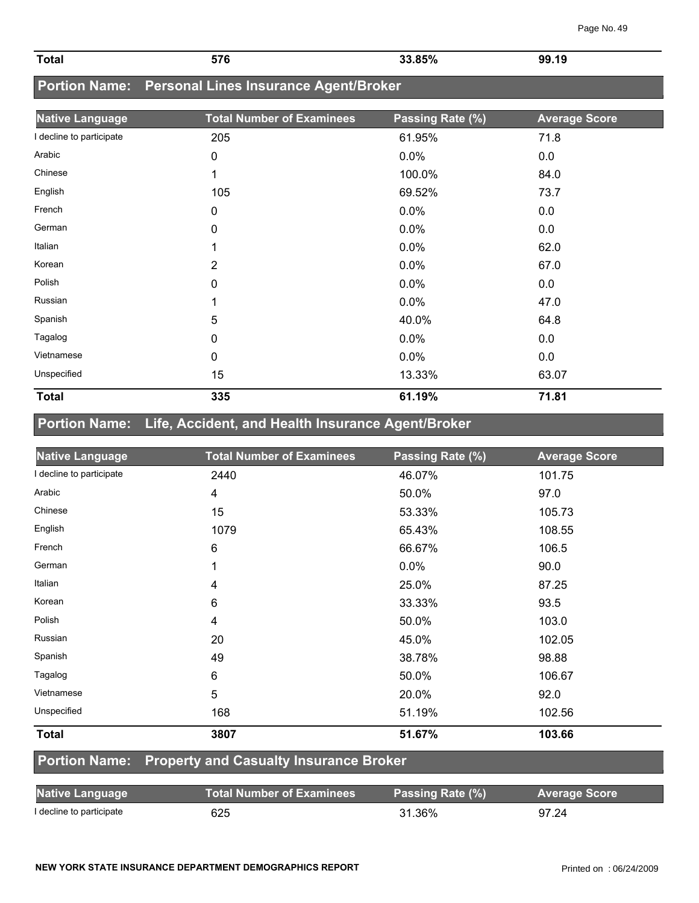| Total | 576 | 33.85% | 99.19 |
|---|---|---|---|

## Portion Name: Personal Lines Insurance Agent/Broker

| Native Language | Total Number of Examinees | Passing Rate (%) | Average Score |
|---|---|---|---|
| I decline to participate | 205 | 61.95% | 71.8 |
| Arabic | 0 | 0.0% | 0.0 |
| Chinese | 1 | 100.0% | 84.0 |
| English | 105 | 69.52% | 73.7 |
| French | 0 | 0.0% | 0.0 |
| German | 0 | 0.0% | 0.0 |
| Italian | 1 | 0.0% | 62.0 |
| Korean | 2 | 0.0% | 67.0 |
| Polish | 0 | 0.0% | 0.0 |
| Russian | 1 | 0.0% | 47.0 |
| Spanish | 5 | 40.0% | 64.8 |
| Tagalog | 0 | 0.0% | 0.0 |
| Vietnamese | 0 | 0.0% | 0.0 |
| Unspecified | 15 | 13.33% | 63.07 |
| **Total** | **335** | **61.19%** | **71.81** |

## Portion Name: Life, Accident, and Health Insurance Agent/Broker

| Native Language | Total Number of Examinees | Passing Rate (%) | Average Score |
|---|---|---|---|
| I decline to participate | 2440 | 46.07% | 101.75 |
| Arabic | 4 | 50.0% | 97.0 |
| Chinese | 15 | 53.33% | 105.73 |
| English | 1079 | 65.43% | 108.55 |
| French | 6 | 66.67% | 106.5 |
| German | 1 | 0.0% | 90.0 |
| Italian | 4 | 25.0% | 87.25 |
| Korean | 6 | 33.33% | 93.5 |
| Polish | 4 | 50.0% | 103.0 |
| Russian | 20 | 45.0% | 102.05 |
| Spanish | 49 | 38.78% | 98.88 |
| Tagalog | 6 | 50.0% | 106.67 |
| Vietnamese | 5 | 20.0% | 92.0 |
| Unspecified | 168 | 51.19% | 102.56 |
| **Total** | **3807** | **51.67%** | **103.66** |

## Portion Name: Property and Casualty Insurance Broker

| Native Language | Total Number of Examinees | Passing Rate (%) | Average Score |
|---|---|---|---|
| I decline to participate | 625 | 31.36% | 97.24 |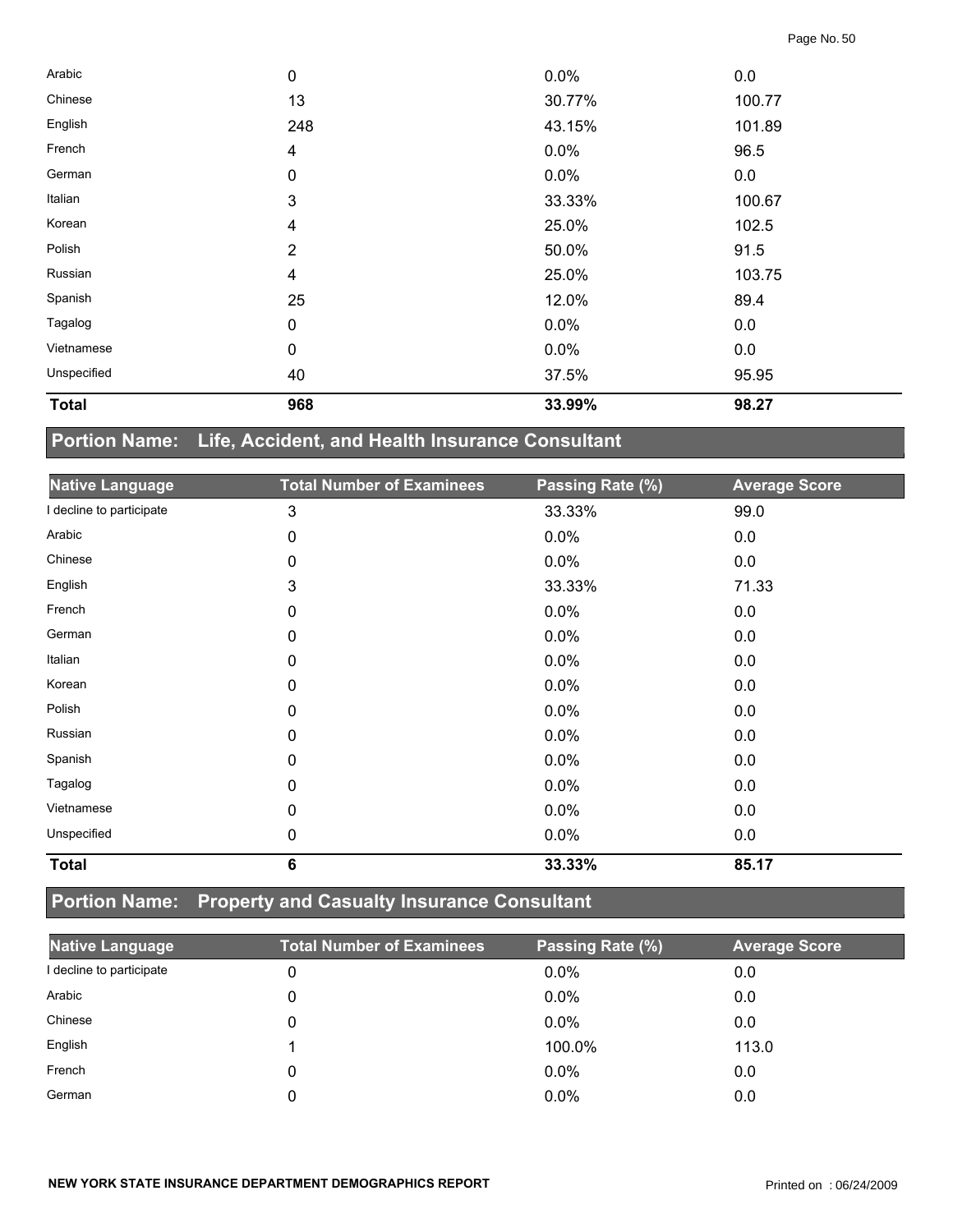| | | | |
|---|---|---|---|
| Arabic | 0 | 0.0% | 0.0 |
| Chinese | 13 | 30.77% | 100.77 |
| English | 248 | 43.15% | 101.89 |
| French | 4 | 0.0% | 96.5 |
| German | 0 | 0.0% | 0.0 |
| Italian | 3 | 33.33% | 100.67 |
| Korean | 4 | 25.0% | 102.5 |
| Polish | 2 | 50.0% | 91.5 |
| Russian | 4 | 25.0% | 103.75 |
| Spanish | 25 | 12.0% | 89.4 |
| Tagalog | 0 | 0.0% | 0.0 |
| Vietnamese | 0 | 0.0% | 0.0 |
| Unspecified | 40 | 37.5% | 95.95 |
| **Total** | **968** | **33.99%** | **98.27** |

## Portion Name: Life, Accident, and Health Insurance Consultant

| Native Language | Total Number of Examinees | Passing Rate (%) | Average Score |
|---|---|---|---|
| I decline to participate | 3 | 33.33% | 99.0 |
| Arabic | 0 | 0.0% | 0.0 |
| Chinese | 0 | 0.0% | 0.0 |
| English | 3 | 33.33% | 71.33 |
| French | 0 | 0.0% | 0.0 |
| German | 0 | 0.0% | 0.0 |
| Italian | 0 | 0.0% | 0.0 |
| Korean | 0 | 0.0% | 0.0 |
| Polish | 0 | 0.0% | 0.0 |
| Russian | 0 | 0.0% | 0.0 |
| Spanish | 0 | 0.0% | 0.0 |
| Tagalog | 0 | 0.0% | 0.0 |
| Vietnamese | 0 | 0.0% | 0.0 |
| Unspecified | 0 | 0.0% | 0.0 |
| **Total** | **6** | **33.33%** | **85.17** |

## Portion Name: Property and Casualty Insurance Consultant

| Native Language | Total Number of Examinees | Passing Rate (%) | Average Score |
|---|---|---|---|
| I decline to participate | 0 | 0.0% | 0.0 |
| Arabic | 0 | 0.0% | 0.0 |
| Chinese | 0 | 0.0% | 0.0 |
| English | 1 | 100.0% | 113.0 |
| French | 0 | 0.0% | 0.0 |
| German | 0 | 0.0% | 0.0 |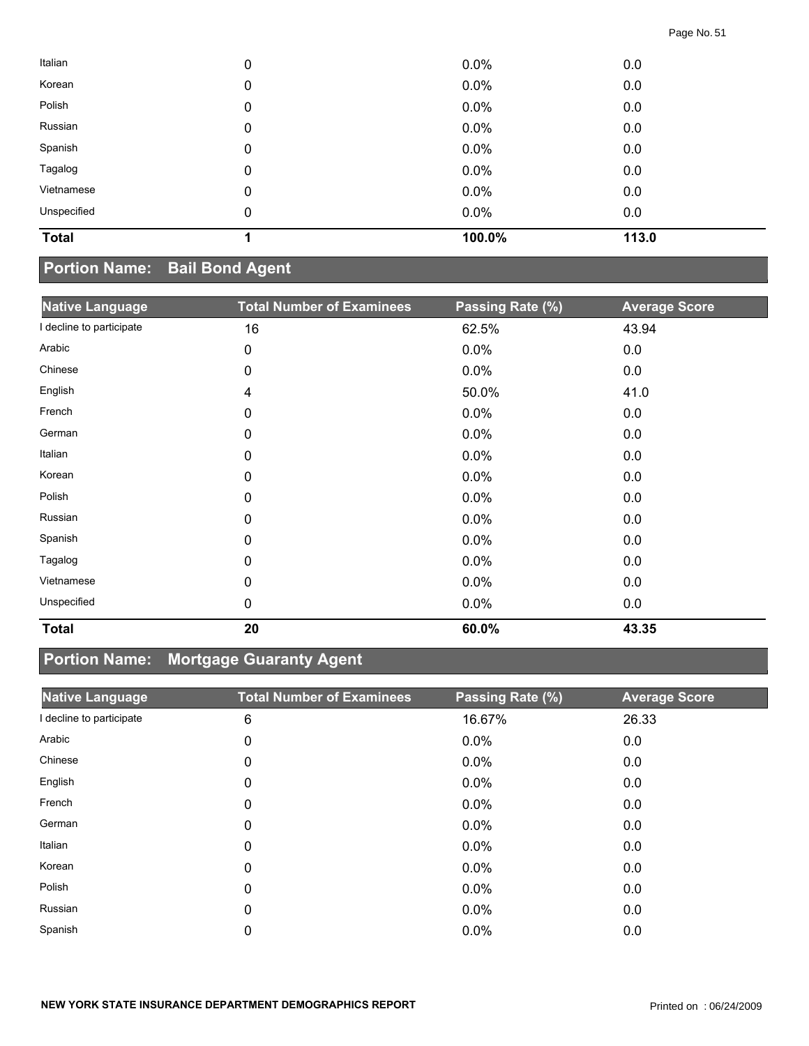| Native Language | Total Number of Examinees | Passing Rate (%) | Average Score |
|---|---|---|---|
| Italian | 0 | 0.0% | 0.0 |
| Korean | 0 | 0.0% | 0.0 |
| Polish | 0 | 0.0% | 0.0 |
| Russian | 0 | 0.0% | 0.0 |
| Spanish | 0 | 0.0% | 0.0 |
| Tagalog | 0 | 0.0% | 0.0 |
| Vietnamese | 0 | 0.0% | 0.0 |
| Unspecified | 0 | 0.0% | 0.0 |
| **Total** | **1** | **100.0%** | **113.0** |

## Portion Name: Bail Bond Agent

| Native Language | Total Number of Examinees | Passing Rate (%) | Average Score |
|---|---|---|---|
| I decline to participate | 16 | 62.5% | 43.94 |
| Arabic | 0 | 0.0% | 0.0 |
| Chinese | 0 | 0.0% | 0.0 |
| English | 4 | 50.0% | 41.0 |
| French | 0 | 0.0% | 0.0 |
| German | 0 | 0.0% | 0.0 |
| Italian | 0 | 0.0% | 0.0 |
| Korean | 0 | 0.0% | 0.0 |
| Polish | 0 | 0.0% | 0.0 |
| Russian | 0 | 0.0% | 0.0 |
| Spanish | 0 | 0.0% | 0.0 |
| Tagalog | 0 | 0.0% | 0.0 |
| Vietnamese | 0 | 0.0% | 0.0 |
| Unspecified | 0 | 0.0% | 0.0 |
| **Total** | **20** | **60.0%** | **43.35** |

## Portion Name: Mortgage Guaranty Agent

| Native Language | Total Number of Examinees | Passing Rate (%) | Average Score |
|---|---|---|---|
| I decline to participate | 6 | 16.67% | 26.33 |
| Arabic | 0 | 0.0% | 0.0 |
| Chinese | 0 | 0.0% | 0.0 |
| English | 0 | 0.0% | 0.0 |
| French | 0 | 0.0% | 0.0 |
| German | 0 | 0.0% | 0.0 |
| Italian | 0 | 0.0% | 0.0 |
| Korean | 0 | 0.0% | 0.0 |
| Polish | 0 | 0.0% | 0.0 |
| Russian | 0 | 0.0% | 0.0 |
| Spanish | 0 | 0.0% | 0.0 |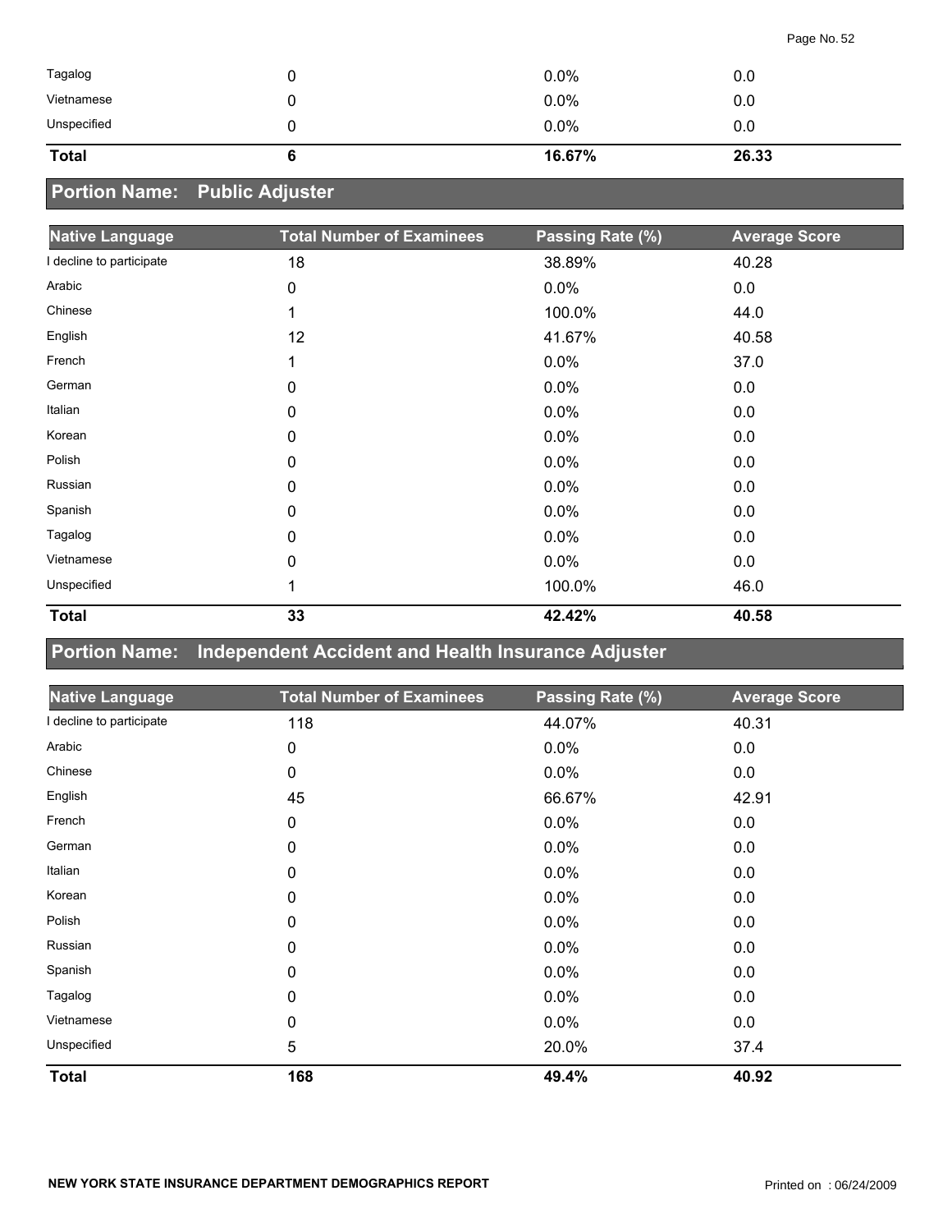| Native Language | Total Number of Examinees | Passing Rate (%) | Average Score |
|---|---|---|---|
| Tagalog | 0 | 0.0% | 0.0 |
| Vietnamese | 0 | 0.0% | 0.0 |
| Unspecified | 0 | 0.0% | 0.0 |
| **Total** | **6** | **16.67%** | **26.33** |

## Portion Name: Public Adjuster

| Native Language | Total Number of Examinees | Passing Rate (%) | Average Score |
|---|---|---|---|
| I decline to participate | 18 | 38.89% | 40.28 |
| Arabic | 0 | 0.0% | 0.0 |
| Chinese | 1 | 100.0% | 44.0 |
| English | 12 | 41.67% | 40.58 |
| French | 1 | 0.0% | 37.0 |
| German | 0 | 0.0% | 0.0 |
| Italian | 0 | 0.0% | 0.0 |
| Korean | 0 | 0.0% | 0.0 |
| Polish | 0 | 0.0% | 0.0 |
| Russian | 0 | 0.0% | 0.0 |
| Spanish | 0 | 0.0% | 0.0 |
| Tagalog | 0 | 0.0% | 0.0 |
| Vietnamese | 0 | 0.0% | 0.0 |
| Unspecified | 1 | 100.0% | 46.0 |
| **Total** | **33** | **42.42%** | **40.58** |

## Portion Name: Independent Accident and Health Insurance Adjuster

| Native Language | Total Number of Examinees | Passing Rate (%) | Average Score |
|---|---|---|---|
| I decline to participate | 118 | 44.07% | 40.31 |
| Arabic | 0 | 0.0% | 0.0 |
| Chinese | 0 | 0.0% | 0.0 |
| English | 45 | 66.67% | 42.91 |
| French | 0 | 0.0% | 0.0 |
| German | 0 | 0.0% | 0.0 |
| Italian | 0 | 0.0% | 0.0 |
| Korean | 0 | 0.0% | 0.0 |
| Polish | 0 | 0.0% | 0.0 |
| Russian | 0 | 0.0% | 0.0 |
| Spanish | 0 | 0.0% | 0.0 |
| Tagalog | 0 | 0.0% | 0.0 |
| Vietnamese | 0 | 0.0% | 0.0 |
| Unspecified | 5 | 20.0% | 37.4 |
| **Total** | **168** | **49.4%** | **40.92** |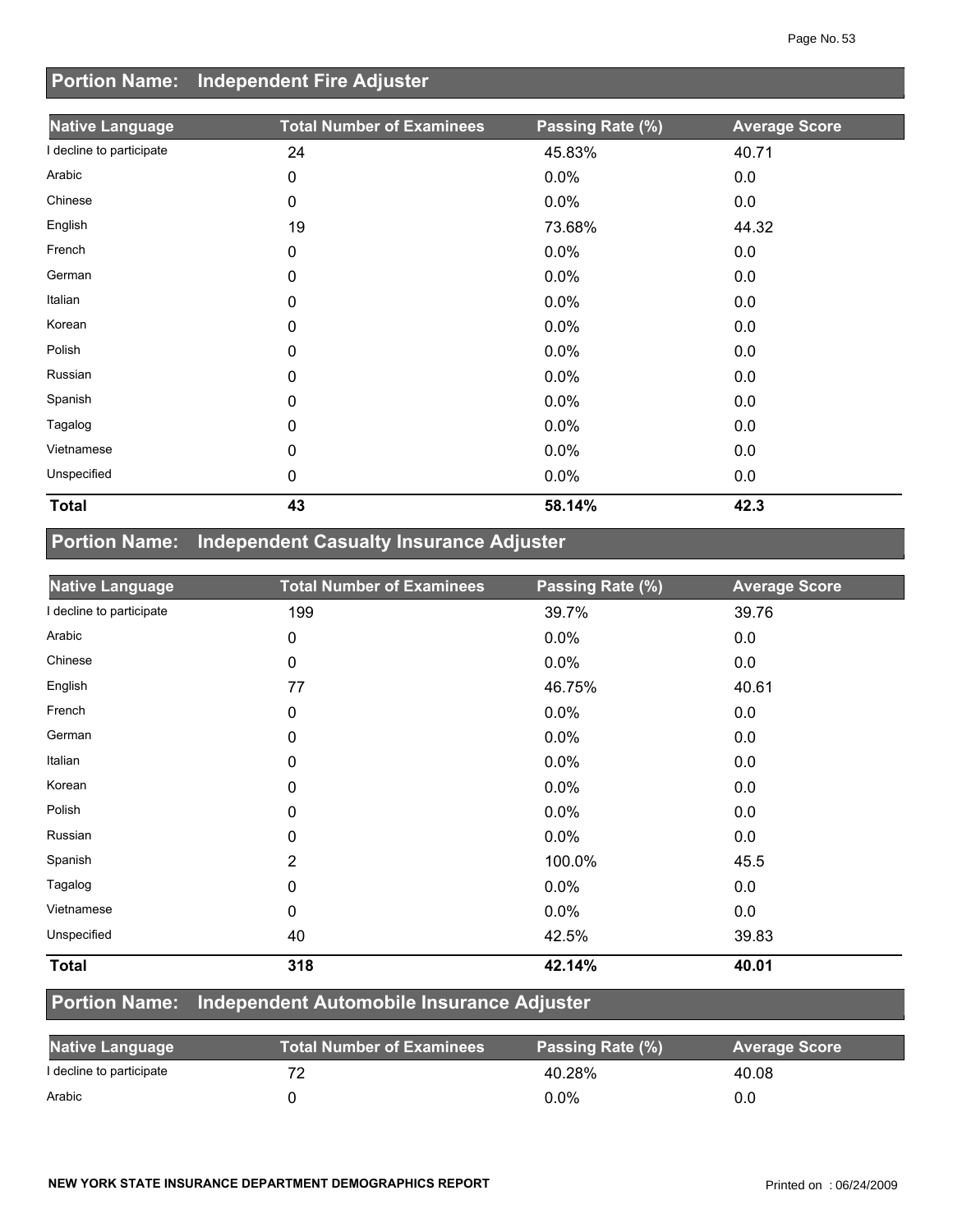## Portion Name: Independent Fire Adjuster

| Native Language | Total Number of Examinees | Passing Rate (%) | Average Score |
| --- | --- | --- | --- |
| I decline to participate | 24 | 45.83% | 40.71 |
| Arabic | 0 | 0.0% | 0.0 |
| Chinese | 0 | 0.0% | 0.0 |
| English | 19 | 73.68% | 44.32 |
| French | 0 | 0.0% | 0.0 |
| German | 0 | 0.0% | 0.0 |
| Italian | 0 | 0.0% | 0.0 |
| Korean | 0 | 0.0% | 0.0 |
| Polish | 0 | 0.0% | 0.0 |
| Russian | 0 | 0.0% | 0.0 |
| Spanish | 0 | 0.0% | 0.0 |
| Tagalog | 0 | 0.0% | 0.0 |
| Vietnamese | 0 | 0.0% | 0.0 |
| Unspecified | 0 | 0.0% | 0.0 |
| **Total** | **43** | **58.14%** | **42.3** |

## Portion Name: Independent Casualty Insurance Adjuster

| Native Language | Total Number of Examinees | Passing Rate (%) | Average Score |
| --- | --- | --- | --- |
| I decline to participate | 199 | 39.7% | 39.76 |
| Arabic | 0 | 0.0% | 0.0 |
| Chinese | 0 | 0.0% | 0.0 |
| English | 77 | 46.75% | 40.61 |
| French | 0 | 0.0% | 0.0 |
| German | 0 | 0.0% | 0.0 |
| Italian | 0 | 0.0% | 0.0 |
| Korean | 0 | 0.0% | 0.0 |
| Polish | 0 | 0.0% | 0.0 |
| Russian | 0 | 0.0% | 0.0 |
| Spanish | 2 | 100.0% | 45.5 |
| Tagalog | 0 | 0.0% | 0.0 |
| Vietnamese | 0 | 0.0% | 0.0 |
| Unspecified | 40 | 42.5% | 39.83 |
| **Total** | **318** | **42.14%** | **40.01** |

## Portion Name: Independent Automobile Insurance Adjuster

| Native Language | Total Number of Examinees | Passing Rate (%) | Average Score |
| --- | --- | --- | --- |
| I decline to participate | 72 | 40.28% | 40.08 |
| Arabic | 0 | 0.0% | 0.0 |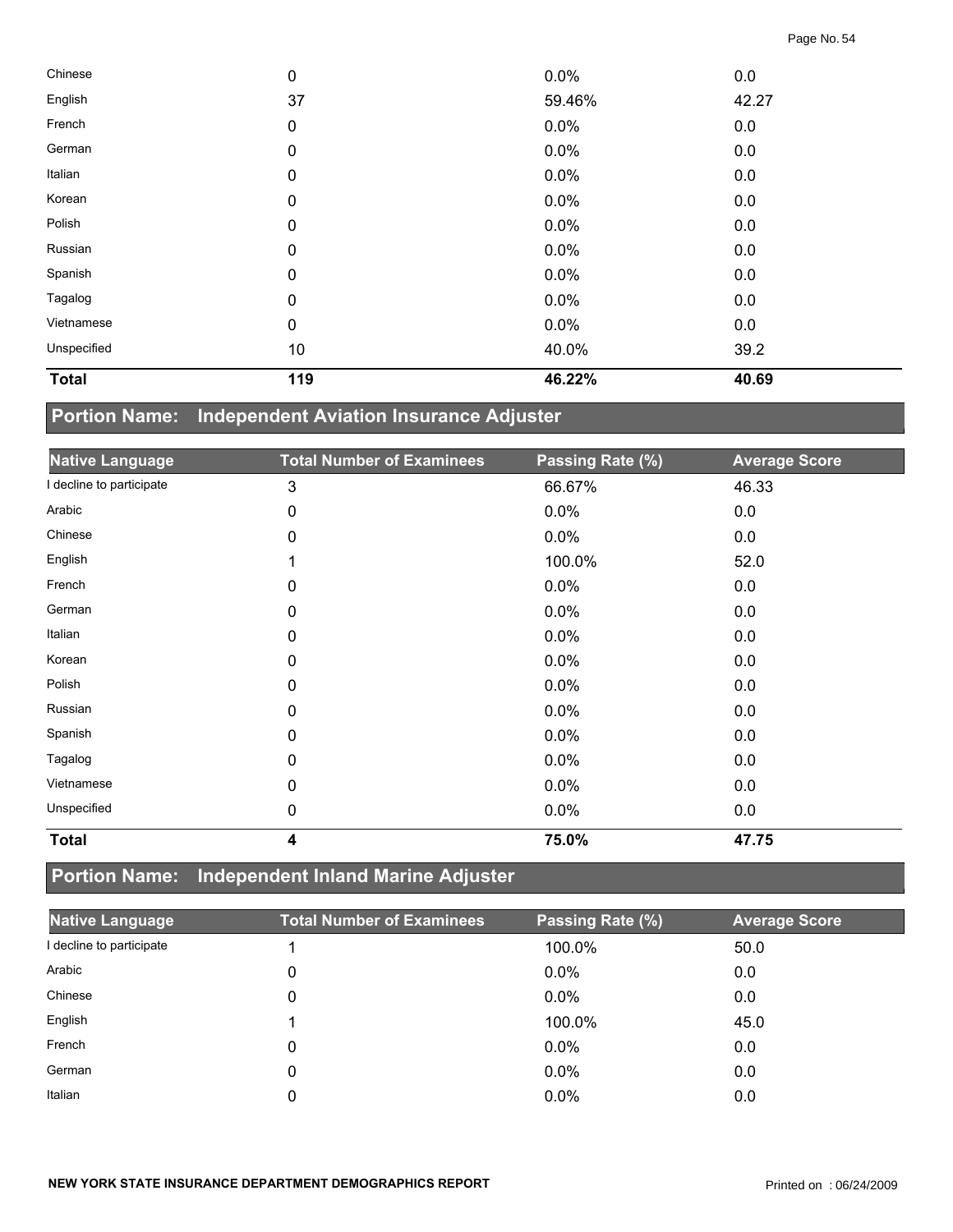| | | | |
|---|---|---|---|
| Chinese | 0 | 0.0% | 0.0 |
| English | 37 | 59.46% | 42.27 |
| French | 0 | 0.0% | 0.0 |
| German | 0 | 0.0% | 0.0 |
| Italian | 0 | 0.0% | 0.0 |
| Korean | 0 | 0.0% | 0.0 |
| Polish | 0 | 0.0% | 0.0 |
| Russian | 0 | 0.0% | 0.0 |
| Spanish | 0 | 0.0% | 0.0 |
| Tagalog | 0 | 0.0% | 0.0 |
| Vietnamese | 0 | 0.0% | 0.0 |
| Unspecified | 10 | 40.0% | 39.2 |
| **Total** | **119** | **46.22%** | **40.69** |

## Portion Name: Independent Aviation Insurance Adjuster

| Native Language | Total Number of Examinees | Passing Rate (%) | Average Score |
|---|---|---|---|
| I decline to participate | 3 | 66.67% | 46.33 |
| Arabic | 0 | 0.0% | 0.0 |
| Chinese | 0 | 0.0% | 0.0 |
| English | 1 | 100.0% | 52.0 |
| French | 0 | 0.0% | 0.0 |
| German | 0 | 0.0% | 0.0 |
| Italian | 0 | 0.0% | 0.0 |
| Korean | 0 | 0.0% | 0.0 |
| Polish | 0 | 0.0% | 0.0 |
| Russian | 0 | 0.0% | 0.0 |
| Spanish | 0 | 0.0% | 0.0 |
| Tagalog | 0 | 0.0% | 0.0 |
| Vietnamese | 0 | 0.0% | 0.0 |
| Unspecified | 0 | 0.0% | 0.0 |
| **Total** | **4** | **75.0%** | **47.75** |

## Portion Name: Independent Inland Marine Adjuster

| Native Language | Total Number of Examinees | Passing Rate (%) | Average Score |
|---|---|---|---|
| I decline to participate | 1 | 100.0% | 50.0 |
| Arabic | 0 | 0.0% | 0.0 |
| Chinese | 0 | 0.0% | 0.0 |
| English | 1 | 100.0% | 45.0 |
| French | 0 | 0.0% | 0.0 |
| German | 0 | 0.0% | 0.0 |
| Italian | 0 | 0.0% | 0.0 |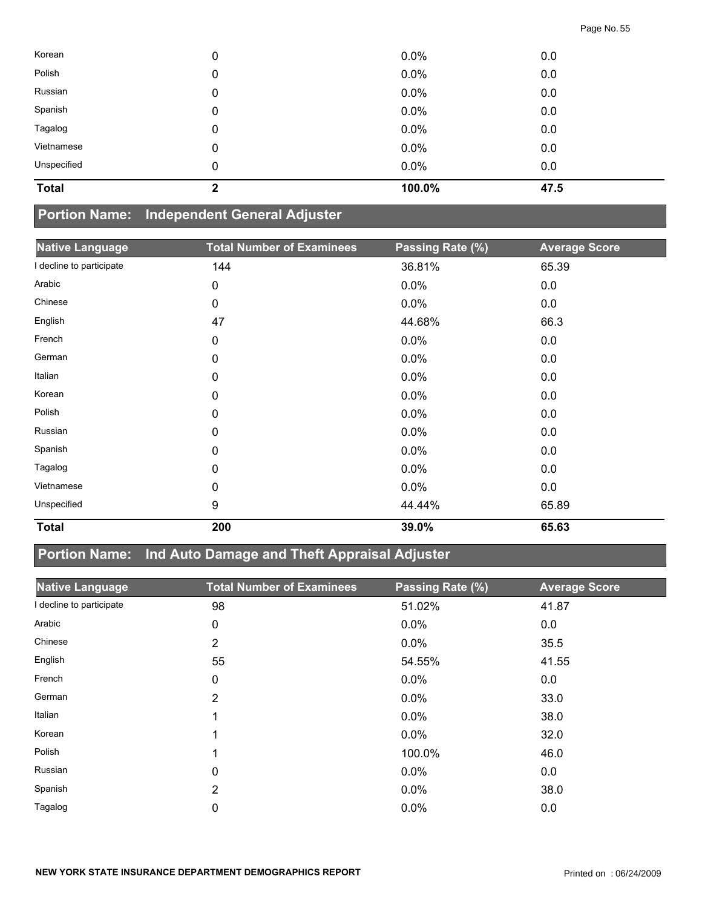| Native Language | Total Number of Examinees | Passing Rate (%) | Average Score |
| --- | --- | --- | --- |
| Korean | 0 | 0.0% | 0.0 |
| Polish | 0 | 0.0% | 0.0 |
| Russian | 0 | 0.0% | 0.0 |
| Spanish | 0 | 0.0% | 0.0 |
| Tagalog | 0 | 0.0% | 0.0 |
| Vietnamese | 0 | 0.0% | 0.0 |
| Unspecified | 0 | 0.0% | 0.0 |
| **Total** | **2** | **100.0%** | **47.5** |

## Portion Name: Independent General Adjuster

| Native Language | Total Number of Examinees | Passing Rate (%) | Average Score |
| --- | --- | --- | --- |
| I decline to participate | 144 | 36.81% | 65.39 |
| Arabic | 0 | 0.0% | 0.0 |
| Chinese | 0 | 0.0% | 0.0 |
| English | 47 | 44.68% | 66.3 |
| French | 0 | 0.0% | 0.0 |
| German | 0 | 0.0% | 0.0 |
| Italian | 0 | 0.0% | 0.0 |
| Korean | 0 | 0.0% | 0.0 |
| Polish | 0 | 0.0% | 0.0 |
| Russian | 0 | 0.0% | 0.0 |
| Spanish | 0 | 0.0% | 0.0 |
| Tagalog | 0 | 0.0% | 0.0 |
| Vietnamese | 0 | 0.0% | 0.0 |
| Unspecified | 9 | 44.44% | 65.89 |
| **Total** | **200** | **39.0%** | **65.63** |

## Portion Name: Ind Auto Damage and Theft Appraisal Adjuster

| Native Language | Total Number of Examinees | Passing Rate (%) | Average Score |
| --- | --- | --- | --- |
| I decline to participate | 98 | 51.02% | 41.87 |
| Arabic | 0 | 0.0% | 0.0 |
| Chinese | 2 | 0.0% | 35.5 |
| English | 55 | 54.55% | 41.55 |
| French | 0 | 0.0% | 0.0 |
| German | 2 | 0.0% | 33.0 |
| Italian | 1 | 0.0% | 38.0 |
| Korean | 1 | 0.0% | 32.0 |
| Polish | 1 | 100.0% | 46.0 |
| Russian | 0 | 0.0% | 0.0 |
| Spanish | 2 | 0.0% | 38.0 |
| Tagalog | 0 | 0.0% | 0.0 |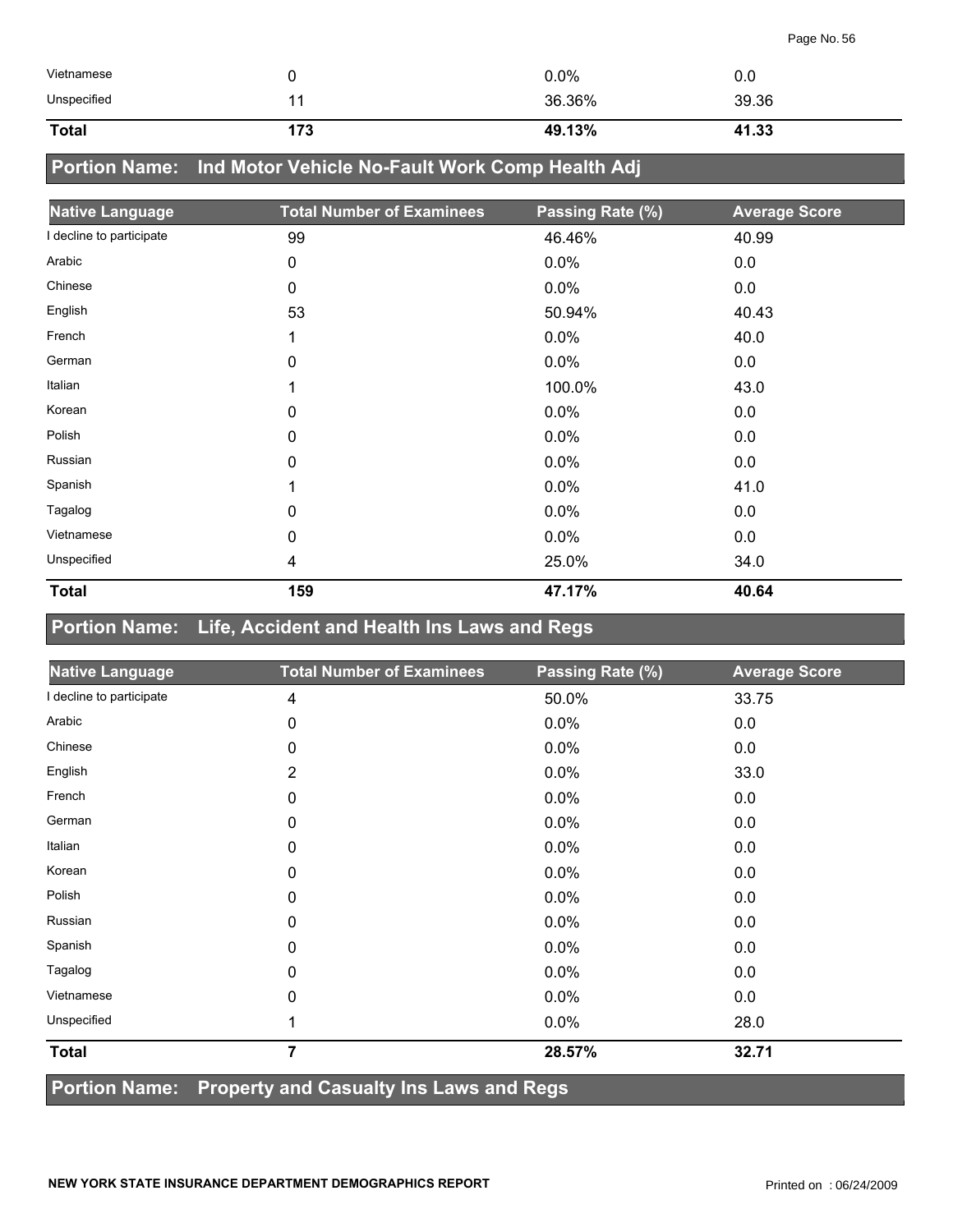| Vietnamese | 0 | 0.0% | 0.0 |
|---|---|---|---|
| Unspecified | 11 | 36.36% | 39.36 |
| **Total** | **173** | **49.13%** | **41.33** |

## Portion Name: Ind Motor Vehicle No-Fault Work Comp Health Adj

| Native Language | Total Number of Examinees | Passing Rate (%) | Average Score |
|---|---|---|---|
| I decline to participate | 99 | 46.46% | 40.99 |
| Arabic | 0 | 0.0% | 0.0 |
| Chinese | 0 | 0.0% | 0.0 |
| English | 53 | 50.94% | 40.43 |
| French | 1 | 0.0% | 40.0 |
| German | 0 | 0.0% | 0.0 |
| Italian | 1 | 100.0% | 43.0 |
| Korean | 0 | 0.0% | 0.0 |
| Polish | 0 | 0.0% | 0.0 |
| Russian | 0 | 0.0% | 0.0 |
| Spanish | 1 | 0.0% | 41.0 |
| Tagalog | 0 | 0.0% | 0.0 |
| Vietnamese | 0 | 0.0% | 0.0 |
| Unspecified | 4 | 25.0% | 34.0 |
| **Total** | **159** | **47.17%** | **40.64** |

## Portion Name: Life, Accident and Health Ins Laws and Regs

| Native Language | Total Number of Examinees | Passing Rate (%) | Average Score |
|---|---|---|---|
| I decline to participate | 4 | 50.0% | 33.75 |
| Arabic | 0 | 0.0% | 0.0 |
| Chinese | 0 | 0.0% | 0.0 |
| English | 2 | 0.0% | 33.0 |
| French | 0 | 0.0% | 0.0 |
| German | 0 | 0.0% | 0.0 |
| Italian | 0 | 0.0% | 0.0 |
| Korean | 0 | 0.0% | 0.0 |
| Polish | 0 | 0.0% | 0.0 |
| Russian | 0 | 0.0% | 0.0 |
| Spanish | 0 | 0.0% | 0.0 |
| Tagalog | 0 | 0.0% | 0.0 |
| Vietnamese | 0 | 0.0% | 0.0 |
| Unspecified | 1 | 0.0% | 28.0 |
| **Total** | **7** | **28.57%** | **32.71** |

## Portion Name: Property and Casualty Ins Laws and Regs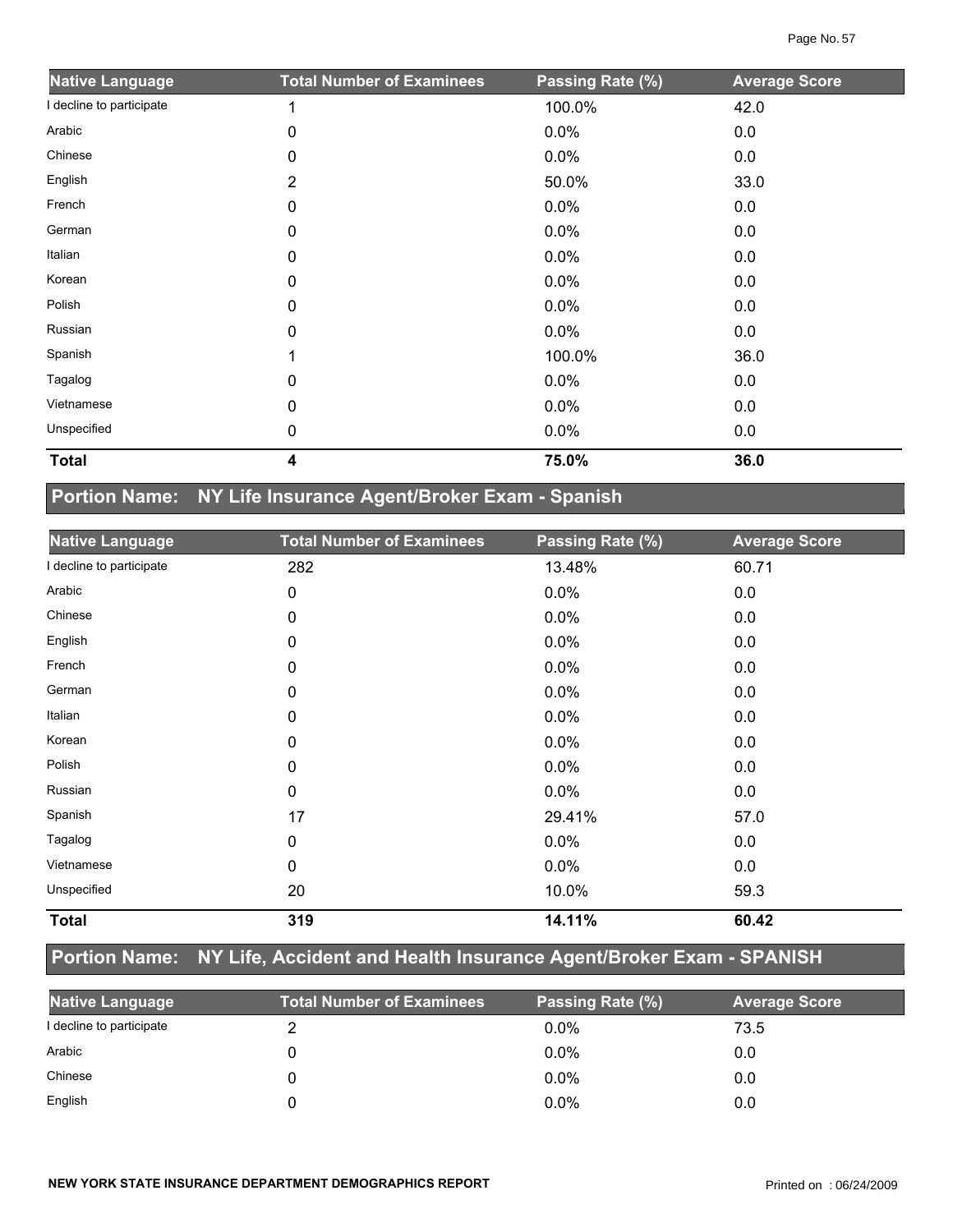| Native Language | Total Number of Examinees | Passing Rate (%) | Average Score |
|---|---|---|---|
| I decline to participate | 1 | 100.0% | 42.0 |
| Arabic | 0 | 0.0% | 0.0 |
| Chinese | 0 | 0.0% | 0.0 |
| English | 2 | 50.0% | 33.0 |
| French | 0 | 0.0% | 0.0 |
| German | 0 | 0.0% | 0.0 |
| Italian | 0 | 0.0% | 0.0 |
| Korean | 0 | 0.0% | 0.0 |
| Polish | 0 | 0.0% | 0.0 |
| Russian | 0 | 0.0% | 0.0 |
| Spanish | 1 | 100.0% | 36.0 |
| Tagalog | 0 | 0.0% | 0.0 |
| Vietnamese | 0 | 0.0% | 0.0 |
| Unspecified | 0 | 0.0% | 0.0 |
| **Total** | **4** | **75.0%** | **36.0** |

## Portion Name: NY Life Insurance Agent/Broker Exam - Spanish

| Native Language | Total Number of Examinees | Passing Rate (%) | Average Score |
|---|---|---|---|
| I decline to participate | 282 | 13.48% | 60.71 |
| Arabic | 0 | 0.0% | 0.0 |
| Chinese | 0 | 0.0% | 0.0 |
| English | 0 | 0.0% | 0.0 |
| French | 0 | 0.0% | 0.0 |
| German | 0 | 0.0% | 0.0 |
| Italian | 0 | 0.0% | 0.0 |
| Korean | 0 | 0.0% | 0.0 |
| Polish | 0 | 0.0% | 0.0 |
| Russian | 0 | 0.0% | 0.0 |
| Spanish | 17 | 29.41% | 57.0 |
| Tagalog | 0 | 0.0% | 0.0 |
| Vietnamese | 0 | 0.0% | 0.0 |
| Unspecified | 20 | 10.0% | 59.3 |
| **Total** | **319** | **14.11%** | **60.42** |

## Portion Name: NY Life, Accident and Health Insurance Agent/Broker Exam - SPANISH

| Native Language | Total Number of Examinees | Passing Rate (%) | Average Score |
|---|---|---|---|
| I decline to participate | 2 | 0.0% | 73.5 |
| Arabic | 0 | 0.0% | 0.0 |
| Chinese | 0 | 0.0% | 0.0 |
| English | 0 | 0.0% | 0.0 |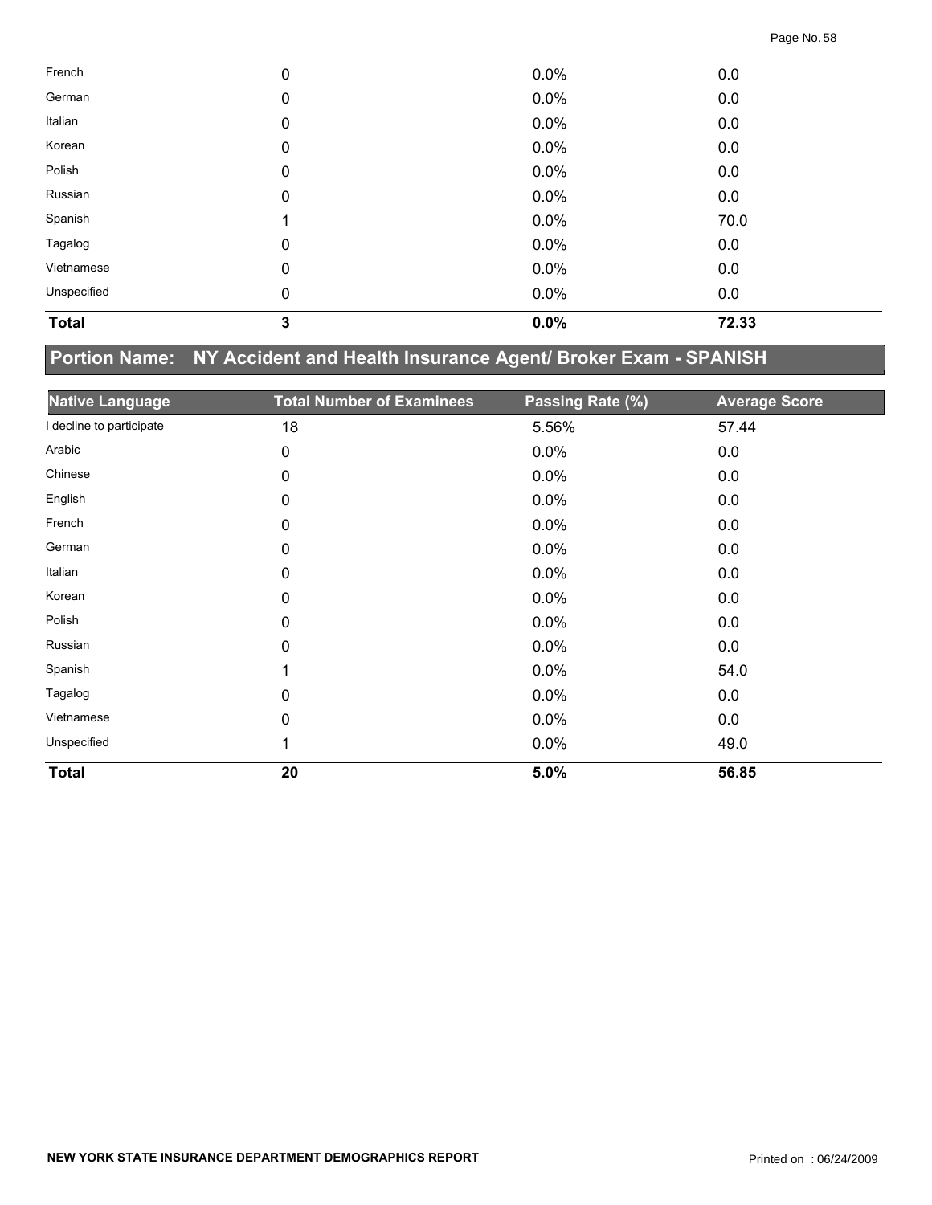| | | | |
|---|---|---|---|
| French | 0 | 0.0% | 0.0 |
| German | 0 | 0.0% | 0.0 |
| Italian | 0 | 0.0% | 0.0 |
| Korean | 0 | 0.0% | 0.0 |
| Polish | 0 | 0.0% | 0.0 |
| Russian | 0 | 0.0% | 0.0 |
| Spanish | 1 | 0.0% | 70.0 |
| Tagalog | 0 | 0.0% | 0.0 |
| Vietnamese | 0 | 0.0% | 0.0 |
| Unspecified | 0 | 0.0% | 0.0 |
| **Total** | **3** | **0.0%** | **72.33** |

## Portion Name: NY Accident and Health Insurance Agent/ Broker Exam - SPANISH

| Native Language | Total Number of Examinees | Passing Rate (%) | Average Score |
|---|---|---|---|
| I decline to participate | 18 | 5.56% | 57.44 |
| Arabic | 0 | 0.0% | 0.0 |
| Chinese | 0 | 0.0% | 0.0 |
| English | 0 | 0.0% | 0.0 |
| French | 0 | 0.0% | 0.0 |
| German | 0 | 0.0% | 0.0 |
| Italian | 0 | 0.0% | 0.0 |
| Korean | 0 | 0.0% | 0.0 |
| Polish | 0 | 0.0% | 0.0 |
| Russian | 0 | 0.0% | 0.0 |
| Spanish | 1 | 0.0% | 54.0 |
| Tagalog | 0 | 0.0% | 0.0 |
| Vietnamese | 0 | 0.0% | 0.0 |
| Unspecified | 1 | 0.0% | 49.0 |
| **Total** | **20** | **5.0%** | **56.85** |